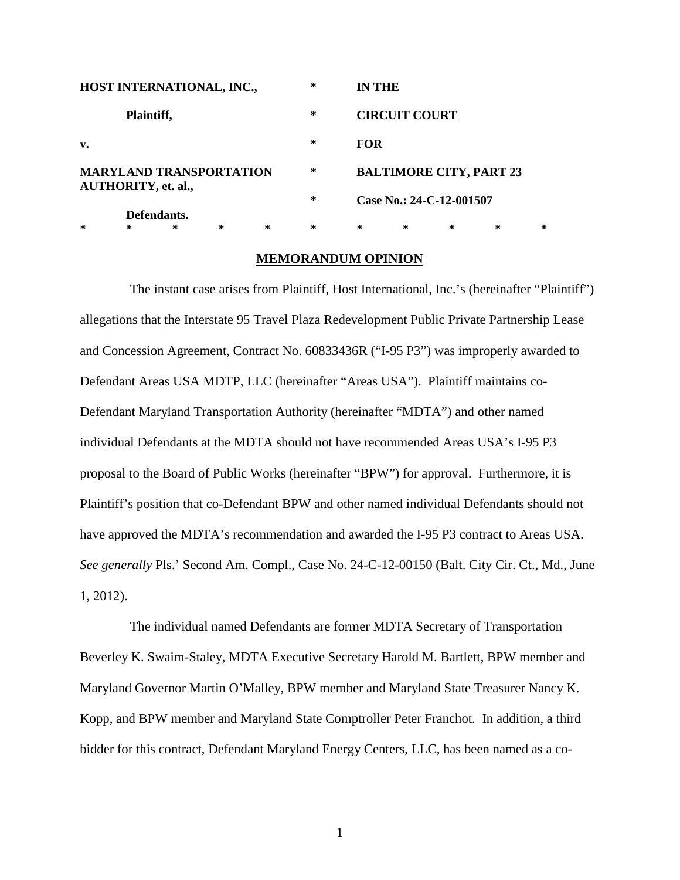| | | |
|---|---|---|
| **HOST INTERNATIONAL, INC.,** | * | **IN THE** |
| **Plaintiff,** | * | **CIRCUIT COURT** |
| **v.** | * | **FOR** |
| **MARYLAND TRANSPORTATION AUTHORITY, et. al.,** | * | **BALTIMORE CITY, PART 23** |
| | * | **Case No.: 24-C-12-001507** |
| **Defendants.** | | |

*	*	*	*	*	*	*	*	*	*	*

## MEMORANDUM OPINION

The instant case arises from Plaintiff, Host International, Inc.'s (hereinafter "Plaintiff") allegations that the Interstate 95 Travel Plaza Redevelopment Public Private Partnership Lease and Concession Agreement, Contract No. 60833436R ("I-95 P3") was improperly awarded to Defendant Areas USA MDTP, LLC (hereinafter "Areas USA"). Plaintiff maintains co-Defendant Maryland Transportation Authority (hereinafter "MDTA") and other named individual Defendants at the MDTA should not have recommended Areas USA's I-95 P3 proposal to the Board of Public Works (hereinafter "BPW") for approval. Furthermore, it is Plaintiff's position that co-Defendant BPW and other named individual Defendants should not have approved the MDTA's recommendation and awarded the I-95 P3 contract to Areas USA. *See generally* Pls.' Second Am. Compl., Case No. 24-C-12-00150 (Balt. City Cir. Ct., Md., June 1, 2012).

The individual named Defendants are former MDTA Secretary of Transportation Beverley K. Swaim-Staley, MDTA Executive Secretary Harold M. Bartlett, BPW member and Maryland Governor Martin O'Malley, BPW member and Maryland State Treasurer Nancy K. Kopp, and BPW member and Maryland State Comptroller Peter Franchot. In addition, a third bidder for this contract, Defendant Maryland Energy Centers, LLC, has been named as a co-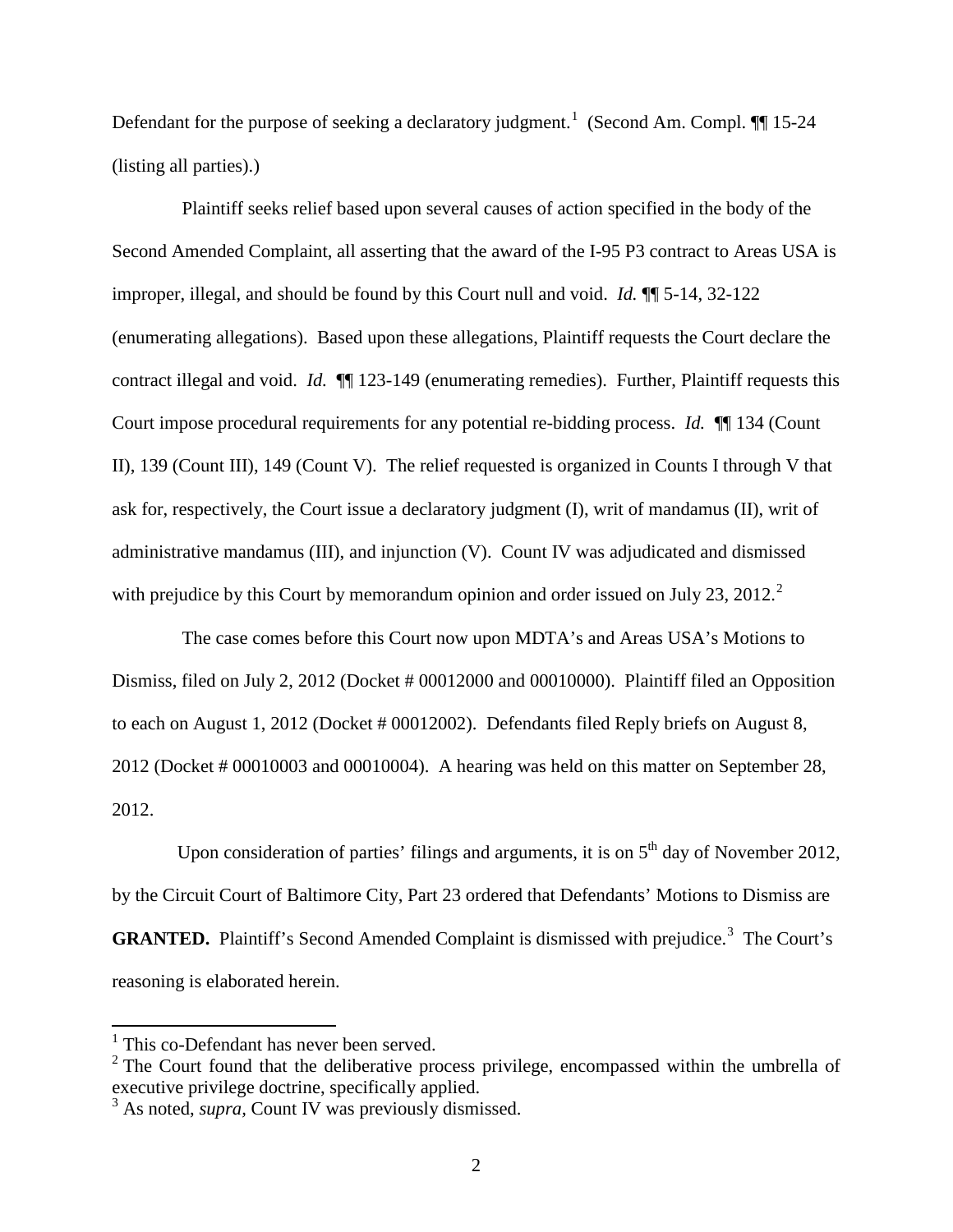Defendant for the purpose of seeking a declaratory judgment.[1] (Second Am. Compl. ¶¶ 15-24 (listing all parties).)

Plaintiff seeks relief based upon several causes of action specified in the body of the Second Amended Complaint, all asserting that the award of the I-95 P3 contract to Areas USA is improper, illegal, and should be found by this Court null and void. *Id.* ¶¶ 5-14, 32-122 (enumerating allegations). Based upon these allegations, Plaintiff requests the Court declare the contract illegal and void. *Id.* ¶¶ 123-149 (enumerating remedies). Further, Plaintiff requests this Court impose procedural requirements for any potential re-bidding process. *Id.* ¶¶ 134 (Count II), 139 (Count III), 149 (Count V). The relief requested is organized in Counts I through V that ask for, respectively, the Court issue a declaratory judgment (I), writ of mandamus (II), writ of administrative mandamus (III), and injunction (V). Count IV was adjudicated and dismissed with prejudice by this Court by memorandum opinion and order issued on July 23, 2012.[2]

The case comes before this Court now upon MDTA's and Areas USA's Motions to Dismiss, filed on July 2, 2012 (Docket # 00012000 and 00010000). Plaintiff filed an Opposition to each on August 1, 2012 (Docket # 00012002). Defendants filed Reply briefs on August 8, 2012 (Docket # 00010003 and 00010004). A hearing was held on this matter on September 28, 2012.

Upon consideration of parties' filings and arguments, it is on 5th day of November 2012, by the Circuit Court of Baltimore City, Part 23 ordered that Defendants' Motions to Dismiss are **GRANTED.** Plaintiff's Second Amended Complaint is dismissed with prejudice.[3] The Court's reasoning is elaborated herein.

---

[1] This co-Defendant has never been served.

[2] The Court found that the deliberative process privilege, encompassed within the umbrella of executive privilege doctrine, specifically applied.

[3] As noted, *supra*, Count IV was previously dismissed.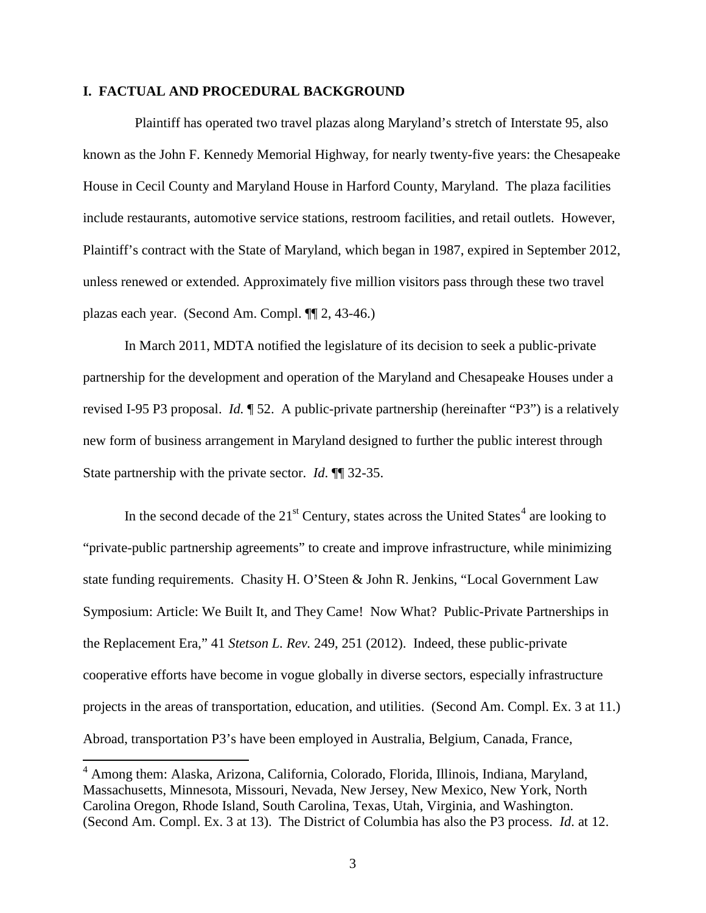## I. FACTUAL AND PROCEDURAL BACKGROUND

Plaintiff has operated two travel plazas along Maryland's stretch of Interstate 95, also known as the John F. Kennedy Memorial Highway, for nearly twenty-five years: the Chesapeake House in Cecil County and Maryland House in Harford County, Maryland. The plaza facilities include restaurants, automotive service stations, restroom facilities, and retail outlets. However, Plaintiff's contract with the State of Maryland, which began in 1987, expired in September 2012, unless renewed or extended. Approximately five million visitors pass through these two travel plazas each year. (Second Am. Compl. ¶¶ 2, 43-46.)

In March 2011, MDTA notified the legislature of its decision to seek a public-private partnership for the development and operation of the Maryland and Chesapeake Houses under a revised I-95 P3 proposal. *Id.* ¶ 52. A public-private partnership (hereinafter "P3") is a relatively new form of business arrangement in Maryland designed to further the public interest through State partnership with the private sector. *Id*. ¶¶ 32-35.

In the second decade of the 21st Century, states across the United States[4] are looking to "private-public partnership agreements" to create and improve infrastructure, while minimizing state funding requirements. Chasity H. O'Steen & John R. Jenkins, "Local Government Law Symposium: Article: We Built It, and They Came! Now What? Public-Private Partnerships in the Replacement Era," 41 *Stetson L. Rev.* 249, 251 (2012). Indeed, these public-private cooperative efforts have become in vogue globally in diverse sectors, especially infrastructure projects in the areas of transportation, education, and utilities. (Second Am. Compl. Ex. 3 at 11.) Abroad, transportation P3's have been employed in Australia, Belgium, Canada, France,

[4] Among them: Alaska, Arizona, California, Colorado, Florida, Illinois, Indiana, Maryland, Massachusetts, Minnesota, Missouri, Nevada, New Jersey, New Mexico, New York, North Carolina Oregon, Rhode Island, South Carolina, Texas, Utah, Virginia, and Washington. (Second Am. Compl. Ex. 3 at 13). The District of Columbia has also the P3 process. *Id.* at 12.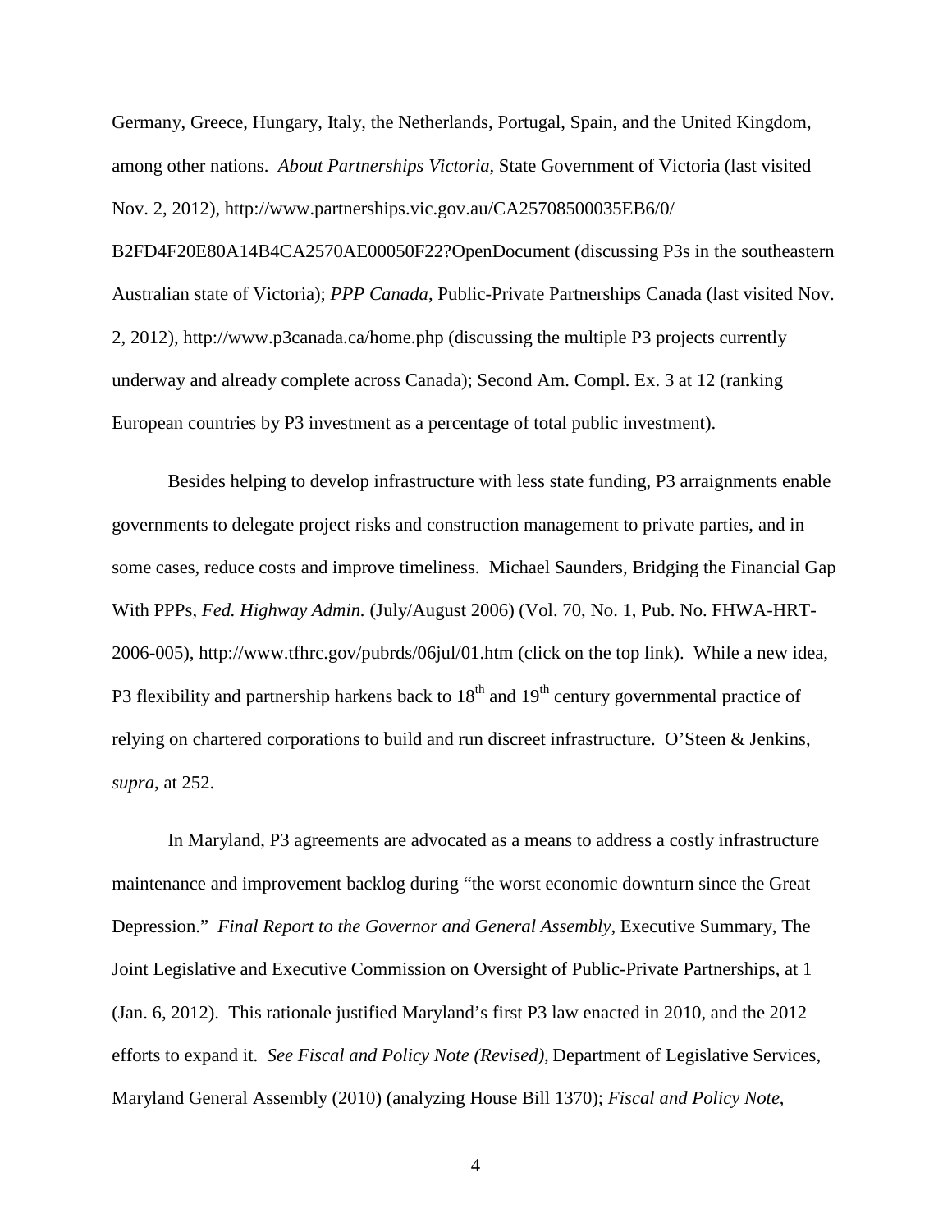Germany, Greece, Hungary, Italy, the Netherlands, Portugal, Spain, and the United Kingdom, among other nations. *About Partnerships Victoria*, State Government of Victoria (last visited Nov. 2, 2012), http://www.partnerships.vic.gov.au/CA25708500035EB6/0/B2FD4F20E80A14B4CA2570AE00050F22?OpenDocument (discussing P3s in the southeastern Australian state of Victoria); *PPP Canada*, Public-Private Partnerships Canada (last visited Nov. 2, 2012), http://www.p3canada.ca/home.php (discussing the multiple P3 projects currently underway and already complete across Canada); Second Am. Compl. Ex. 3 at 12 (ranking European countries by P3 investment as a percentage of total public investment).

Besides helping to develop infrastructure with less state funding, P3 arraignments enable governments to delegate project risks and construction management to private parties, and in some cases, reduce costs and improve timeliness. Michael Saunders, Bridging the Financial Gap With PPPs, *Fed. Highway Admin.* (July/August 2006) (Vol. 70, No. 1, Pub. No. FHWA-HRT-2006-005), http://www.tfhrc.gov/pubrds/06jul/01.htm (click on the top link). While a new idea, P3 flexibility and partnership harkens back to 18th and 19th century governmental practice of relying on chartered corporations to build and run discreet infrastructure. O'Steen & Jenkins, *supra*, at 252.

In Maryland, P3 agreements are advocated as a means to address a costly infrastructure maintenance and improvement backlog during "the worst economic downturn since the Great Depression." *Final Report to the Governor and General Assembly*, Executive Summary, The Joint Legislative and Executive Commission on Oversight of Public-Private Partnerships, at 1 (Jan. 6, 2012). This rationale justified Maryland's first P3 law enacted in 2010, and the 2012 efforts to expand it. *See Fiscal and Policy Note (Revised)*, Department of Legislative Services, Maryland General Assembly (2010) (analyzing House Bill 1370); *Fiscal and Policy Note*,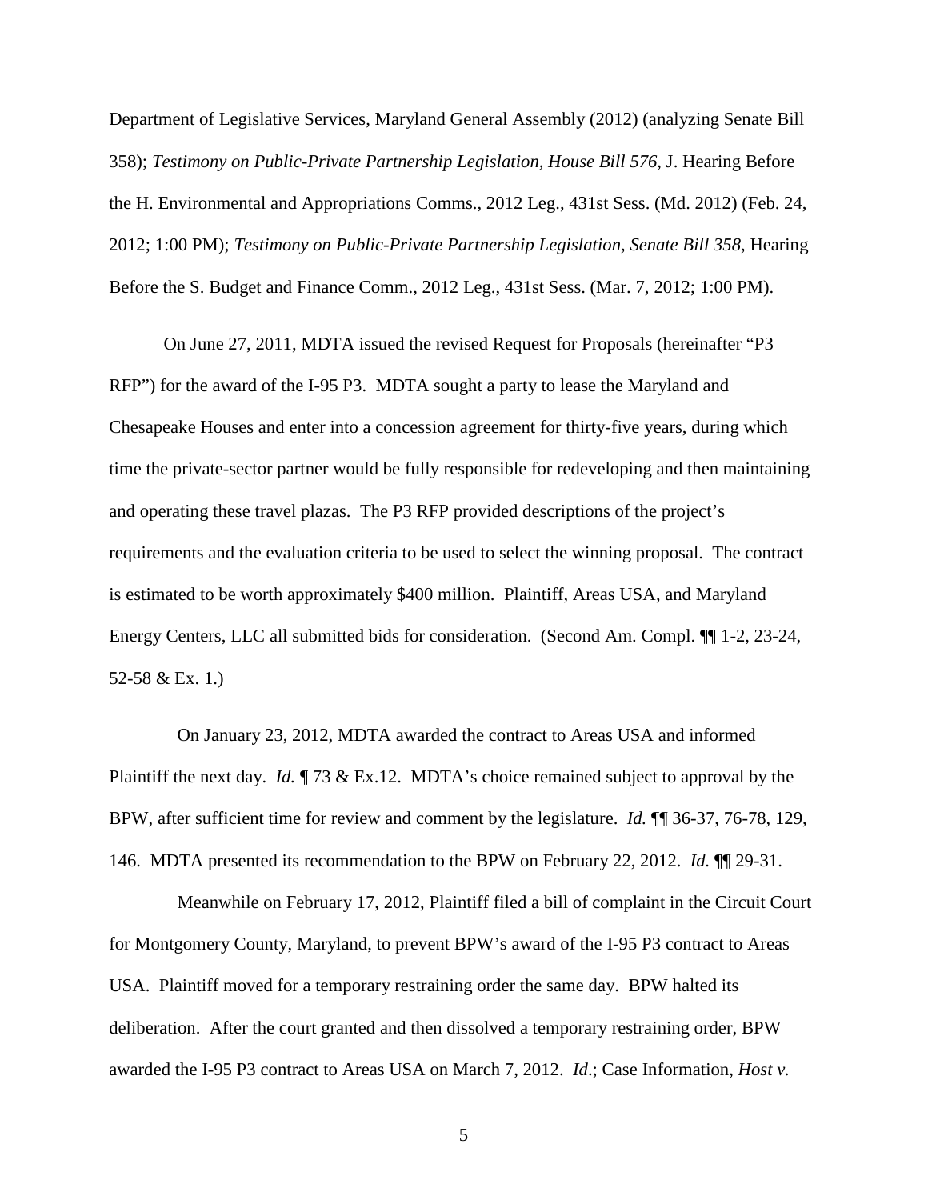Department of Legislative Services, Maryland General Assembly (2012) (analyzing Senate Bill 358); *Testimony on Public-Private Partnership Legislation, House Bill 576*, J. Hearing Before the H. Environmental and Appropriations Comms., 2012 Leg., 431st Sess. (Md. 2012) (Feb. 24, 2012; 1:00 PM); *Testimony on Public-Private Partnership Legislation, Senate Bill 358*, Hearing Before the S. Budget and Finance Comm., 2012 Leg., 431st Sess. (Mar. 7, 2012; 1:00 PM).

On June 27, 2011, MDTA issued the revised Request for Proposals (hereinafter "P3 RFP") for the award of the I-95 P3. MDTA sought a party to lease the Maryland and Chesapeake Houses and enter into a concession agreement for thirty-five years, during which time the private-sector partner would be fully responsible for redeveloping and then maintaining and operating these travel plazas. The P3 RFP provided descriptions of the project's requirements and the evaluation criteria to be used to select the winning proposal. The contract is estimated to be worth approximately $400 million. Plaintiff, Areas USA, and Maryland Energy Centers, LLC all submitted bids for consideration. (Second Am. Compl. ¶¶ 1-2, 23-24, 52-58 & Ex. 1.)

On January 23, 2012, MDTA awarded the contract to Areas USA and informed Plaintiff the next day. *Id.* ¶ 73 & Ex.12. MDTA's choice remained subject to approval by the BPW, after sufficient time for review and comment by the legislature. *Id.* ¶¶ 36-37, 76-78, 129, 146. MDTA presented its recommendation to the BPW on February 22, 2012. *Id.* ¶¶ 29-31.

Meanwhile on February 17, 2012, Plaintiff filed a bill of complaint in the Circuit Court for Montgomery County, Maryland, to prevent BPW's award of the I-95 P3 contract to Areas USA. Plaintiff moved for a temporary restraining order the same day. BPW halted its deliberation. After the court granted and then dissolved a temporary restraining order, BPW awarded the I-95 P3 contract to Areas USA on March 7, 2012. *Id*.; Case Information, *Host v.*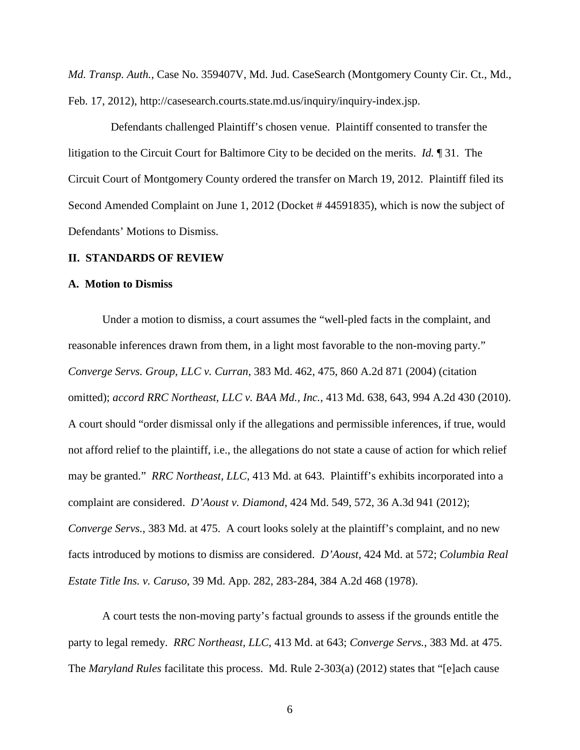*Md. Transp. Auth.*, Case No. 359407V, Md. Jud. CaseSearch (Montgomery County Cir. Ct., Md., Feb. 17, 2012), http://casesearch.courts.state.md.us/inquiry/inquiry-index.jsp.

Defendants challenged Plaintiff's chosen venue. Plaintiff consented to transfer the litigation to the Circuit Court for Baltimore City to be decided on the merits. *Id.* ¶ 31. The Circuit Court of Montgomery County ordered the transfer on March 19, 2012. Plaintiff filed its Second Amended Complaint on June 1, 2012 (Docket # 44591835), which is now the subject of Defendants' Motions to Dismiss.

## II. STANDARDS OF REVIEW

### A. Motion to Dismiss

Under a motion to dismiss, a court assumes the "well-pled facts in the complaint, and reasonable inferences drawn from them, in a light most favorable to the non-moving party." *Converge Servs. Group, LLC v. Curran*, 383 Md. 462, 475, 860 A.2d 871 (2004) (citation omitted); *accord RRC Northeast, LLC v. BAA Md., Inc.*, 413 Md. 638, 643, 994 A.2d 430 (2010). A court should "order dismissal only if the allegations and permissible inferences, if true, would not afford relief to the plaintiff, i.e., the allegations do not state a cause of action for which relief may be granted." *RRC Northeast, LLC*, 413 Md. at 643. Plaintiff's exhibits incorporated into a complaint are considered. *D'Aoust v. Diamond*, 424 Md. 549, 572, 36 A.3d 941 (2012); *Converge Servs.*, 383 Md. at 475. A court looks solely at the plaintiff's complaint, and no new facts introduced by motions to dismiss are considered. *D'Aoust*, 424 Md. at 572; *Columbia Real Estate Title Ins. v. Caruso*, 39 Md. App. 282, 283-284, 384 A.2d 468 (1978).

A court tests the non-moving party's factual grounds to assess if the grounds entitle the party to legal remedy. *RRC Northeast, LLC*, 413 Md. at 643; *Converge Servs.*, 383 Md. at 475. The *Maryland Rules* facilitate this process. Md. Rule 2-303(a) (2012) states that "[e]ach cause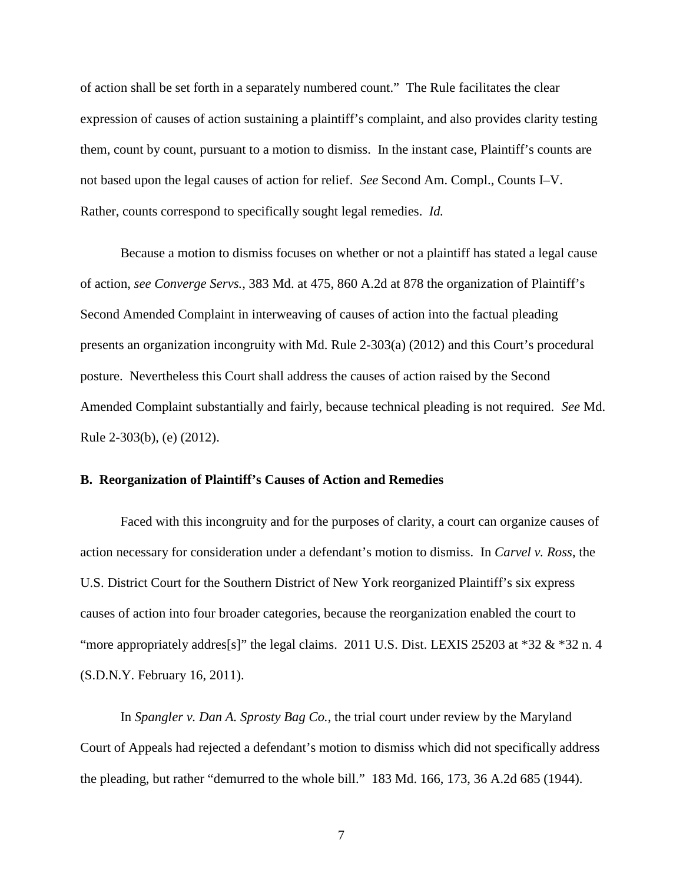of action shall be set forth in a separately numbered count." The Rule facilitates the clear expression of causes of action sustaining a plaintiff's complaint, and also provides clarity testing them, count by count, pursuant to a motion to dismiss. In the instant case, Plaintiff's counts are not based upon the legal causes of action for relief. *See* Second Am. Compl., Counts I–V. Rather, counts correspond to specifically sought legal remedies. *Id.*

Because a motion to dismiss focuses on whether or not a plaintiff has stated a legal cause of action, *see Converge Servs.*, 383 Md. at 475, 860 A.2d at 878 the organization of Plaintiff's Second Amended Complaint in interweaving of causes of action into the factual pleading presents an organization incongruity with Md. Rule 2-303(a) (2012) and this Court's procedural posture. Nevertheless this Court shall address the causes of action raised by the Second Amended Complaint substantially and fairly, because technical pleading is not required. *See* Md. Rule 2-303(b), (e) (2012).

**B. Reorganization of Plaintiff's Causes of Action and Remedies**

Faced with this incongruity and for the purposes of clarity, a court can organize causes of action necessary for consideration under a defendant's motion to dismiss. In *Carvel v. Ross*, the U.S. District Court for the Southern District of New York reorganized Plaintiff's six express causes of action into four broader categories, because the reorganization enabled the court to "more appropriately addres[s]" the legal claims. 2011 U.S. Dist. LEXIS 25203 at *32 & *32 n. 4 (S.D.N.Y. February 16, 2011).

In *Spangler v. Dan A. Sprosty Bag Co.*, the trial court under review by the Maryland Court of Appeals had rejected a defendant's motion to dismiss which did not specifically address the pleading, but rather "demurred to the whole bill." 183 Md. 166, 173, 36 A.2d 685 (1944).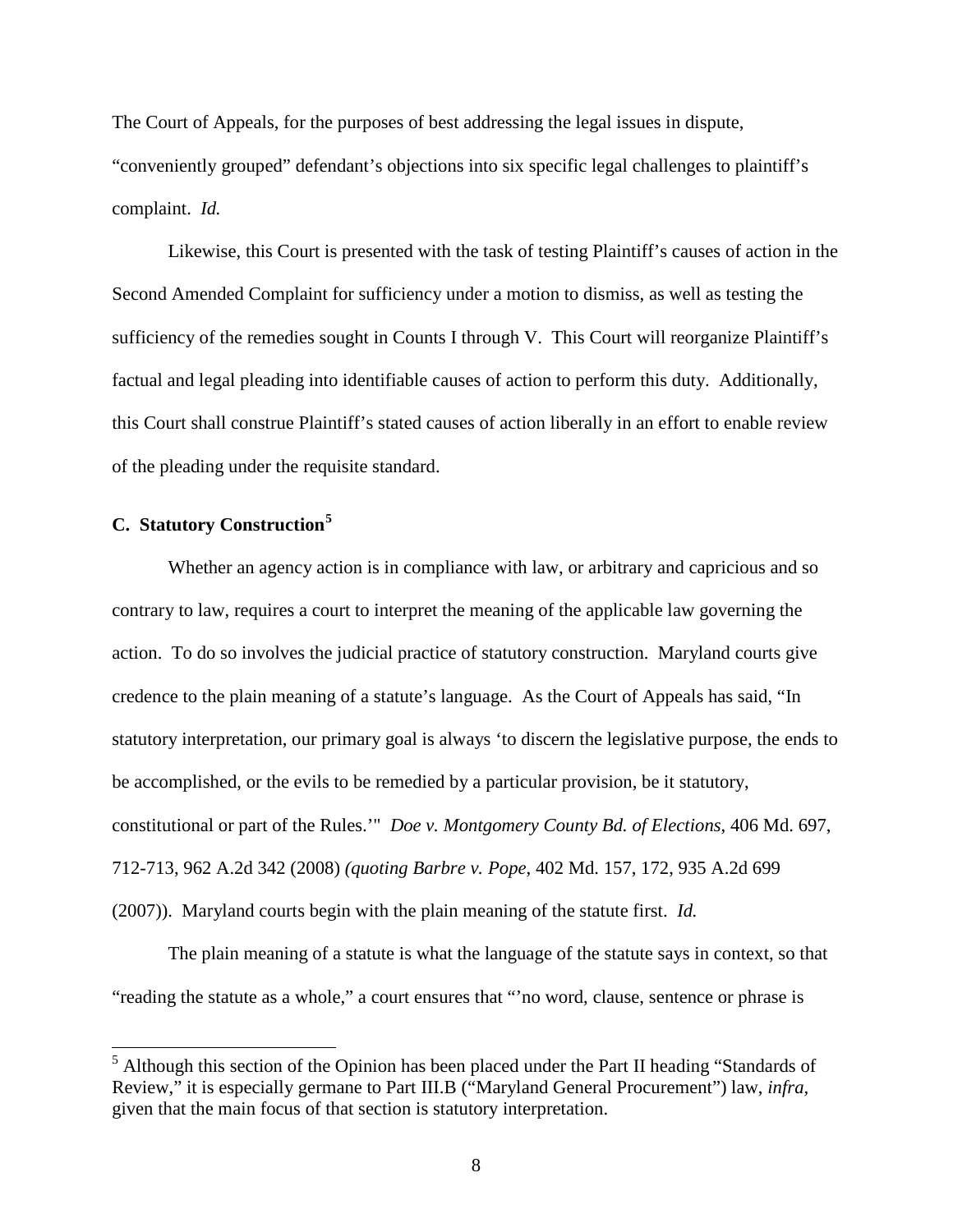The Court of Appeals, for the purposes of best addressing the legal issues in dispute, "conveniently grouped" defendant's objections into six specific legal challenges to plaintiff's complaint. *Id.*

Likewise, this Court is presented with the task of testing Plaintiff's causes of action in the Second Amended Complaint for sufficiency under a motion to dismiss, as well as testing the sufficiency of the remedies sought in Counts I through V. This Court will reorganize Plaintiff's factual and legal pleading into identifiable causes of action to perform this duty. Additionally, this Court shall construe Plaintiff's stated causes of action liberally in an effort to enable review of the pleading under the requisite standard.

### C. Statutory Construction[5]

Whether an agency action is in compliance with law, or arbitrary and capricious and so contrary to law, requires a court to interpret the meaning of the applicable law governing the action. To do so involves the judicial practice of statutory construction. Maryland courts give credence to the plain meaning of a statute's language. As the Court of Appeals has said, "In statutory interpretation, our primary goal is always 'to discern the legislative purpose, the ends to be accomplished, or the evils to be remedied by a particular provision, be it statutory, constitutional or part of the Rules.'" *Doe v. Montgomery County Bd. of Elections*, 406 Md. 697, 712-713, 962 A.2d 342 (2008) *(quoting Barbre v. Pope*, 402 Md. 157, 172, 935 A.2d 699 (2007)). Maryland courts begin with the plain meaning of the statute first. *Id.*

The plain meaning of a statute is what the language of the statute says in context, so that "reading the statute as a whole," a court ensures that "'no word, clause, sentence or phrase is

---

[5] Although this section of the Opinion has been placed under the Part II heading "Standards of Review," it is especially germane to Part III.B ("Maryland General Procurement") law, *infra*, given that the main focus of that section is statutory interpretation.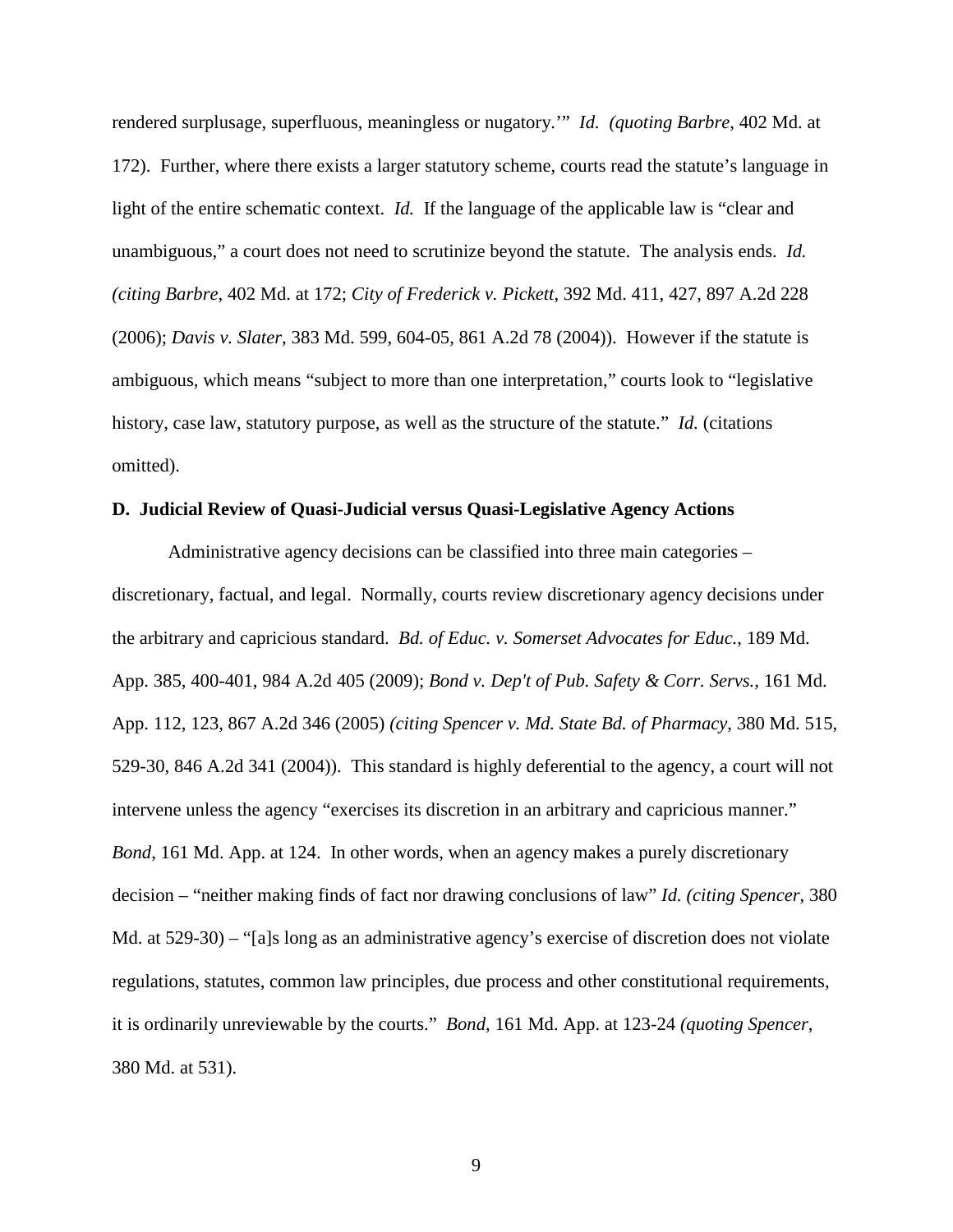rendered surplusage, superfluous, meaningless or nugatory.'" *Id. (quoting Barbre*, 402 Md. at 172). Further, where there exists a larger statutory scheme, courts read the statute's language in light of the entire schematic context. *Id.* If the language of the applicable law is "clear and unambiguous," a court does not need to scrutinize beyond the statute. The analysis ends. *Id. (citing Barbre*, 402 Md. at 172; *City of Frederick v. Pickett*, 392 Md. 411, 427, 897 A.2d 228 (2006); *Davis v. Slater*, 383 Md. 599, 604-05, 861 A.2d 78 (2004)). However if the statute is ambiguous, which means "subject to more than one interpretation," courts look to "legislative history, case law, statutory purpose, as well as the structure of the statute." *Id.* (citations omitted).

**D. Judicial Review of Quasi-Judicial versus Quasi-Legislative Agency Actions**

Administrative agency decisions can be classified into three main categories – discretionary, factual, and legal. Normally, courts review discretionary agency decisions under the arbitrary and capricious standard. *Bd. of Educ. v. Somerset Advocates for Educ.*, 189 Md. App. 385, 400-401, 984 A.2d 405 (2009); *Bond v. Dep't of Pub. Safety & Corr. Servs.*, 161 Md. App. 112, 123, 867 A.2d 346 (2005) *(citing Spencer v. Md. State Bd. of Pharmacy*, 380 Md. 515, 529-30, 846 A.2d 341 (2004)). This standard is highly deferential to the agency, a court will not intervene unless the agency "exercises its discretion in an arbitrary and capricious manner." *Bond*, 161 Md. App. at 124. In other words, when an agency makes a purely discretionary decision – "neither making finds of fact nor drawing conclusions of law" *Id. (citing Spencer*, 380 Md. at 529-30) – "[a]s long as an administrative agency's exercise of discretion does not violate regulations, statutes, common law principles, due process and other constitutional requirements, it is ordinarily unreviewable by the courts." *Bond*, 161 Md. App. at 123-24 *(quoting Spencer*, 380 Md. at 531).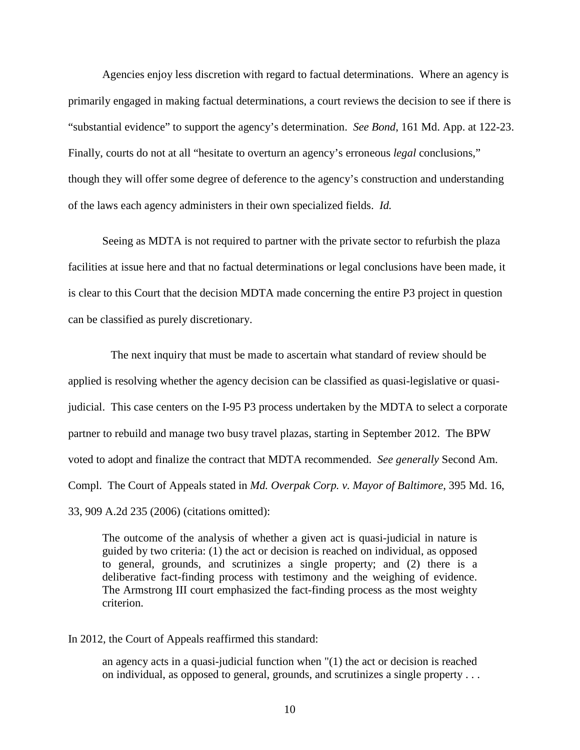Agencies enjoy less discretion with regard to factual determinations. Where an agency is primarily engaged in making factual determinations, a court reviews the decision to see if there is "substantial evidence" to support the agency's determination. *See Bond*, 161 Md. App. at 122-23. Finally, courts do not at all "hesitate to overturn an agency's erroneous *legal* conclusions," though they will offer some degree of deference to the agency's construction and understanding of the laws each agency administers in their own specialized fields. *Id.*

Seeing as MDTA is not required to partner with the private sector to refurbish the plaza facilities at issue here and that no factual determinations or legal conclusions have been made, it is clear to this Court that the decision MDTA made concerning the entire P3 project in question can be classified as purely discretionary.

The next inquiry that must be made to ascertain what standard of review should be applied is resolving whether the agency decision can be classified as quasi-legislative or quasi-judicial. This case centers on the I-95 P3 process undertaken by the MDTA to select a corporate partner to rebuild and manage two busy travel plazas, starting in September 2012. The BPW voted to adopt and finalize the contract that MDTA recommended. *See generally* Second Am. Compl. The Court of Appeals stated in *Md. Overpak Corp. v. Mayor of Baltimore*, 395 Md. 16, 33, 909 A.2d 235 (2006) (citations omitted):

> The outcome of the analysis of whether a given act is quasi-judicial in nature is guided by two criteria: (1) the act or decision is reached on individual, as opposed to general, grounds, and scrutinizes a single property; and (2) there is a deliberative fact-finding process with testimony and the weighing of evidence. The Armstrong III court emphasized the fact-finding process as the most weighty criterion.

In 2012, the Court of Appeals reaffirmed this standard:

> an agency acts in a quasi-judicial function when "(1) the act or decision is reached on individual, as opposed to general, grounds, and scrutinizes a single property . . .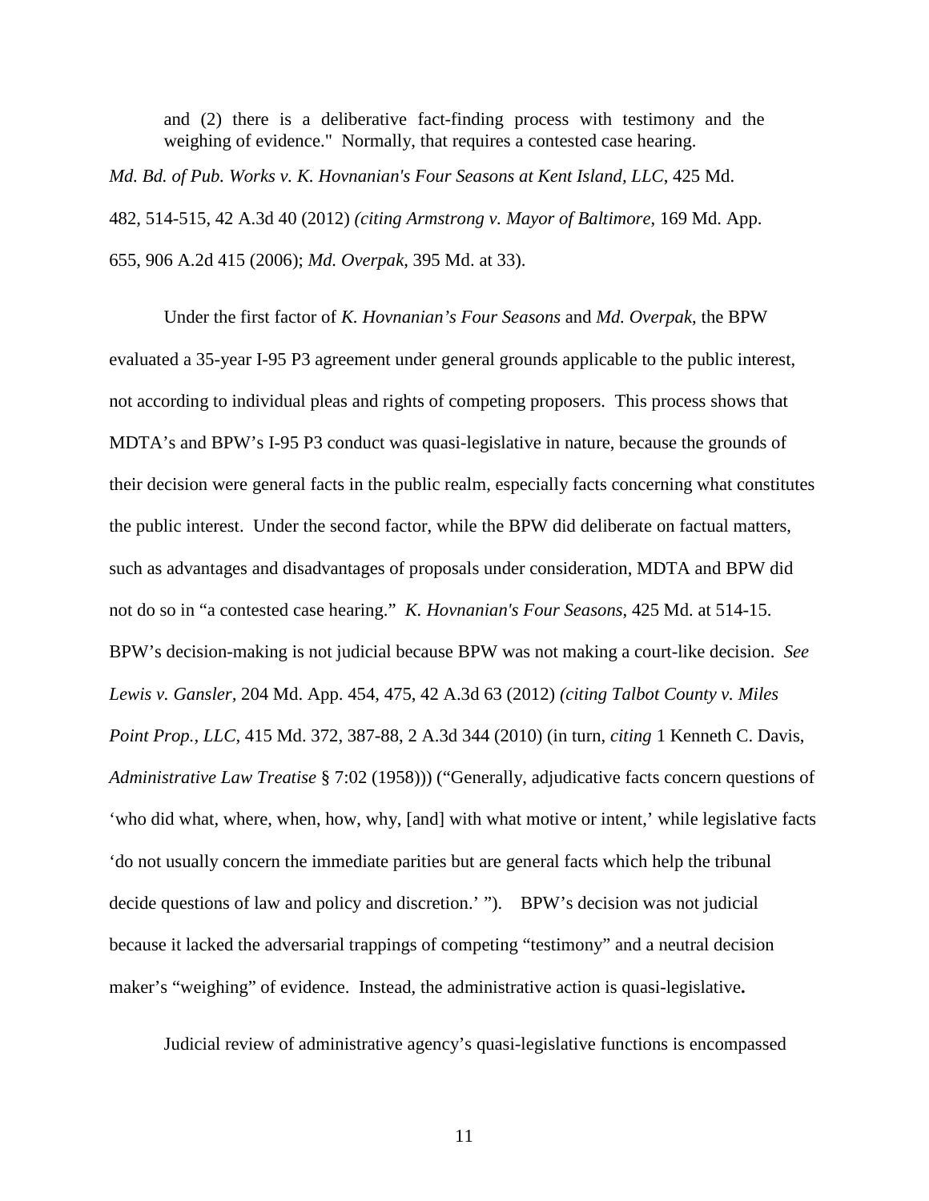> and (2) there is a deliberative fact-finding process with testimony and the weighing of evidence." Normally, that requires a contested case hearing.

*Md. Bd. of Pub. Works v. K. Hovnanian's Four Seasons at Kent Island, LLC*, 425 Md. 482, 514-515, 42 A.3d 40 (2012) *(citing Armstrong v. Mayor of Baltimore*, 169 Md. App. 655, 906 A.2d 415 (2006); *Md. Overpak*, 395 Md. at 33).

Under the first factor of *K. Hovnanian's Four Seasons* and *Md. Overpak*, the BPW evaluated a 35-year I-95 P3 agreement under general grounds applicable to the public interest, not according to individual pleas and rights of competing proposers. This process shows that MDTA's and BPW's I-95 P3 conduct was quasi-legislative in nature, because the grounds of their decision were general facts in the public realm, especially facts concerning what constitutes the public interest. Under the second factor, while the BPW did deliberate on factual matters, such as advantages and disadvantages of proposals under consideration, MDTA and BPW did not do so in "a contested case hearing." *K. Hovnanian's Four Seasons*, 425 Md. at 514-15. BPW's decision-making is not judicial because BPW was not making a court-like decision. *See Lewis v. Gansler*, 204 Md. App. 454, 475, 42 A.3d 63 (2012) *(citing Talbot County v. Miles Point Prop., LLC*, 415 Md. 372, 387-88, 2 A.3d 344 (2010) (in turn, *citing* 1 Kenneth C. Davis, *Administrative Law Treatise* § 7:02 (1958))) ("Generally, adjudicative facts concern questions of 'who did what, where, when, how, why, [and] with what motive or intent,' while legislative facts 'do not usually concern the immediate parities but are general facts which help the tribunal decide questions of law and policy and discretion.' "). BPW's decision was not judicial because it lacked the adversarial trappings of competing "testimony" and a neutral decision maker's "weighing" of evidence. Instead, the administrative action is quasi-legislative**.**

Judicial review of administrative agency's quasi-legislative functions is encompassed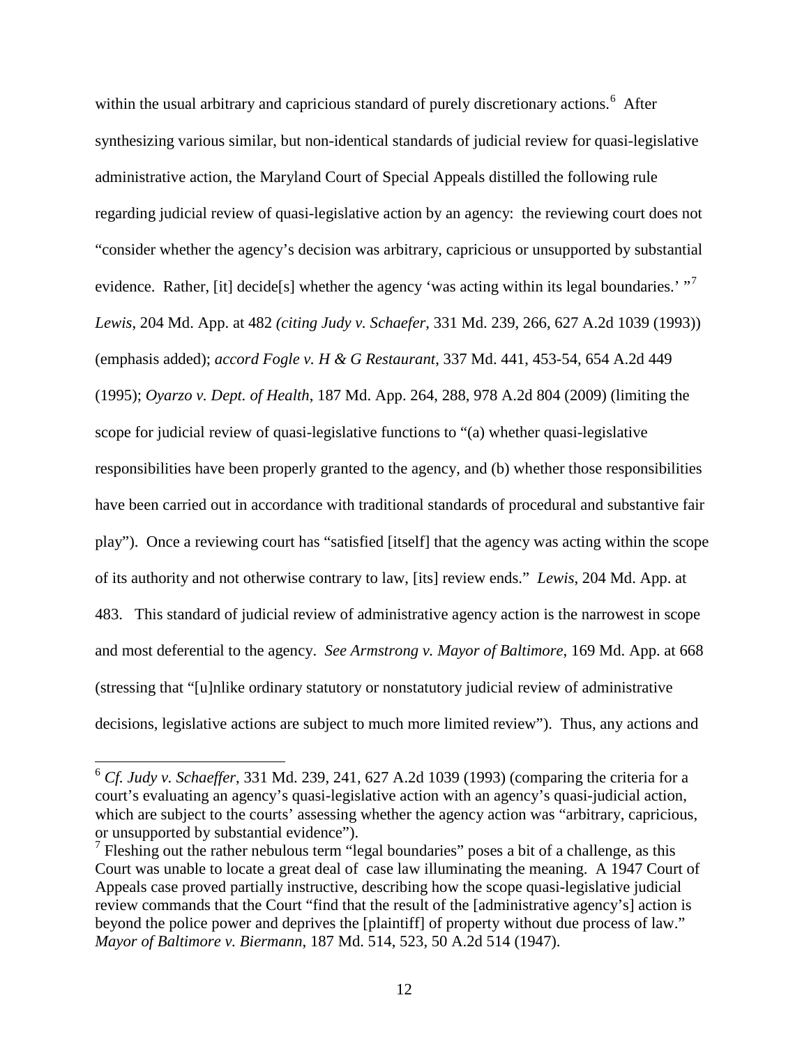within the usual arbitrary and capricious standard of purely discretionary actions.[6] After synthesizing various similar, but non-identical standards of judicial review for quasi-legislative administrative action, the Maryland Court of Special Appeals distilled the following rule regarding judicial review of quasi-legislative action by an agency: the reviewing court does not "consider whether the agency's decision was arbitrary, capricious or unsupported by substantial evidence. Rather, [it] decide[s] whether the agency 'was acting within its legal boundaries.' "[7] *Lewis*, 204 Md. App. at 482 *(citing Judy v. Schaefer*, 331 Md. 239, 266, 627 A.2d 1039 (1993)) (emphasis added); *accord Fogle v. H & G Restaurant*, 337 Md. 441, 453-54, 654 A.2d 449 (1995); *Oyarzo v. Dept. of Health*, 187 Md. App. 264, 288, 978 A.2d 804 (2009) (limiting the scope for judicial review of quasi-legislative functions to "(a) whether quasi-legislative responsibilities have been properly granted to the agency, and (b) whether those responsibilities have been carried out in accordance with traditional standards of procedural and substantive fair play"). Once a reviewing court has "satisfied [itself] that the agency was acting within the scope of its authority and not otherwise contrary to law, [its] review ends." *Lewis*, 204 Md. App. at 483. This standard of judicial review of administrative agency action is the narrowest in scope and most deferential to the agency. *See Armstrong v. Mayor of Baltimore*, 169 Md. App. at 668 (stressing that "[u]nlike ordinary statutory or nonstatutory judicial review of administrative decisions, legislative actions are subject to much more limited review"). Thus, any actions and

---

[6] *Cf. Judy v. Schaeffer*, 331 Md. 239, 241, 627 A.2d 1039 (1993) (comparing the criteria for a court's evaluating an agency's quasi-legislative action with an agency's quasi-judicial action, which are subject to the courts' assessing whether the agency action was "arbitrary, capricious, or unsupported by substantial evidence").

[7] Fleshing out the rather nebulous term "legal boundaries" poses a bit of a challenge, as this Court was unable to locate a great deal of case law illuminating the meaning. A 1947 Court of Appeals case proved partially instructive, describing how the scope quasi-legislative judicial review commands that the Court "find that the result of the [administrative agency's] action is beyond the police power and deprives the [plaintiff] of property without due process of law." *Mayor of Baltimore v. Biermann*, 187 Md. 514, 523, 50 A.2d 514 (1947).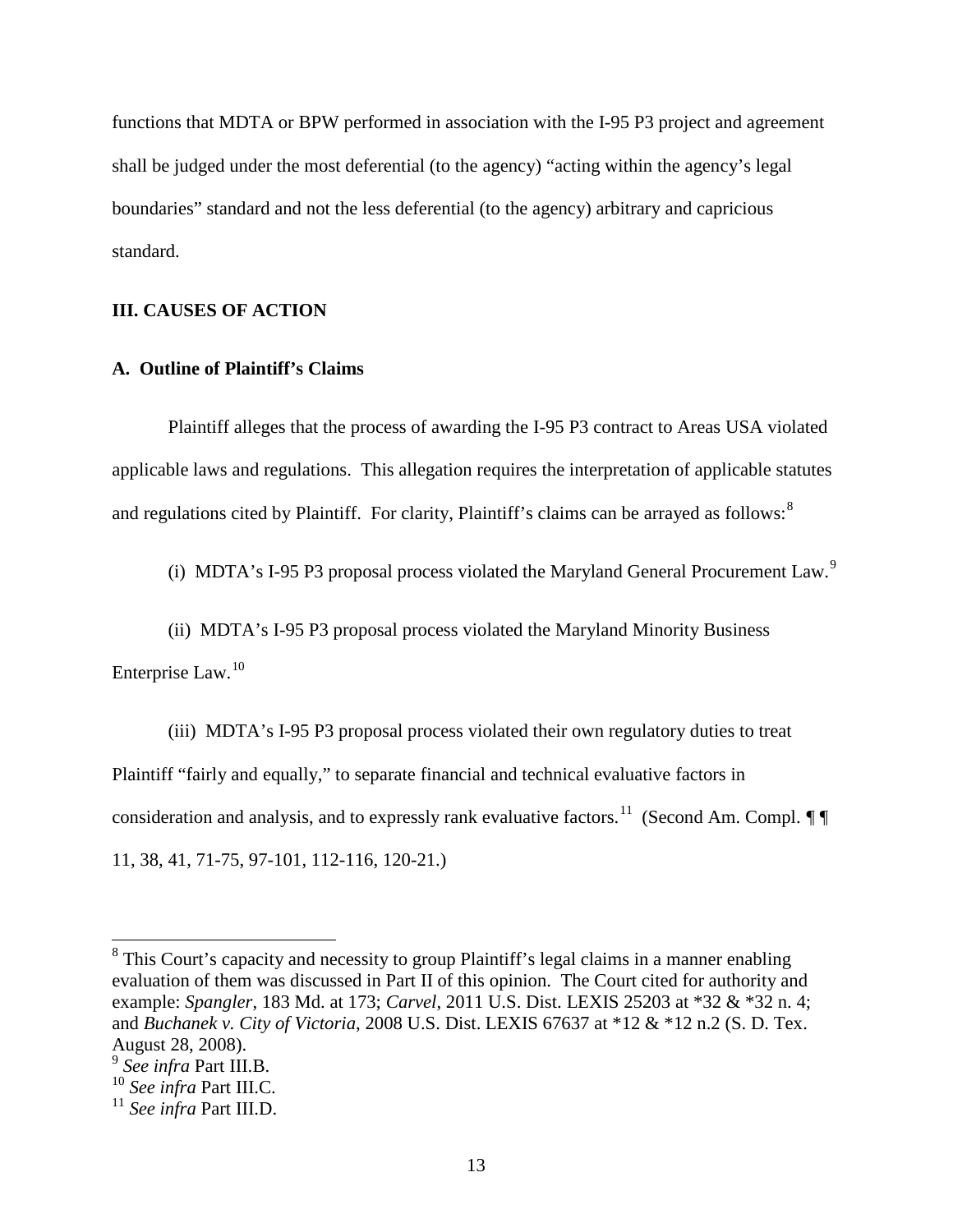functions that MDTA or BPW performed in association with the I-95 P3 project and agreement shall be judged under the most deferential (to the agency) "acting within the agency's legal boundaries" standard and not the less deferential (to the agency) arbitrary and capricious standard.

## III. CAUSES OF ACTION

### A. Outline of Plaintiff's Claims

Plaintiff alleges that the process of awarding the I-95 P3 contract to Areas USA violated applicable laws and regulations. This allegation requires the interpretation of applicable statutes and regulations cited by Plaintiff. For clarity, Plaintiff's claims can be arrayed as follows:[8]

(i) MDTA's I-95 P3 proposal process violated the Maryland General Procurement Law.[9]

(ii) MDTA's I-95 P3 proposal process violated the Maryland Minority Business Enterprise Law.[10]

(iii) MDTA's I-95 P3 proposal process violated their own regulatory duties to treat Plaintiff "fairly and equally," to separate financial and technical evaluative factors in consideration and analysis, and to expressly rank evaluative factors.[11] (Second Am. Compl. ¶ ¶ 11, 38, 41, 71-75, 97-101, 112-116, 120-21.)

---

[8] This Court's capacity and necessity to group Plaintiff's legal claims in a manner enabling evaluation of them was discussed in Part II of this opinion. The Court cited for authority and example: *Spangler*, 183 Md. at 173; *Carvel*, 2011 U.S. Dist. LEXIS 25203 at *32 & *32 n. 4; and *Buchanek v. City of Victoria*, 2008 U.S. Dist. LEXIS 67637 at *12 & *12 n.2 (S. D. Tex. August 28, 2008).

[9] *See infra* Part III.B.

[10] *See infra* Part III.C.

[11] *See infra* Part III.D.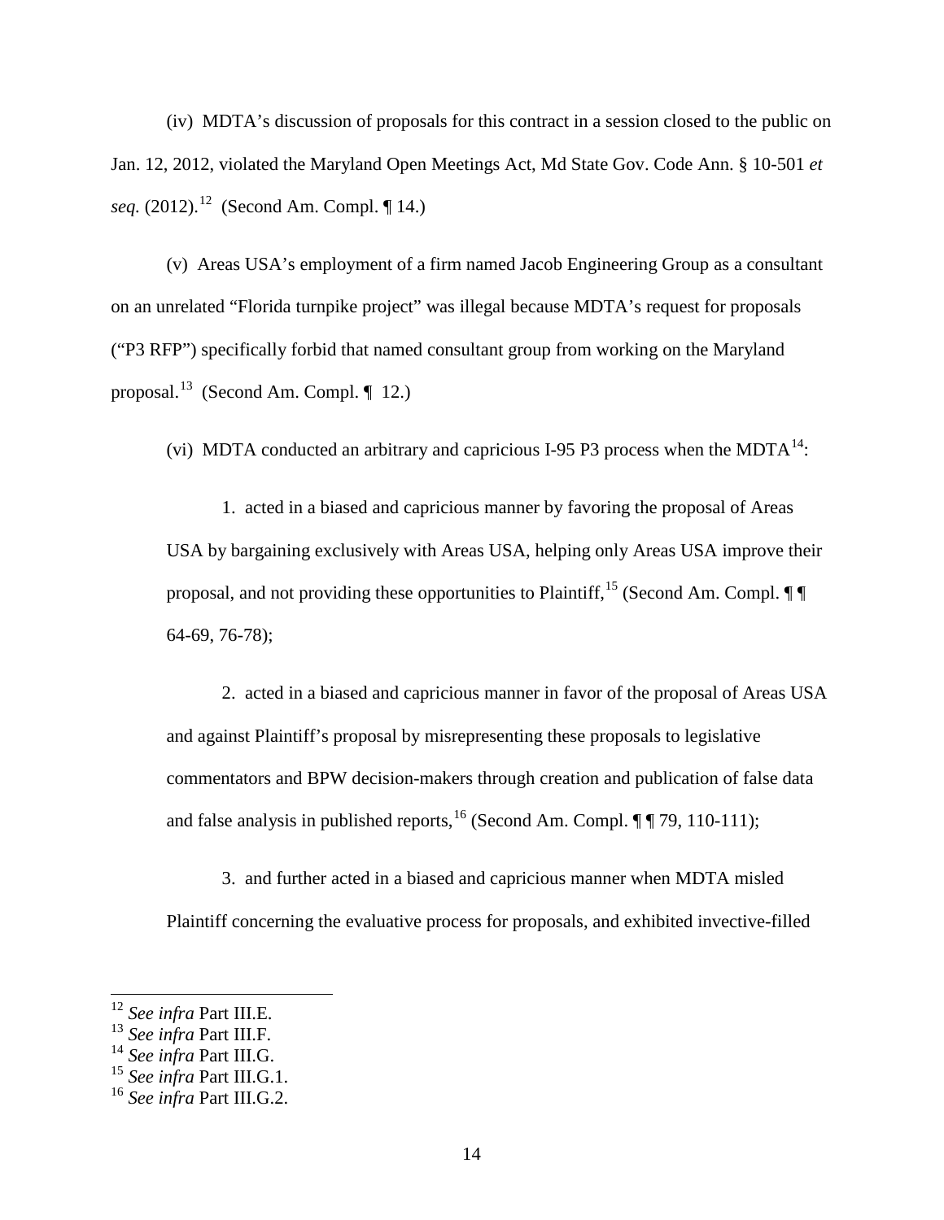(iv) MDTA's discussion of proposals for this contract in a session closed to the public on Jan. 12, 2012, violated the Maryland Open Meetings Act, Md State Gov. Code Ann. § 10-501 *et seq.* (2012).[12] (Second Am. Compl. ¶ 14.)

(v) Areas USA's employment of a firm named Jacob Engineering Group as a consultant on an unrelated "Florida turnpike project" was illegal because MDTA's request for proposals ("P3 RFP") specifically forbid that named consultant group from working on the Maryland proposal.[13] (Second Am. Compl. ¶ 12.)

(vi) MDTA conducted an arbitrary and capricious I-95 P3 process when the MDTA[14]:

> 1. acted in a biased and capricious manner by favoring the proposal of Areas USA by bargaining exclusively with Areas USA, helping only Areas USA improve their proposal, and not providing these opportunities to Plaintiff,[15] (Second Am. Compl. ¶ ¶ 64-69, 76-78);
>
> 2. acted in a biased and capricious manner in favor of the proposal of Areas USA and against Plaintiff's proposal by misrepresenting these proposals to legislative commentators and BPW decision-makers through creation and publication of false data and false analysis in published reports,[16] (Second Am. Compl. ¶ ¶ 79, 110-111);
>
> 3. and further acted in a biased and capricious manner when MDTA misled Plaintiff concerning the evaluative process for proposals, and exhibited invective-filled

---

[12] *See infra* Part III.E.

[13] *See infra* Part III.F.

[14] *See infra* Part III.G.

[15] *See infra* Part III.G.1.

[16] *See infra* Part III.G.2.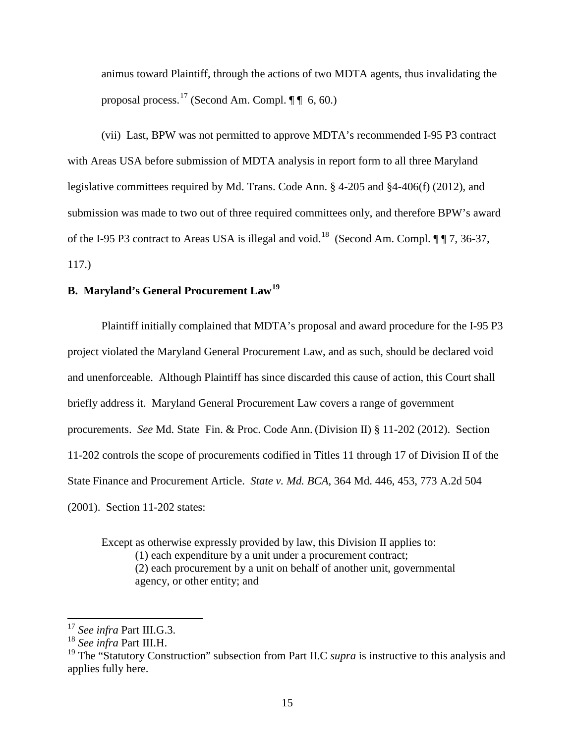animus toward Plaintiff, through the actions of two MDTA agents, thus invalidating the proposal process.[17] (Second Am. Compl. ¶ ¶ 6, 60.)

(vii) Last, BPW was not permitted to approve MDTA's recommended I-95 P3 contract with Areas USA before submission of MDTA analysis in report form to all three Maryland legislative committees required by Md. Trans. Code Ann. § 4-205 and §4-406(f) (2012), and submission was made to two out of three required committees only, and therefore BPW's award of the I-95 P3 contract to Areas USA is illegal and void.[18] (Second Am. Compl. ¶ ¶ 7, 36-37, 117.)

### B. Maryland's General Procurement Law[19]

Plaintiff initially complained that MDTA's proposal and award procedure for the I-95 P3 project violated the Maryland General Procurement Law, and as such, should be declared void and unenforceable. Although Plaintiff has since discarded this cause of action, this Court shall briefly address it. Maryland General Procurement Law covers a range of government procurements. *See* Md. State Fin. & Proc. Code Ann. (Division II) § 11-202 (2012). Section 11-202 controls the scope of procurements codified in Titles 11 through 17 of Division II of the State Finance and Procurement Article. *State v. Md. BCA*, 364 Md. 446, 453, 773 A.2d 504 (2001). Section 11-202 states:

> Except as otherwise expressly provided by law, this Division II applies to:
> (1) each expenditure by a unit under a procurement contract;
> (2) each procurement by a unit on behalf of another unit, governmental agency, or other entity; and

---

[17] *See infra* Part III.G.3.

[18] *See infra* Part III.H.

[19] The "Statutory Construction" subsection from Part II.C *supra* is instructive to this analysis and applies fully here.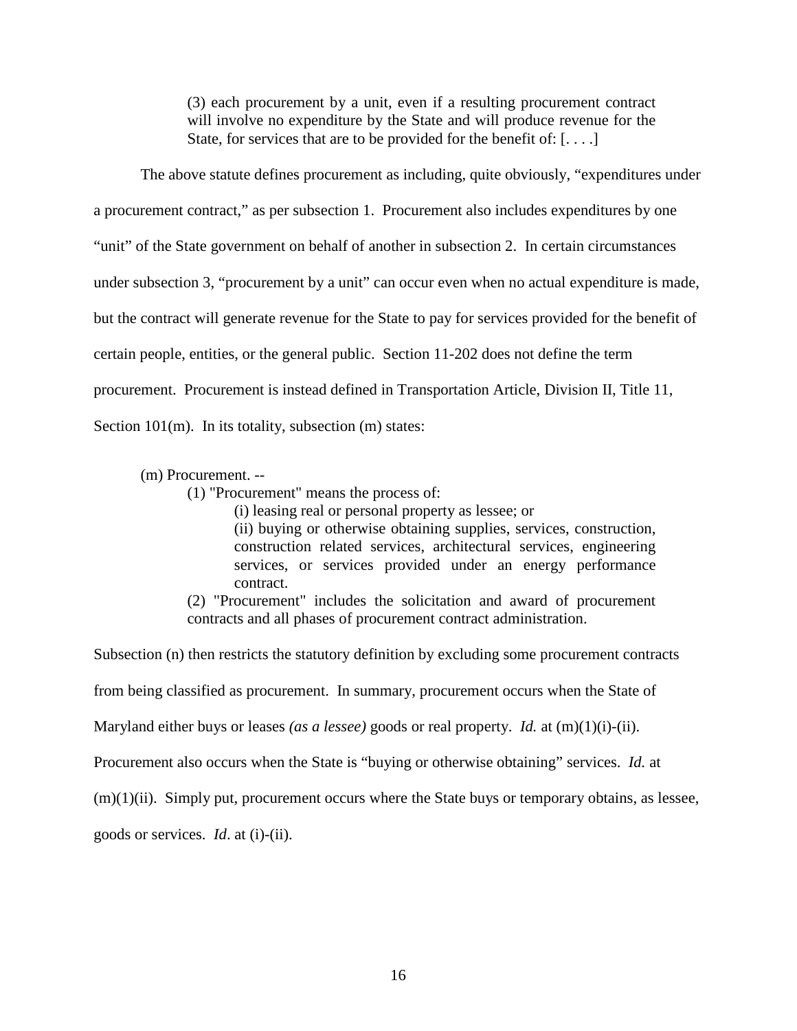> (3) each procurement by a unit, even if a resulting procurement contract will involve no expenditure by the State and will produce revenue for the State, for services that are to be provided for the benefit of: [. . . .]

The above statute defines procurement as including, quite obviously, "expenditures under a procurement contract," as per subsection 1. Procurement also includes expenditures by one "unit" of the State government on behalf of another in subsection 2. In certain circumstances under subsection 3, "procurement by a unit" can occur even when no actual expenditure is made, but the contract will generate revenue for the State to pay for services provided for the benefit of certain people, entities, or the general public. Section 11-202 does not define the term procurement. Procurement is instead defined in Transportation Article, Division II, Title 11, Section 101(m). In its totality, subsection (m) states:

> (m) Procurement. --
>
> (1) "Procurement" means the process of:
>
> (i) leasing real or personal property as lessee; or
>
> (ii) buying or otherwise obtaining supplies, services, construction, construction related services, architectural services, engineering services, or services provided under an energy performance contract.
>
> (2) "Procurement" includes the solicitation and award of procurement contracts and all phases of procurement contract administration.

Subsection (n) then restricts the statutory definition by excluding some procurement contracts from being classified as procurement. In summary, procurement occurs when the State of Maryland either buys or leases *(as a lessee)* goods or real property. *Id.* at (m)(1)(i)-(ii). Procurement also occurs when the State is "buying or otherwise obtaining" services. *Id.* at (m)(1)(ii). Simply put, procurement occurs where the State buys or temporary obtains, as lessee, goods or services. *Id*. at (i)-(ii).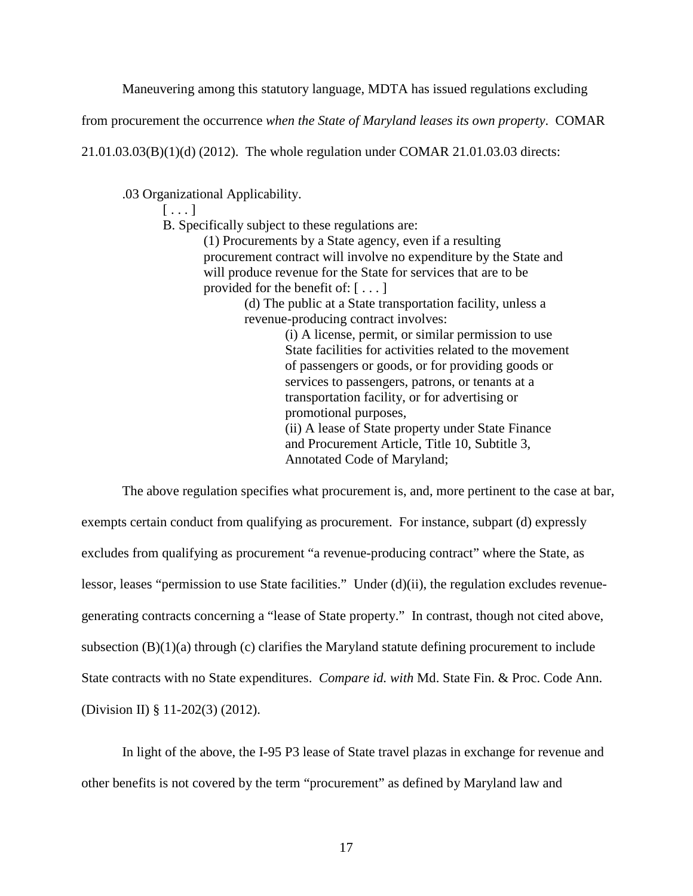Maneuvering among this statutory language, MDTA has issued regulations excluding from procurement the occurrence *when the State of Maryland leases its own property*. COMAR 21.01.03.03(B)(1)(d) (2012). The whole regulation under COMAR 21.01.03.03 directs:

> .03 Organizational Applicability.
>
> [ . . . ]
>
> B. Specifically subject to these regulations are:
>
> (1) Procurements by a State agency, even if a resulting procurement contract will involve no expenditure by the State and will produce revenue for the State for services that are to be provided for the benefit of: [ . . . ]
>
> (d) The public at a State transportation facility, unless a revenue-producing contract involves:
>
> (i) A license, permit, or similar permission to use State facilities for activities related to the movement of passengers or goods, or for providing goods or services to passengers, patrons, or tenants at a transportation facility, or for advertising or promotional purposes,
>
> (ii) A lease of State property under State Finance and Procurement Article, Title 10, Subtitle 3, Annotated Code of Maryland;

The above regulation specifies what procurement is, and, more pertinent to the case at bar, exempts certain conduct from qualifying as procurement. For instance, subpart (d) expressly excludes from qualifying as procurement "a revenue-producing contract" where the State, as lessor, leases "permission to use State facilities." Under (d)(ii), the regulation excludes revenue-generating contracts concerning a "lease of State property." In contrast, though not cited above, subsection (B)(1)(a) through (c) clarifies the Maryland statute defining procurement to include State contracts with no State expenditures. *Compare id. with* Md. State Fin. & Proc. Code Ann. (Division II) § 11-202(3) (2012).

In light of the above, the I-95 P3 lease of State travel plazas in exchange for revenue and other benefits is not covered by the term "procurement" as defined by Maryland law and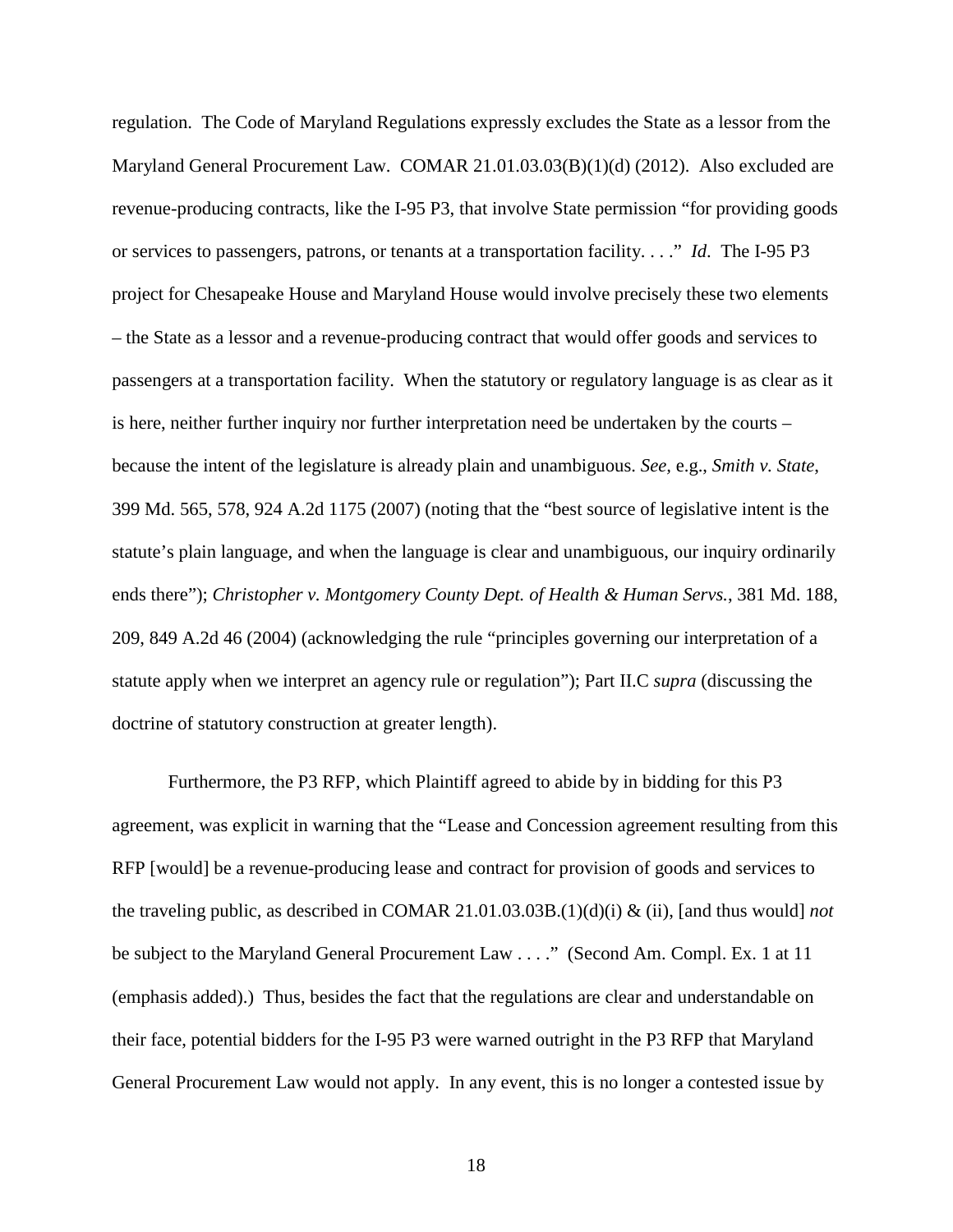regulation. The Code of Maryland Regulations expressly excludes the State as a lessor from the Maryland General Procurement Law. COMAR 21.01.03.03(B)(1)(d) (2012). Also excluded are revenue-producing contracts, like the I-95 P3, that involve State permission "for providing goods or services to passengers, patrons, or tenants at a transportation facility. . . ." *Id*. The I-95 P3 project for Chesapeake House and Maryland House would involve precisely these two elements – the State as a lessor and a revenue-producing contract that would offer goods and services to passengers at a transportation facility. When the statutory or regulatory language is as clear as it is here, neither further inquiry nor further interpretation need be undertaken by the courts – because the intent of the legislature is already plain and unambiguous. *See,* e.g., *Smith v. State*, 399 Md. 565, 578, 924 A.2d 1175 (2007) (noting that the "best source of legislative intent is the statute's plain language, and when the language is clear and unambiguous, our inquiry ordinarily ends there"); *Christopher v. Montgomery County Dept. of Health & Human Servs.*, 381 Md. 188, 209, 849 A.2d 46 (2004) (acknowledging the rule "principles governing our interpretation of a statute apply when we interpret an agency rule or regulation"); Part II.C *supra* (discussing the doctrine of statutory construction at greater length).

Furthermore, the P3 RFP, which Plaintiff agreed to abide by in bidding for this P3 agreement, was explicit in warning that the "Lease and Concession agreement resulting from this RFP [would] be a revenue-producing lease and contract for provision of goods and services to the traveling public, as described in COMAR 21.01.03.03B.(1)(d)(i) & (ii), [and thus would] *not* be subject to the Maryland General Procurement Law . . . ." (Second Am. Compl. Ex. 1 at 11 (emphasis added).) Thus, besides the fact that the regulations are clear and understandable on their face, potential bidders for the I-95 P3 were warned outright in the P3 RFP that Maryland General Procurement Law would not apply. In any event, this is no longer a contested issue by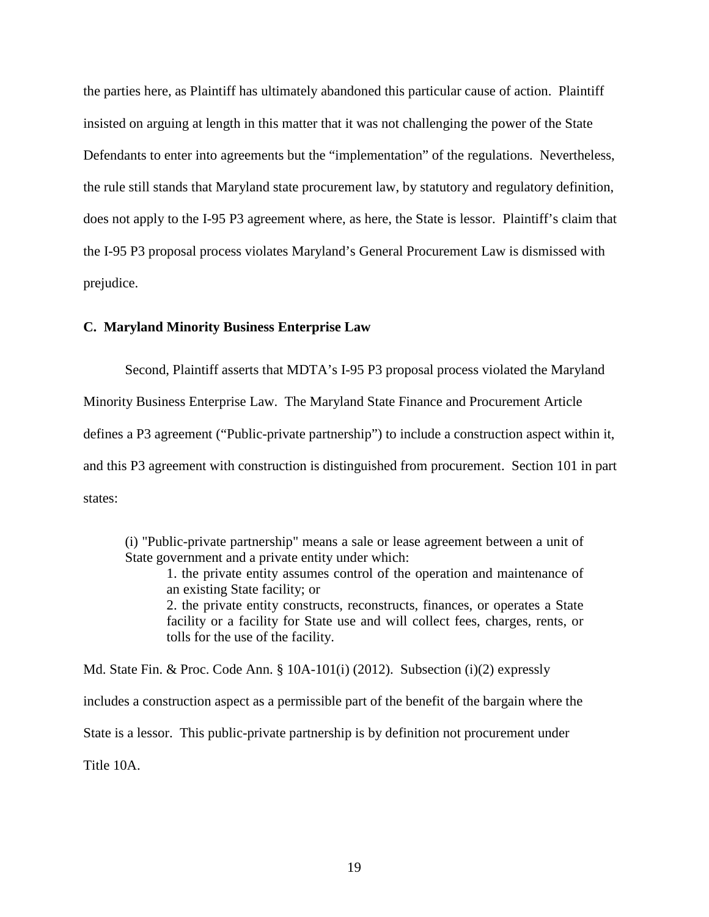the parties here, as Plaintiff has ultimately abandoned this particular cause of action. Plaintiff insisted on arguing at length in this matter that it was not challenging the power of the State Defendants to enter into agreements but the "implementation" of the regulations. Nevertheless, the rule still stands that Maryland state procurement law, by statutory and regulatory definition, does not apply to the I-95 P3 agreement where, as here, the State is lessor. Plaintiff's claim that the I-95 P3 proposal process violates Maryland's General Procurement Law is dismissed with prejudice.

### C. Maryland Minority Business Enterprise Law

Second, Plaintiff asserts that MDTA's I-95 P3 proposal process violated the Maryland Minority Business Enterprise Law. The Maryland State Finance and Procurement Article defines a P3 agreement ("Public-private partnership") to include a construction aspect within it, and this P3 agreement with construction is distinguished from procurement. Section 101 in part states:

> (i) "Public-private partnership" means a sale or lease agreement between a unit of State government and a private entity under which:
>
> > 1. the private entity assumes control of the operation and maintenance of an existing State facility; or
> > 2. the private entity constructs, reconstructs, finances, or operates a State facility or a facility for State use and will collect fees, charges, rents, or tolls for the use of the facility.

Md. State Fin. & Proc. Code Ann. § 10A-101(i) (2012). Subsection (i)(2) expressly includes a construction aspect as a permissible part of the benefit of the bargain where the State is a lessor. This public-private partnership is by definition not procurement under Title 10A.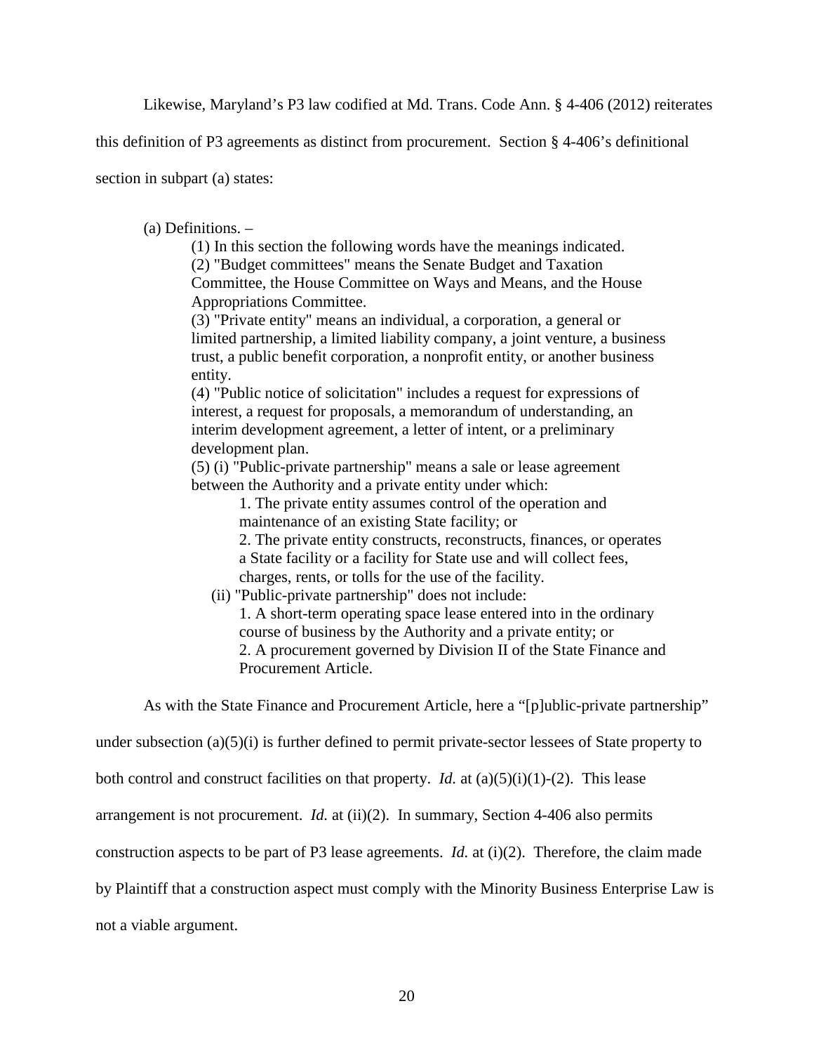Likewise, Maryland's P3 law codified at Md. Trans. Code Ann. § 4-406 (2012) reiterates this definition of P3 agreements as distinct from procurement. Section § 4-406's definitional section in subpart (a) states:

> (a) Definitions. –
>
> (1) In this section the following words have the meanings indicated.
>
> (2) "Budget committees" means the Senate Budget and Taxation Committee, the House Committee on Ways and Means, and the House Appropriations Committee.
>
> (3) "Private entity" means an individual, a corporation, a general or limited partnership, a limited liability company, a joint venture, a business trust, a public benefit corporation, a nonprofit entity, or another business entity.
>
> (4) "Public notice of solicitation" includes a request for expressions of interest, a request for proposals, a memorandum of understanding, an interim development agreement, a letter of intent, or a preliminary development plan.
>
> (5) (i) "Public-private partnership" means a sale or lease agreement between the Authority and a private entity under which:
>
> 1. The private entity assumes control of the operation and maintenance of an existing State facility; or
> 2. The private entity constructs, reconstructs, finances, or operates a State facility or a facility for State use and will collect fees, charges, rents, or tolls for the use of the facility.
>
> (ii) "Public-private partnership" does not include:
>
> 1. A short-term operating space lease entered into in the ordinary course of business by the Authority and a private entity; or
> 2. A procurement governed by Division II of the State Finance and Procurement Article.

As with the State Finance and Procurement Article, here a "[p]ublic-private partnership" under subsection (a)(5)(i) is further defined to permit private-sector lessees of State property to both control and construct facilities on that property. *Id.* at (a)(5)(i)(1)-(2). This lease arrangement is not procurement. *Id.* at (ii)(2). In summary, Section 4-406 also permits construction aspects to be part of P3 lease agreements. *Id.* at (i)(2). Therefore, the claim made by Plaintiff that a construction aspect must comply with the Minority Business Enterprise Law is not a viable argument.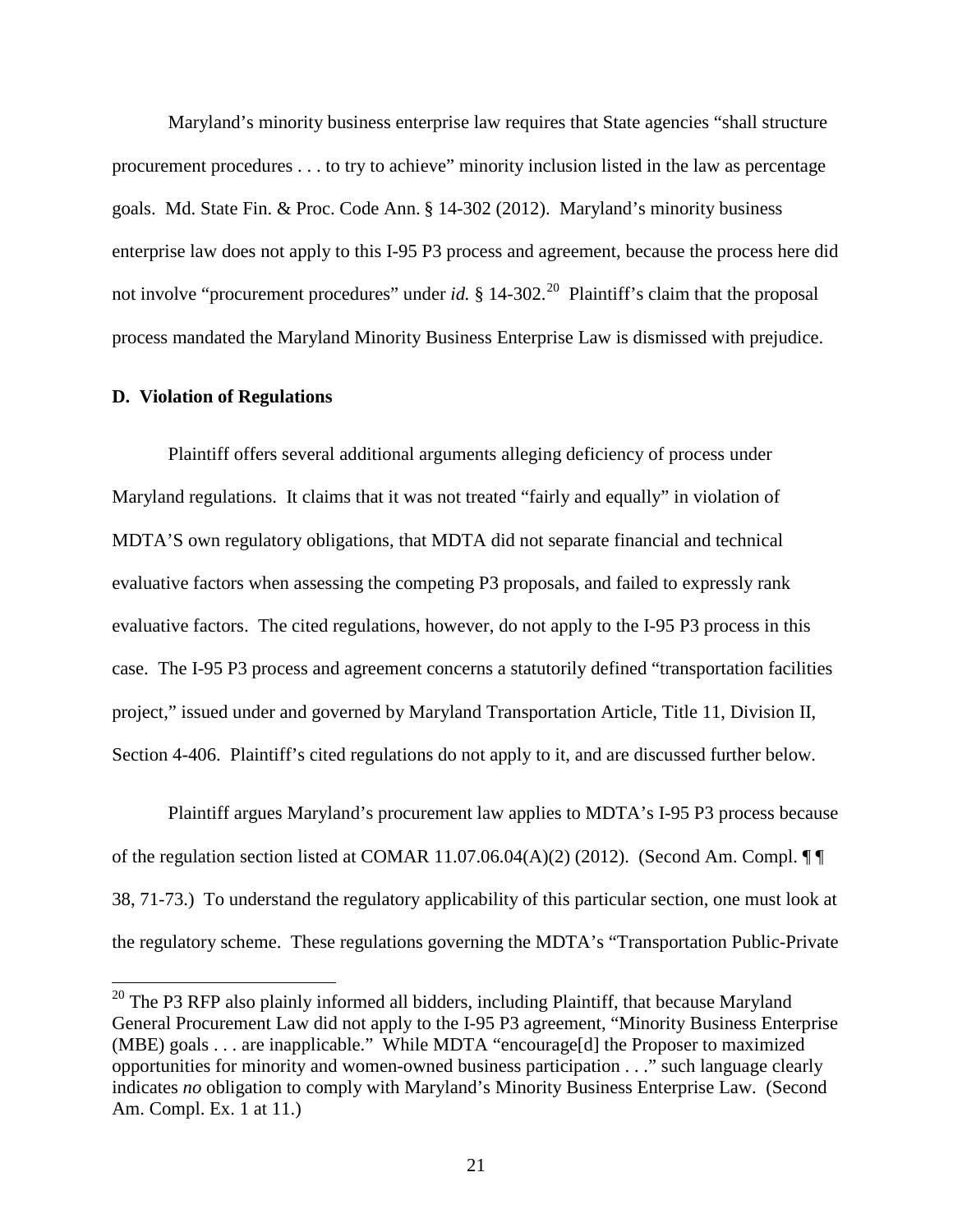Maryland's minority business enterprise law requires that State agencies "shall structure procurement procedures . . . to try to achieve" minority inclusion listed in the law as percentage goals. Md. State Fin. & Proc. Code Ann. § 14-302 (2012). Maryland's minority business enterprise law does not apply to this I-95 P3 process and agreement, because the process here did not involve "procurement procedures" under *id.* § 14-302.[20] Plaintiff's claim that the proposal process mandated the Maryland Minority Business Enterprise Law is dismissed with prejudice.

**D. Violation of Regulations**

Plaintiff offers several additional arguments alleging deficiency of process under Maryland regulations. It claims that it was not treated "fairly and equally" in violation of MDTA'S own regulatory obligations, that MDTA did not separate financial and technical evaluative factors when assessing the competing P3 proposals, and failed to expressly rank evaluative factors. The cited regulations, however, do not apply to the I-95 P3 process in this case. The I-95 P3 process and agreement concerns a statutorily defined "transportation facilities project," issued under and governed by Maryland Transportation Article, Title 11, Division II, Section 4-406. Plaintiff's cited regulations do not apply to it, and are discussed further below.

Plaintiff argues Maryland's procurement law applies to MDTA's I-95 P3 process because of the regulation section listed at COMAR 11.07.06.04(A)(2) (2012). (Second Am. Compl. ¶ ¶ 38, 71-73.) To understand the regulatory applicability of this particular section, one must look at the regulatory scheme. These regulations governing the MDTA's "Transportation Public-Private

[20] The P3 RFP also plainly informed all bidders, including Plaintiff, that because Maryland General Procurement Law did not apply to the I-95 P3 agreement, "Minority Business Enterprise (MBE) goals . . . are inapplicable." While MDTA "encourage[d] the Proposer to maximized opportunities for minority and women-owned business participation . . ." such language clearly indicates *no* obligation to comply with Maryland's Minority Business Enterprise Law. (Second Am. Compl. Ex. 1 at 11.)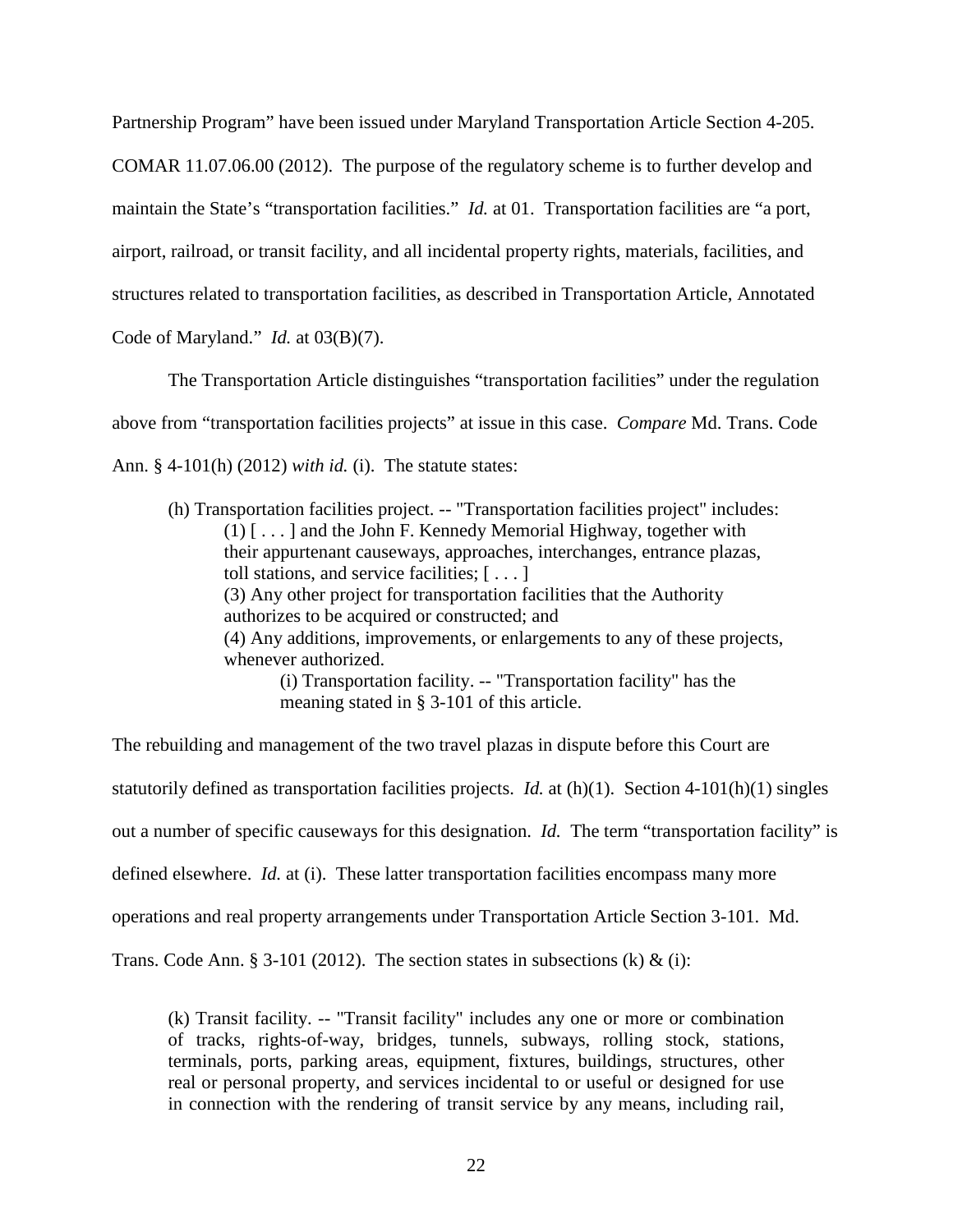Partnership Program" have been issued under Maryland Transportation Article Section 4-205. COMAR 11.07.06.00 (2012). The purpose of the regulatory scheme is to further develop and maintain the State's "transportation facilities." *Id.* at 01. Transportation facilities are "a port, airport, railroad, or transit facility, and all incidental property rights, materials, facilities, and structures related to transportation facilities, as described in Transportation Article, Annotated Code of Maryland." *Id.* at 03(B)(7).

The Transportation Article distinguishes "transportation facilities" under the regulation above from "transportation facilities projects" at issue in this case. *Compare* Md. Trans. Code Ann. § 4-101(h) (2012) *with id.* (i). The statute states:

> (h) Transportation facilities project. -- "Transportation facilities project" includes:
>
> (1) [ . . . ] and the John F. Kennedy Memorial Highway, together with their appurtenant causeways, approaches, interchanges, entrance plazas, toll stations, and service facilities; [ . . . ]
>
> (3) Any other project for transportation facilities that the Authority authorizes to be acquired or constructed; and
>
> (4) Any additions, improvements, or enlargements to any of these projects, whenever authorized.
>
> (i) Transportation facility. -- "Transportation facility" has the meaning stated in § 3-101 of this article.

The rebuilding and management of the two travel plazas in dispute before this Court are statutorily defined as transportation facilities projects. *Id.* at (h)(1). Section 4-101(h)(1) singles out a number of specific causeways for this designation. *Id.* The term "transportation facility" is defined elsewhere. *Id.* at (i). These latter transportation facilities encompass many more operations and real property arrangements under Transportation Article Section 3-101. Md. Trans. Code Ann. § 3-101 (2012). The section states in subsections (k) & (i):

> (k) Transit facility. -- "Transit facility" includes any one or more or combination of tracks, rights-of-way, bridges, tunnels, subways, rolling stock, stations, terminals, ports, parking areas, equipment, fixtures, buildings, structures, other real or personal property, and services incidental to or useful or designed for use in connection with the rendering of transit service by any means, including rail,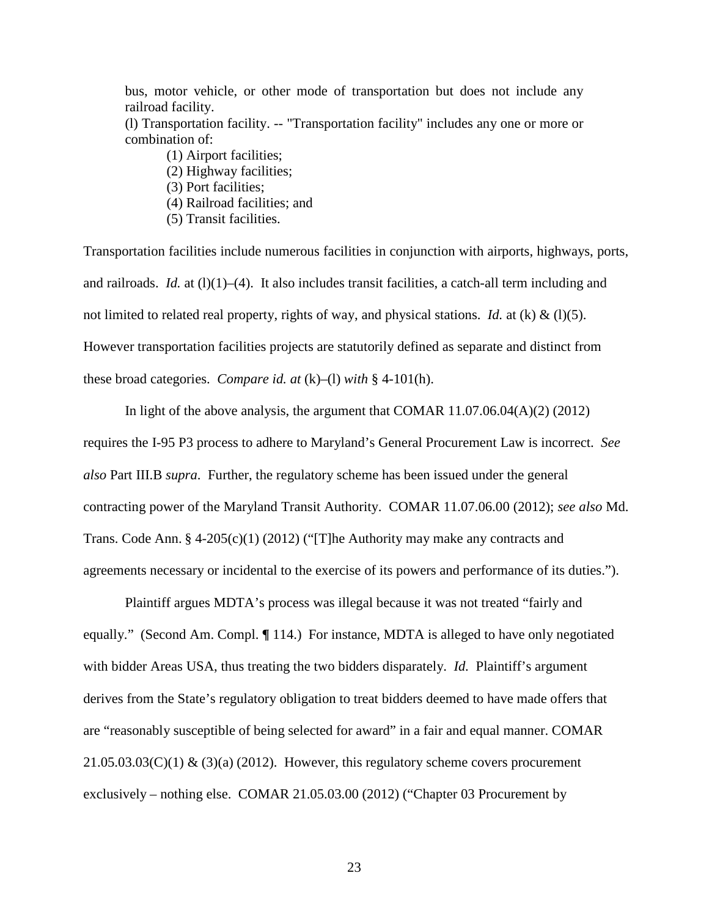bus, motor vehicle, or other mode of transportation but does not include any railroad facility.

(l) Transportation facility. -- "Transportation facility" includes any one or more or combination of:

(1) Airport facilities;

(2) Highway facilities;

(3) Port facilities;

(4) Railroad facilities; and

(5) Transit facilities.

Transportation facilities include numerous facilities in conjunction with airports, highways, ports, and railroads. *Id.* at (l)(1)–(4). It also includes transit facilities, a catch-all term including and not limited to related real property, rights of way, and physical stations. *Id.* at (k) & (l)(5). However transportation facilities projects are statutorily defined as separate and distinct from these broad categories. *Compare id. at* (k)–(l) *with* § 4-101(h).

In light of the above analysis, the argument that COMAR 11.07.06.04(A)(2) (2012) requires the I-95 P3 process to adhere to Maryland's General Procurement Law is incorrect. *See also* Part III.B *supra*. Further, the regulatory scheme has been issued under the general contracting power of the Maryland Transit Authority. COMAR 11.07.06.00 (2012); *see also* Md. Trans. Code Ann. § 4-205(c)(1) (2012) ("[T]he Authority may make any contracts and agreements necessary or incidental to the exercise of its powers and performance of its duties.").

Plaintiff argues MDTA's process was illegal because it was not treated "fairly and equally." (Second Am. Compl. ¶ 114.) For instance, MDTA is alleged to have only negotiated with bidder Areas USA, thus treating the two bidders disparately. *Id.* Plaintiff's argument derives from the State's regulatory obligation to treat bidders deemed to have made offers that are "reasonably susceptible of being selected for award" in a fair and equal manner. COMAR 21.05.03.03(C)(1) & (3)(a) (2012). However, this regulatory scheme covers procurement exclusively – nothing else. COMAR 21.05.03.00 (2012) ("Chapter 03 Procurement by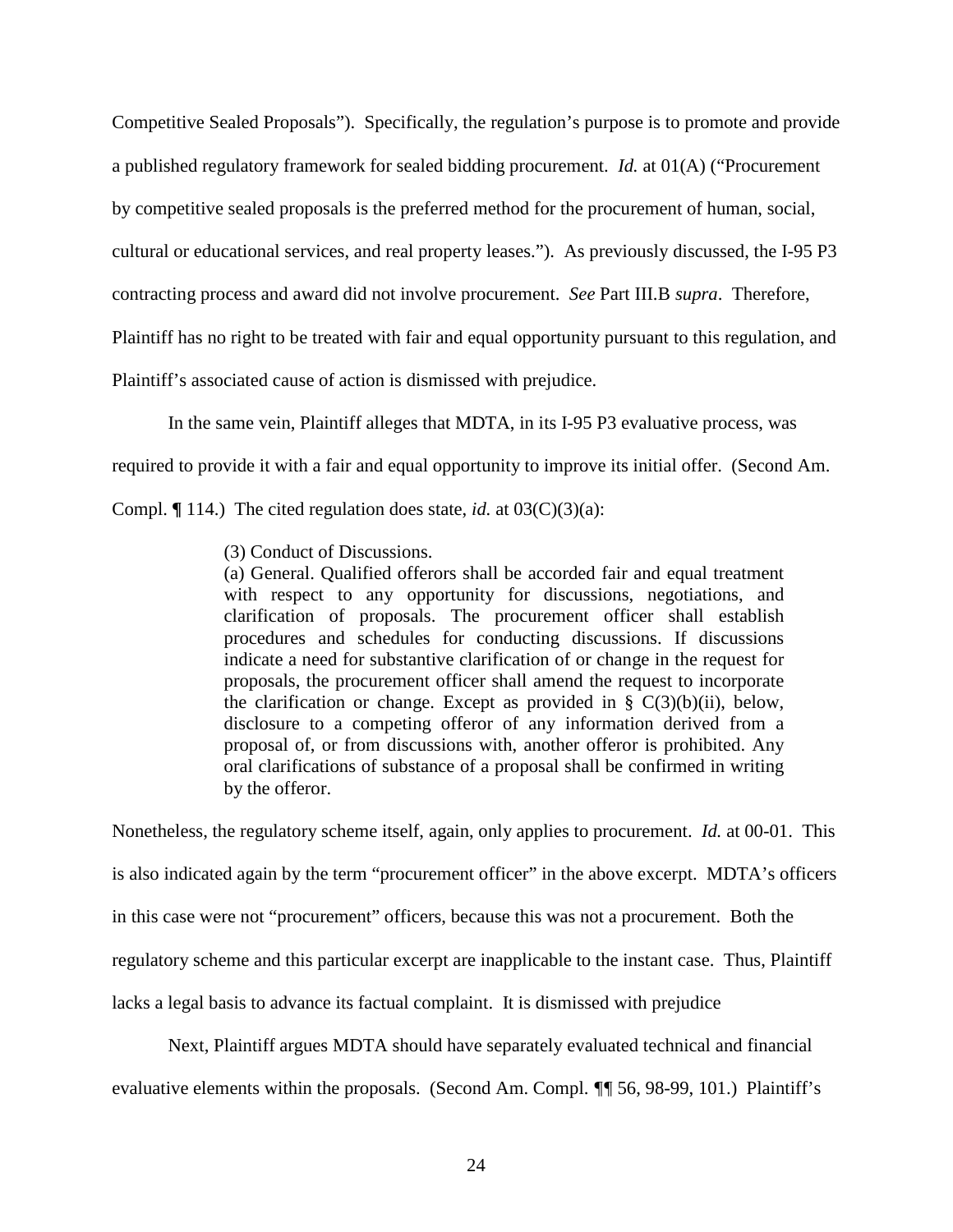Competitive Sealed Proposals"). Specifically, the regulation's purpose is to promote and provide a published regulatory framework for sealed bidding procurement. *Id.* at 01(A) ("Procurement by competitive sealed proposals is the preferred method for the procurement of human, social, cultural or educational services, and real property leases."). As previously discussed, the I-95 P3 contracting process and award did not involve procurement. *See* Part III.B *supra*. Therefore, Plaintiff has no right to be treated with fair and equal opportunity pursuant to this regulation, and Plaintiff's associated cause of action is dismissed with prejudice.

In the same vein, Plaintiff alleges that MDTA, in its I-95 P3 evaluative process, was required to provide it with a fair and equal opportunity to improve its initial offer. (Second Am. Compl. ¶ 114.) The cited regulation does state, *id.* at 03(C)(3)(a):

> (3) Conduct of Discussions.
> (a) General. Qualified offerors shall be accorded fair and equal treatment with respect to any opportunity for discussions, negotiations, and clarification of proposals. The procurement officer shall establish procedures and schedules for conducting discussions. If discussions indicate a need for substantive clarification of or change in the request for proposals, the procurement officer shall amend the request to incorporate the clarification or change. Except as provided in § C(3)(b)(ii), below, disclosure to a competing offeror of any information derived from a proposal of, or from discussions with, another offeror is prohibited. Any oral clarifications of substance of a proposal shall be confirmed in writing by the offeror.

Nonetheless, the regulatory scheme itself, again, only applies to procurement. *Id.* at 00-01. This is also indicated again by the term "procurement officer" in the above excerpt. MDTA's officers in this case were not "procurement" officers, because this was not a procurement. Both the regulatory scheme and this particular excerpt are inapplicable to the instant case. Thus, Plaintiff lacks a legal basis to advance its factual complaint. It is dismissed with prejudice

Next, Plaintiff argues MDTA should have separately evaluated technical and financial evaluative elements within the proposals. (Second Am. Compl. ¶¶ 56, 98-99, 101.) Plaintiff's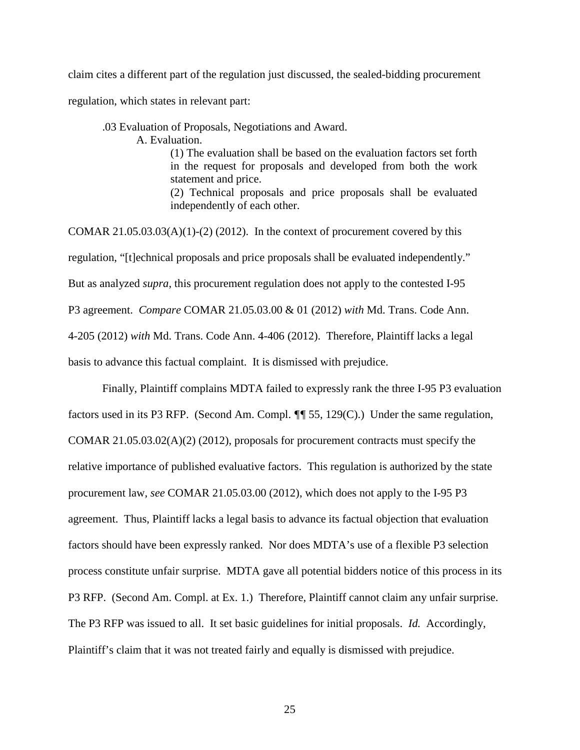claim cites a different part of the regulation just discussed, the sealed-bidding procurement regulation, which states in relevant part:

> .03 Evaluation of Proposals, Negotiations and Award.
>
> A. Evaluation.
>
> (1) The evaluation shall be based on the evaluation factors set forth in the request for proposals and developed from both the work statement and price.
>
> (2) Technical proposals and price proposals shall be evaluated independently of each other.

COMAR 21.05.03.03(A)(1)-(2) (2012). In the context of procurement covered by this regulation, "[t]echnical proposals and price proposals shall be evaluated independently." But as analyzed *supra*, this procurement regulation does not apply to the contested I-95 P3 agreement. *Compare* COMAR 21.05.03.00 & 01 (2012) *with* Md. Trans. Code Ann. 4-205 (2012) *with* Md. Trans. Code Ann. 4-406 (2012). Therefore, Plaintiff lacks a legal basis to advance this factual complaint. It is dismissed with prejudice.

Finally, Plaintiff complains MDTA failed to expressly rank the three I-95 P3 evaluation factors used in its P3 RFP. (Second Am. Compl. ¶¶ 55, 129(C).) Under the same regulation, COMAR 21.05.03.02(A)(2) (2012), proposals for procurement contracts must specify the relative importance of published evaluative factors. This regulation is authorized by the state procurement law, *see* COMAR 21.05.03.00 (2012), which does not apply to the I-95 P3 agreement. Thus, Plaintiff lacks a legal basis to advance its factual objection that evaluation factors should have been expressly ranked. Nor does MDTA's use of a flexible P3 selection process constitute unfair surprise. MDTA gave all potential bidders notice of this process in its P3 RFP. (Second Am. Compl. at Ex. 1.) Therefore, Plaintiff cannot claim any unfair surprise. The P3 RFP was issued to all. It set basic guidelines for initial proposals. *Id.* Accordingly, Plaintiff's claim that it was not treated fairly and equally is dismissed with prejudice.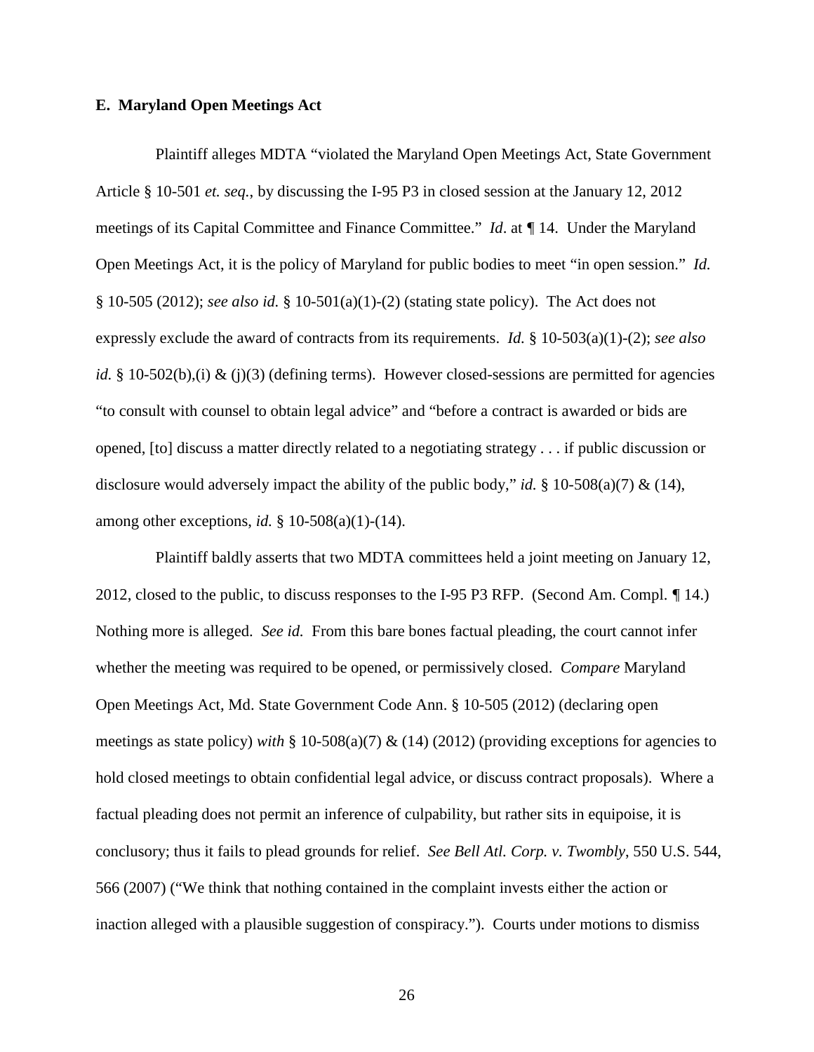### E. Maryland Open Meetings Act

Plaintiff alleges MDTA "violated the Maryland Open Meetings Act, State Government Article § 10-501 *et. seq.*, by discussing the I-95 P3 in closed session at the January 12, 2012 meetings of its Capital Committee and Finance Committee." *Id*. at ¶ 14. Under the Maryland Open Meetings Act, it is the policy of Maryland for public bodies to meet "in open session." *Id.* § 10-505 (2012); *see also id.* § 10-501(a)(1)-(2) (stating state policy). The Act does not expressly exclude the award of contracts from its requirements. *Id.* § 10-503(a)(1)-(2); *see also id.* § 10-502(b),(i) & (j)(3) (defining terms). However closed-sessions are permitted for agencies "to consult with counsel to obtain legal advice" and "before a contract is awarded or bids are opened, [to] discuss a matter directly related to a negotiating strategy . . . if public discussion or disclosure would adversely impact the ability of the public body," *id.* § 10-508(a)(7) & (14), among other exceptions, *id.* § 10-508(a)(1)-(14).

Plaintiff baldly asserts that two MDTA committees held a joint meeting on January 12, 2012, closed to the public, to discuss responses to the I-95 P3 RFP. (Second Am. Compl. ¶ 14.) Nothing more is alleged. *See id.* From this bare bones factual pleading, the court cannot infer whether the meeting was required to be opened, or permissively closed. *Compare* Maryland Open Meetings Act, Md. State Government Code Ann. § 10-505 (2012) (declaring open meetings as state policy) *with* § 10-508(a)(7) & (14) (2012) (providing exceptions for agencies to hold closed meetings to obtain confidential legal advice, or discuss contract proposals). Where a factual pleading does not permit an inference of culpability, but rather sits in equipoise, it is conclusory; thus it fails to plead grounds for relief. *See Bell Atl. Corp. v. Twombly*, 550 U.S. 544, 566 (2007) ("We think that nothing contained in the complaint invests either the action or inaction alleged with a plausible suggestion of conspiracy."). Courts under motions to dismiss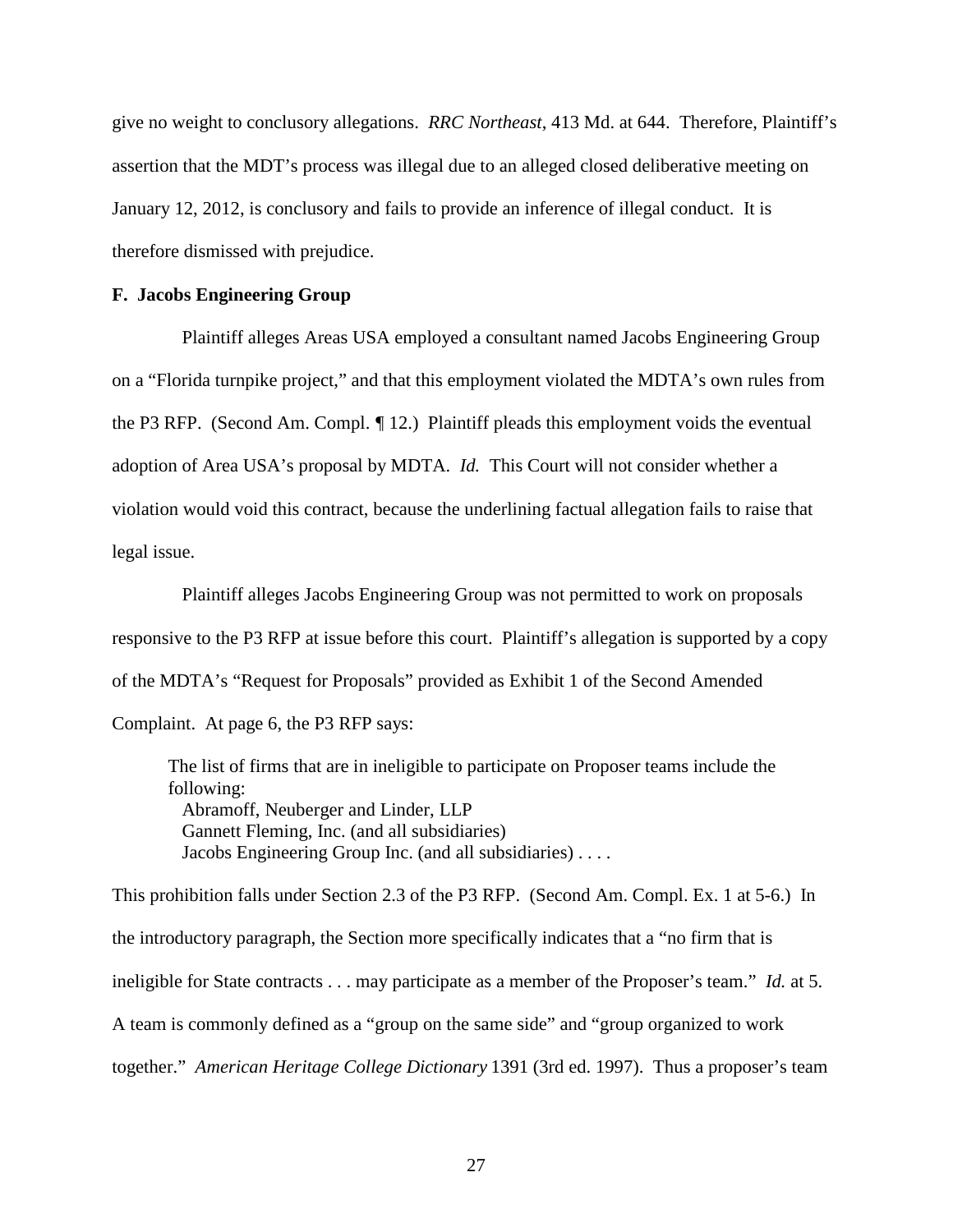give no weight to conclusory allegations. *RRC Northeast*, 413 Md. at 644. Therefore, Plaintiff's assertion that the MDT's process was illegal due to an alleged closed deliberative meeting on January 12, 2012, is conclusory and fails to provide an inference of illegal conduct. It is therefore dismissed with prejudice.

**F. Jacobs Engineering Group**

Plaintiff alleges Areas USA employed a consultant named Jacobs Engineering Group on a "Florida turnpike project," and that this employment violated the MDTA's own rules from the P3 RFP. (Second Am. Compl. ¶ 12.) Plaintiff pleads this employment voids the eventual adoption of Area USA's proposal by MDTA. *Id.* This Court will not consider whether a violation would void this contract, because the underlining factual allegation fails to raise that legal issue.

Plaintiff alleges Jacobs Engineering Group was not permitted to work on proposals responsive to the P3 RFP at issue before this court. Plaintiff's allegation is supported by a copy of the MDTA's "Request for Proposals" provided as Exhibit 1 of the Second Amended Complaint. At page 6, the P3 RFP says:

> The list of firms that are in ineligible to participate on Proposer teams include the following:
> Abramoff, Neuberger and Linder, LLP
> Gannett Fleming, Inc. (and all subsidiaries)
> Jacobs Engineering Group Inc. (and all subsidiaries) . . . .

This prohibition falls under Section 2.3 of the P3 RFP. (Second Am. Compl. Ex. 1 at 5-6.) In the introductory paragraph, the Section more specifically indicates that a "no firm that is ineligible for State contracts . . . may participate as a member of the Proposer's team." *Id.* at 5. A team is commonly defined as a "group on the same side" and "group organized to work together." *American Heritage College Dictionary* 1391 (3rd ed. 1997). Thus a proposer's team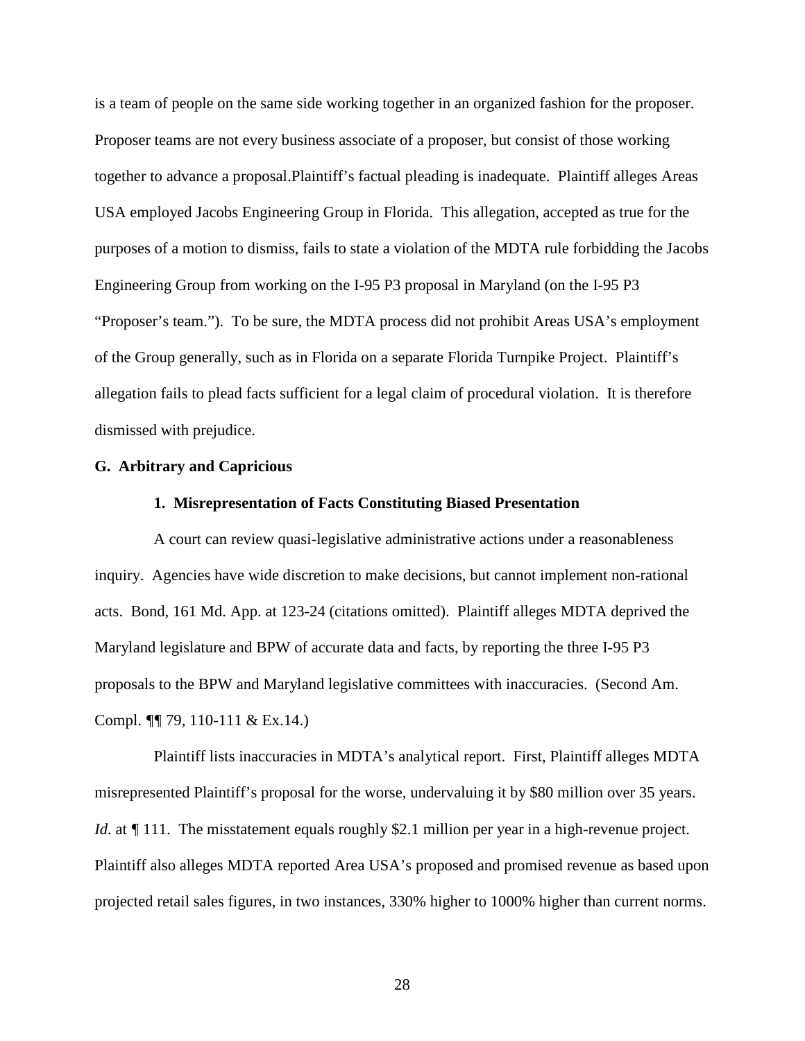is a team of people on the same side working together in an organized fashion for the proposer. Proposer teams are not every business associate of a proposer, but consist of those working together to advance a proposal.Plaintiff's factual pleading is inadequate. Plaintiff alleges Areas USA employed Jacobs Engineering Group in Florida. This allegation, accepted as true for the purposes of a motion to dismiss, fails to state a violation of the MDTA rule forbidding the Jacobs Engineering Group from working on the I-95 P3 proposal in Maryland (on the I-95 P3 "Proposer's team."). To be sure, the MDTA process did not prohibit Areas USA's employment of the Group generally, such as in Florida on a separate Florida Turnpike Project. Plaintiff's allegation fails to plead facts sufficient for a legal claim of procedural violation. It is therefore dismissed with prejudice.

### G. Arbitrary and Capricious

#### 1. Misrepresentation of Facts Constituting Biased Presentation

A court can review quasi-legislative administrative actions under a reasonableness inquiry. Agencies have wide discretion to make decisions, but cannot implement non-rational acts. Bond, 161 Md. App. at 123-24 (citations omitted). Plaintiff alleges MDTA deprived the Maryland legislature and BPW of accurate data and facts, by reporting the three I-95 P3 proposals to the BPW and Maryland legislative committees with inaccuracies. (Second Am. Compl. ¶¶ 79, 110-111 & Ex.14.)

Plaintiff lists inaccuracies in MDTA's analytical report. First, Plaintiff alleges MDTA misrepresented Plaintiff's proposal for the worse, undervaluing it by $80 million over 35 years. *Id.* at ¶ 111. The misstatement equals roughly $2.1 million per year in a high-revenue project. Plaintiff also alleges MDTA reported Area USA's proposed and promised revenue as based upon projected retail sales figures, in two instances, 330% higher to 1000% higher than current norms.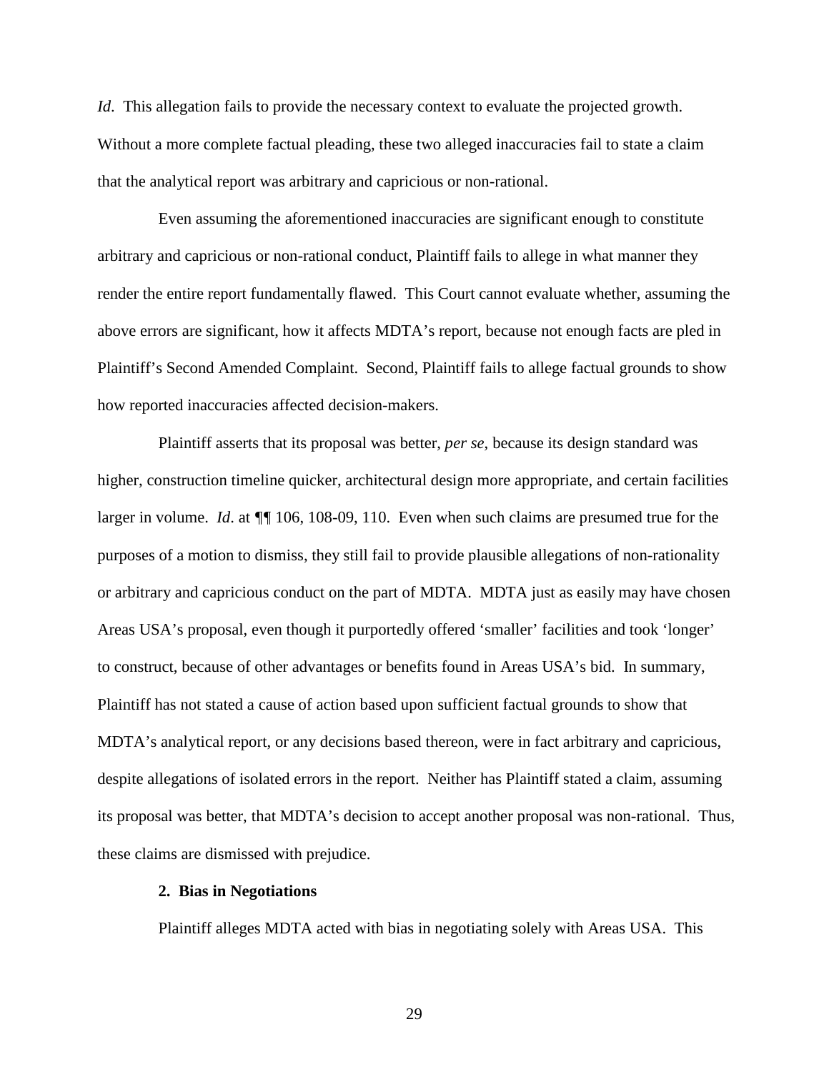*Id*. This allegation fails to provide the necessary context to evaluate the projected growth. Without a more complete factual pleading, these two alleged inaccuracies fail to state a claim that the analytical report was arbitrary and capricious or non-rational.

Even assuming the aforementioned inaccuracies are significant enough to constitute arbitrary and capricious or non-rational conduct, Plaintiff fails to allege in what manner they render the entire report fundamentally flawed. This Court cannot evaluate whether, assuming the above errors are significant, how it affects MDTA's report, because not enough facts are pled in Plaintiff's Second Amended Complaint. Second, Plaintiff fails to allege factual grounds to show how reported inaccuracies affected decision-makers.

Plaintiff asserts that its proposal was better, *per se*, because its design standard was higher, construction timeline quicker, architectural design more appropriate, and certain facilities larger in volume. *Id*. at ¶¶ 106, 108-09, 110. Even when such claims are presumed true for the purposes of a motion to dismiss, they still fail to provide plausible allegations of non-rationality or arbitrary and capricious conduct on the part of MDTA. MDTA just as easily may have chosen Areas USA's proposal, even though it purportedly offered 'smaller' facilities and took 'longer' to construct, because of other advantages or benefits found in Areas USA's bid. In summary, Plaintiff has not stated a cause of action based upon sufficient factual grounds to show that MDTA's analytical report, or any decisions based thereon, were in fact arbitrary and capricious, despite allegations of isolated errors in the report. Neither has Plaintiff stated a claim, assuming its proposal was better, that MDTA's decision to accept another proposal was non-rational. Thus, these claims are dismissed with prejudice.

**2. Bias in Negotiations**

Plaintiff alleges MDTA acted with bias in negotiating solely with Areas USA. This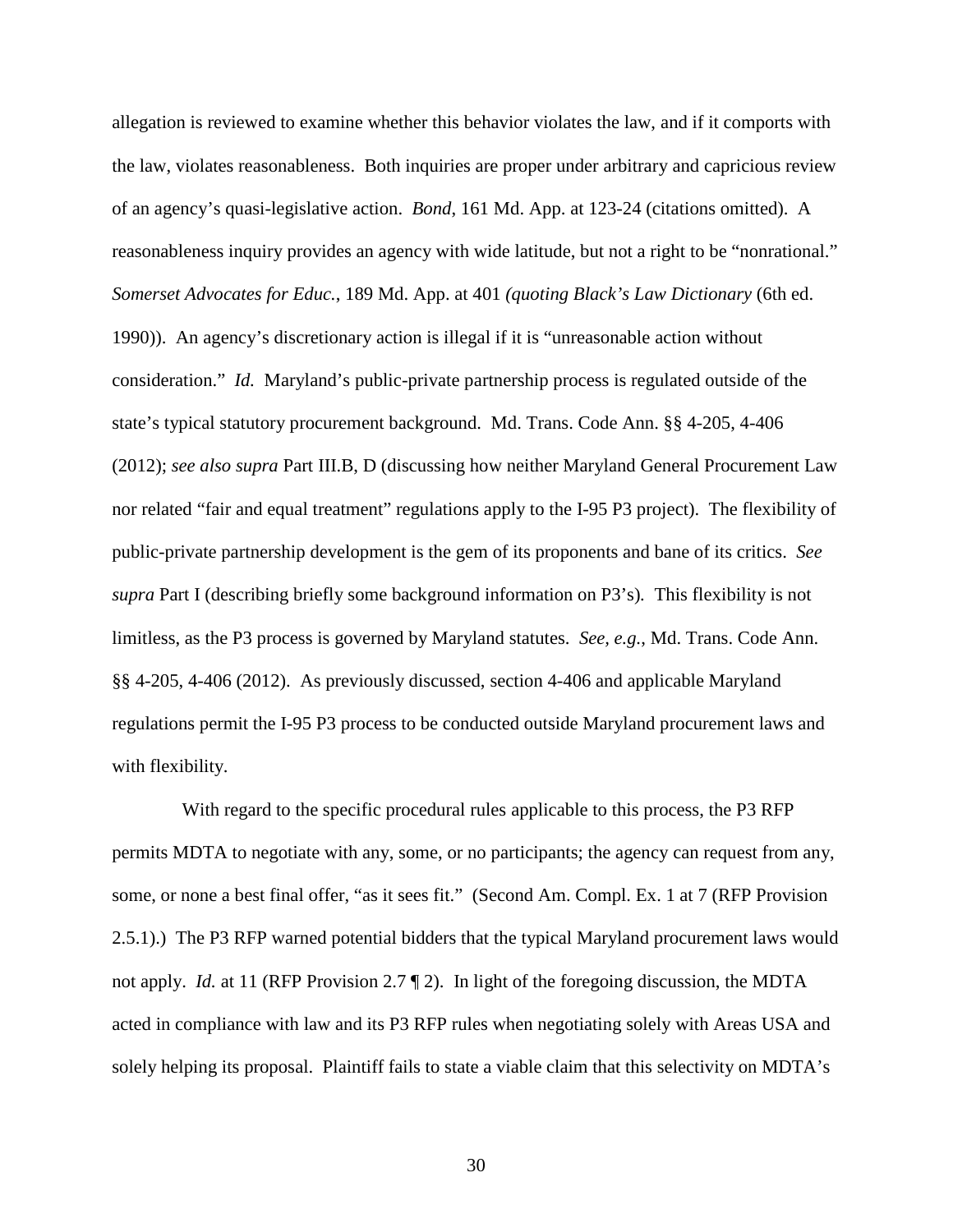allegation is reviewed to examine whether this behavior violates the law, and if it comports with the law, violates reasonableness. Both inquiries are proper under arbitrary and capricious review of an agency's quasi-legislative action. *Bond*, 161 Md. App. at 123-24 (citations omitted). A reasonableness inquiry provides an agency with wide latitude, but not a right to be "nonrational." *Somerset Advocates for Educ.*, 189 Md. App. at 401 *(quoting Black's Law Dictionary* (6th ed. 1990)). An agency's discretionary action is illegal if it is "unreasonable action without consideration." *Id.* Maryland's public-private partnership process is regulated outside of the state's typical statutory procurement background. Md. Trans. Code Ann. §§ 4-205, 4-406 (2012); *see also supra* Part III.B, D (discussing how neither Maryland General Procurement Law nor related "fair and equal treatment" regulations apply to the I-95 P3 project). The flexibility of public-private partnership development is the gem of its proponents and bane of its critics. *See supra* Part I (describing briefly some background information on P3's). This flexibility is not limitless, as the P3 process is governed by Maryland statutes. *See, e.g.*, Md. Trans. Code Ann. §§ 4-205, 4-406 (2012). As previously discussed, section 4-406 and applicable Maryland regulations permit the I-95 P3 process to be conducted outside Maryland procurement laws and with flexibility.

With regard to the specific procedural rules applicable to this process, the P3 RFP permits MDTA to negotiate with any, some, or no participants; the agency can request from any, some, or none a best final offer, "as it sees fit." (Second Am. Compl. Ex. 1 at 7 (RFP Provision 2.5.1).) The P3 RFP warned potential bidders that the typical Maryland procurement laws would not apply. *Id.* at 11 (RFP Provision 2.7 ¶ 2). In light of the foregoing discussion, the MDTA acted in compliance with law and its P3 RFP rules when negotiating solely with Areas USA and solely helping its proposal. Plaintiff fails to state a viable claim that this selectivity on MDTA's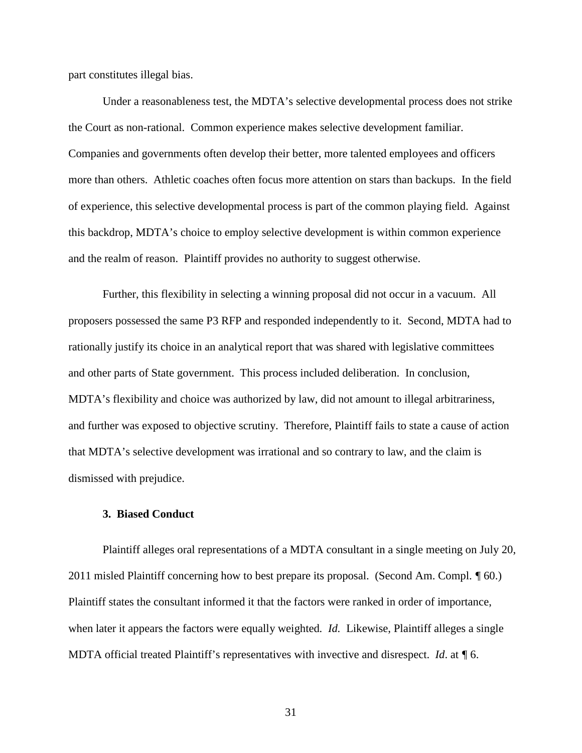part constitutes illegal bias.

Under a reasonableness test, the MDTA's selective developmental process does not strike the Court as non-rational. Common experience makes selective development familiar. Companies and governments often develop their better, more talented employees and officers more than others. Athletic coaches often focus more attention on stars than backups. In the field of experience, this selective developmental process is part of the common playing field. Against this backdrop, MDTA's choice to employ selective development is within common experience and the realm of reason. Plaintiff provides no authority to suggest otherwise.

Further, this flexibility in selecting a winning proposal did not occur in a vacuum. All proposers possessed the same P3 RFP and responded independently to it. Second, MDTA had to rationally justify its choice in an analytical report that was shared with legislative committees and other parts of State government. This process included deliberation. In conclusion, MDTA's flexibility and choice was authorized by law, did not amount to illegal arbitrariness, and further was exposed to objective scrutiny. Therefore, Plaintiff fails to state a cause of action that MDTA's selective development was irrational and so contrary to law, and the claim is dismissed with prejudice.

### 3. Biased Conduct

Plaintiff alleges oral representations of a MDTA consultant in a single meeting on July 20, 2011 misled Plaintiff concerning how to best prepare its proposal. (Second Am. Compl. ¶ 60.) Plaintiff states the consultant informed it that the factors were ranked in order of importance, when later it appears the factors were equally weighted. *Id.* Likewise, Plaintiff alleges a single MDTA official treated Plaintiff's representatives with invective and disrespect. *Id*. at ¶ 6.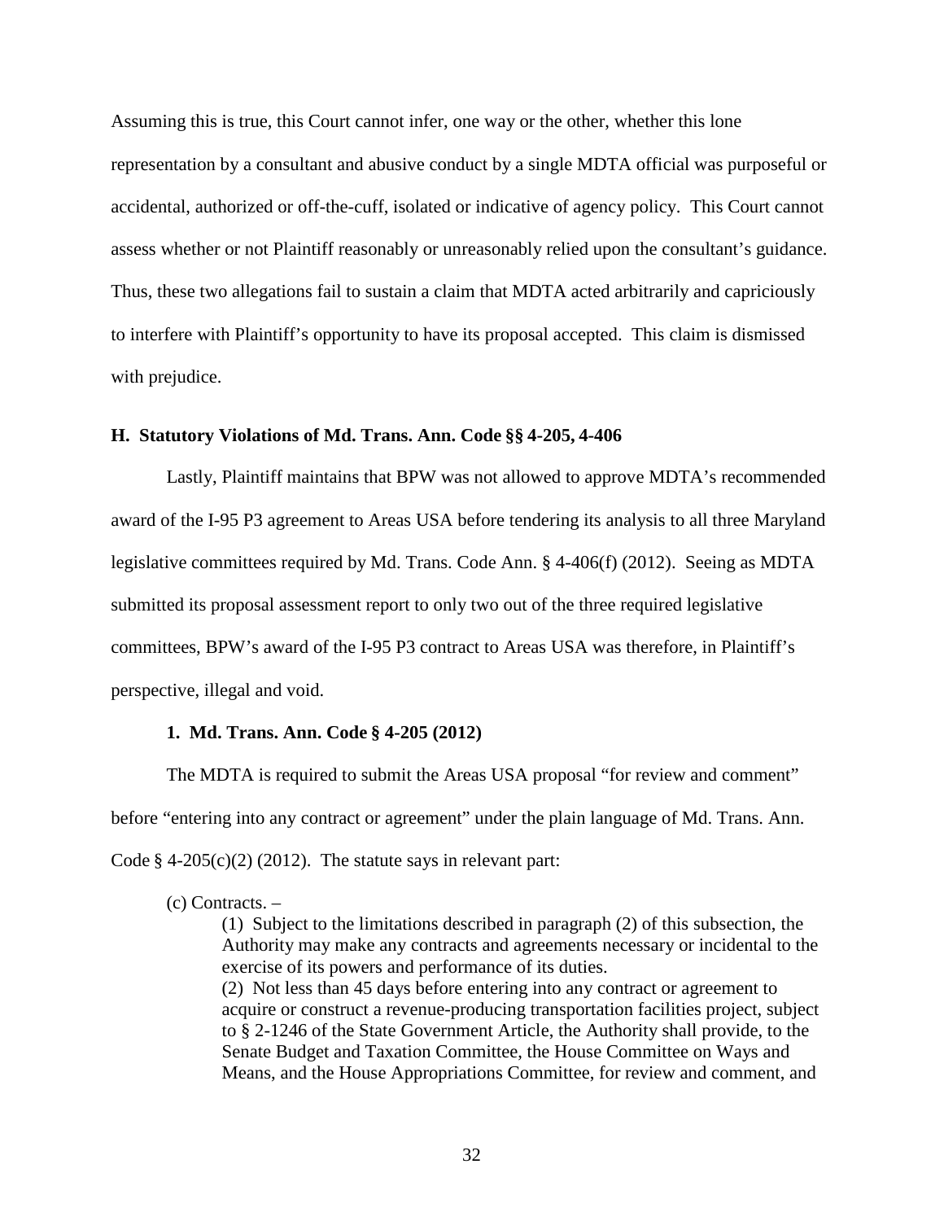Assuming this is true, this Court cannot infer, one way or the other, whether this lone representation by a consultant and abusive conduct by a single MDTA official was purposeful or accidental, authorized or off-the-cuff, isolated or indicative of agency policy. This Court cannot assess whether or not Plaintiff reasonably or unreasonably relied upon the consultant's guidance. Thus, these two allegations fail to sustain a claim that MDTA acted arbitrarily and capriciously to interfere with Plaintiff's opportunity to have its proposal accepted. This claim is dismissed with prejudice.

### H. Statutory Violations of Md. Trans. Ann. Code §§ 4-205, 4-406

Lastly, Plaintiff maintains that BPW was not allowed to approve MDTA's recommended award of the I-95 P3 agreement to Areas USA before tendering its analysis to all three Maryland legislative committees required by Md. Trans. Code Ann. § 4-406(f) (2012). Seeing as MDTA submitted its proposal assessment report to only two out of the three required legislative committees, BPW's award of the I-95 P3 contract to Areas USA was therefore, in Plaintiff's perspective, illegal and void.

#### 1. Md. Trans. Ann. Code § 4-205 (2012)

The MDTA is required to submit the Areas USA proposal "for review and comment" before "entering into any contract or agreement" under the plain language of Md. Trans. Ann. Code § 4-205(c)(2) (2012). The statute says in relevant part:

> (c) Contracts. –
>
> > (1) Subject to the limitations described in paragraph (2) of this subsection, the Authority may make any contracts and agreements necessary or incidental to the exercise of its powers and performance of its duties.
> >
> > (2) Not less than 45 days before entering into any contract or agreement to acquire or construct a revenue-producing transportation facilities project, subject to § 2-1246 of the State Government Article, the Authority shall provide, to the Senate Budget and Taxation Committee, the House Committee on Ways and Means, and the House Appropriations Committee, for review and comment, and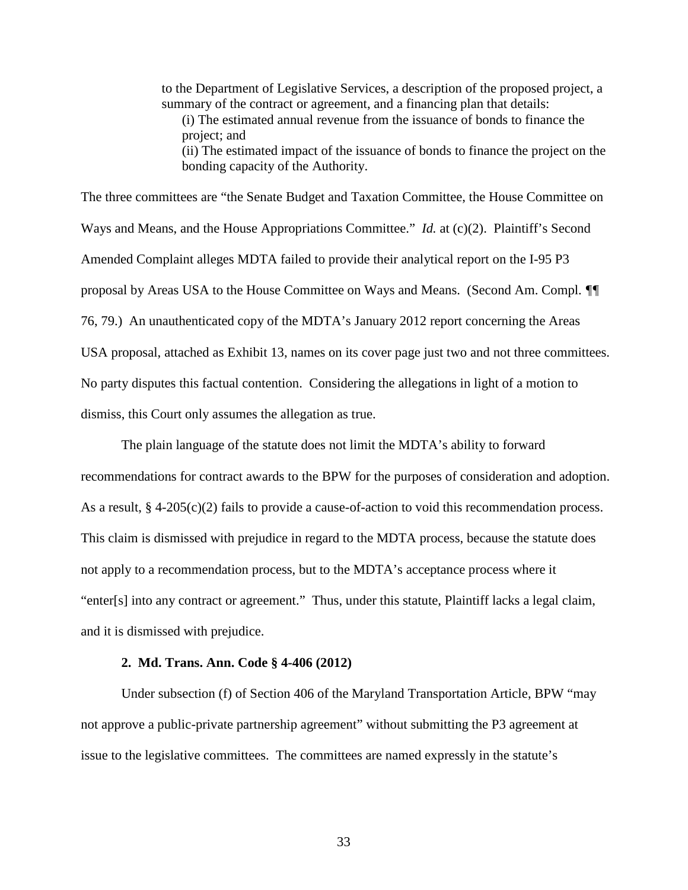> to the Department of Legislative Services, a description of the proposed project, a summary of the contract or agreement, and a financing plan that details:
>
> (i) The estimated annual revenue from the issuance of bonds to finance the project; and
>
> (ii) The estimated impact of the issuance of bonds to finance the project on the bonding capacity of the Authority.

The three committees are "the Senate Budget and Taxation Committee, the House Committee on Ways and Means, and the House Appropriations Committee." *Id.* at (c)(2). Plaintiff's Second Amended Complaint alleges MDTA failed to provide their analytical report on the I-95 P3 proposal by Areas USA to the House Committee on Ways and Means. (Second Am. Compl. ¶¶ 76, 79.) An unauthenticated copy of the MDTA's January 2012 report concerning the Areas USA proposal, attached as Exhibit 13, names on its cover page just two and not three committees. No party disputes this factual contention. Considering the allegations in light of a motion to dismiss, this Court only assumes the allegation as true.

The plain language of the statute does not limit the MDTA's ability to forward recommendations for contract awards to the BPW for the purposes of consideration and adoption. As a result, § 4-205(c)(2) fails to provide a cause-of-action to void this recommendation process. This claim is dismissed with prejudice in regard to the MDTA process, because the statute does not apply to a recommendation process, but to the MDTA's acceptance process where it "enter[s] into any contract or agreement." Thus, under this statute, Plaintiff lacks a legal claim, and it is dismissed with prejudice.

**2. Md. Trans. Ann. Code § 4-406 (2012)**

Under subsection (f) of Section 406 of the Maryland Transportation Article, BPW "may not approve a public-private partnership agreement" without submitting the P3 agreement at issue to the legislative committees. The committees are named expressly in the statute's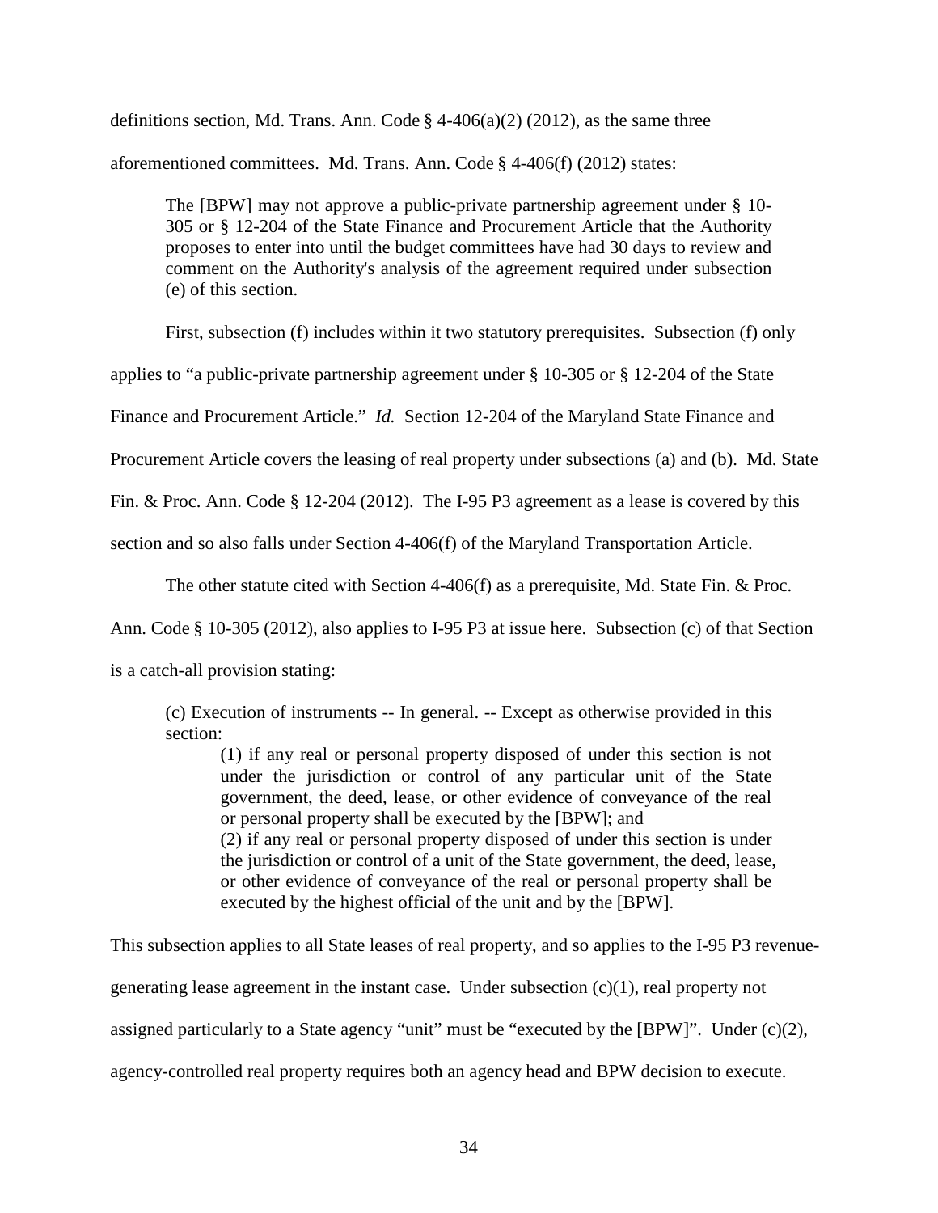definitions section, Md. Trans. Ann. Code § 4-406(a)(2) (2012), as the same three aforementioned committees. Md. Trans. Ann. Code § 4-406(f) (2012) states:

> The [BPW] may not approve a public-private partnership agreement under § 10-305 or § 12-204 of the State Finance and Procurement Article that the Authority proposes to enter into until the budget committees have had 30 days to review and comment on the Authority's analysis of the agreement required under subsection (e) of this section.

First, subsection (f) includes within it two statutory prerequisites. Subsection (f) only applies to "a public-private partnership agreement under § 10-305 or § 12-204 of the State Finance and Procurement Article." *Id.* Section 12-204 of the Maryland State Finance and Procurement Article covers the leasing of real property under subsections (a) and (b). Md. State Fin. & Proc. Ann. Code § 12-204 (2012). The I-95 P3 agreement as a lease is covered by this section and so also falls under Section 4-406(f) of the Maryland Transportation Article.

The other statute cited with Section 4-406(f) as a prerequisite, Md. State Fin. & Proc. Ann. Code § 10-305 (2012), also applies to I-95 P3 at issue here. Subsection (c) of that Section is a catch-all provision stating:

> (c) Execution of instruments -- In general. -- Except as otherwise provided in this section:
>
> > (1) if any real or personal property disposed of under this section is not under the jurisdiction or control of any particular unit of the State government, the deed, lease, or other evidence of conveyance of the real or personal property shall be executed by the [BPW]; and
> >
> > (2) if any real or personal property disposed of under this section is under the jurisdiction or control of a unit of the State government, the deed, lease, or other evidence of conveyance of the real or personal property shall be executed by the highest official of the unit and by the [BPW].

This subsection applies to all State leases of real property, and so applies to the I-95 P3 revenue-generating lease agreement in the instant case. Under subsection (c)(1), real property not assigned particularly to a State agency "unit" must be "executed by the [BPW]". Under (c)(2), agency-controlled real property requires both an agency head and BPW decision to execute.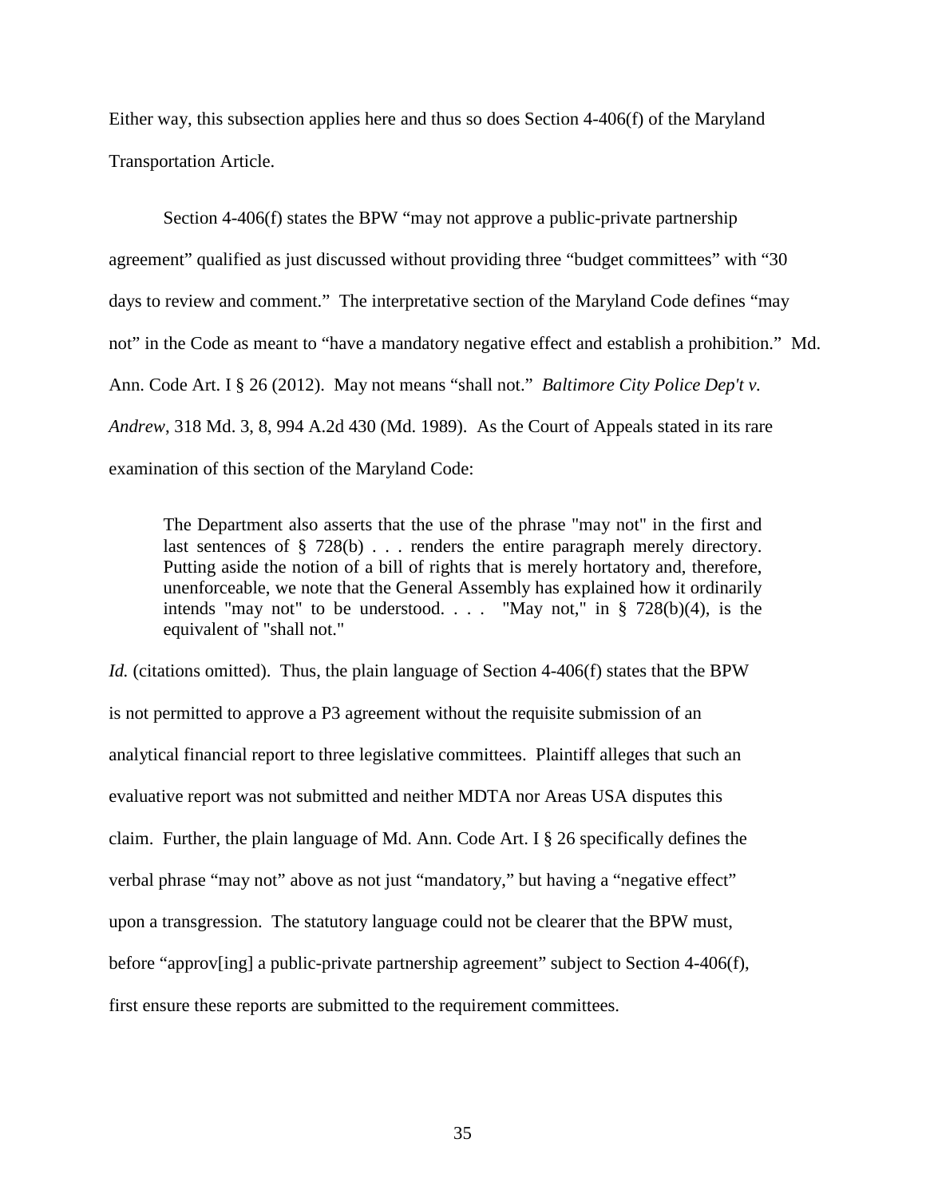Either way, this subsection applies here and thus so does Section 4-406(f) of the Maryland Transportation Article.

Section 4-406(f) states the BPW "may not approve a public-private partnership agreement" qualified as just discussed without providing three "budget committees" with "30 days to review and comment." The interpretative section of the Maryland Code defines "may not" in the Code as meant to "have a mandatory negative effect and establish a prohibition." Md. Ann. Code Art. I § 26 (2012). May not means "shall not." *Baltimore City Police Dep't v. Andrew*, 318 Md. 3, 8, 994 A.2d 430 (Md. 1989). As the Court of Appeals stated in its rare examination of this section of the Maryland Code:

> The Department also asserts that the use of the phrase "may not" in the first and last sentences of § 728(b) . . . renders the entire paragraph merely directory. Putting aside the notion of a bill of rights that is merely hortatory and, therefore, unenforceable, we note that the General Assembly has explained how it ordinarily intends "may not" to be understood. . . . "May not," in § 728(b)(4), is the equivalent of "shall not."

*Id.* (citations omitted). Thus, the plain language of Section 4-406(f) states that the BPW is not permitted to approve a P3 agreement without the requisite submission of an analytical financial report to three legislative committees. Plaintiff alleges that such an evaluative report was not submitted and neither MDTA nor Areas USA disputes this claim. Further, the plain language of Md. Ann. Code Art. I § 26 specifically defines the verbal phrase "may not" above as not just "mandatory," but having a "negative effect" upon a transgression. The statutory language could not be clearer that the BPW must, before "approv[ing] a public-private partnership agreement" subject to Section 4-406(f), first ensure these reports are submitted to the requirement committees.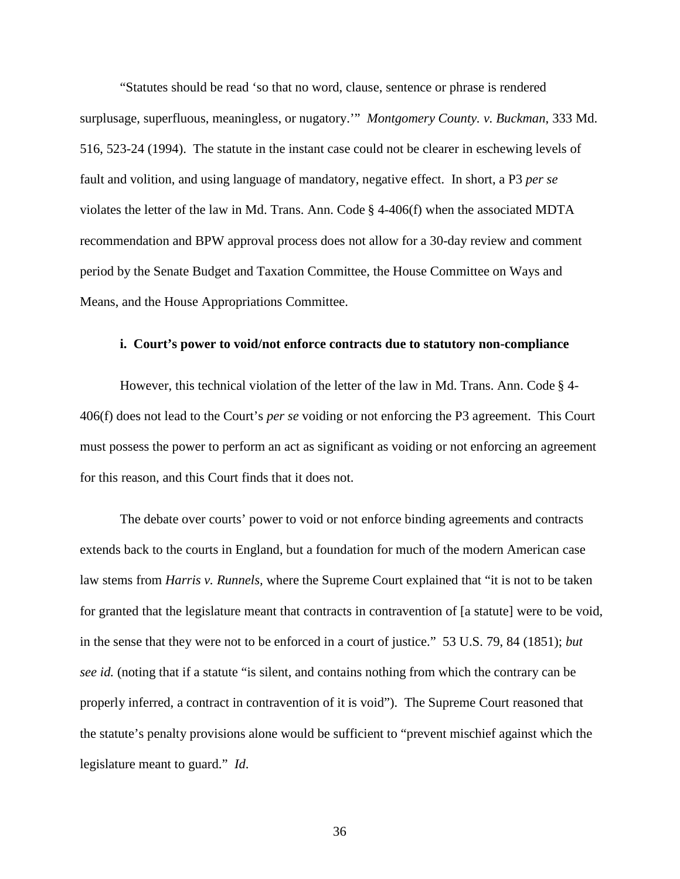"Statutes should be read 'so that no word, clause, sentence or phrase is rendered surplusage, superfluous, meaningless, or nugatory.'" *Montgomery County. v. Buckman*, 333 Md. 516, 523-24 (1994). The statute in the instant case could not be clearer in eschewing levels of fault and volition, and using language of mandatory, negative effect. In short, a P3 *per se* violates the letter of the law in Md. Trans. Ann. Code § 4-406(f) when the associated MDTA recommendation and BPW approval process does not allow for a 30-day review and comment period by the Senate Budget and Taxation Committee, the House Committee on Ways and Means, and the House Appropriations Committee.

#### i. Court's power to void/not enforce contracts due to statutory non-compliance

However, this technical violation of the letter of the law in Md. Trans. Ann. Code § 4-406(f) does not lead to the Court's *per se* voiding or not enforcing the P3 agreement. This Court must possess the power to perform an act as significant as voiding or not enforcing an agreement for this reason, and this Court finds that it does not.

The debate over courts' power to void or not enforce binding agreements and contracts extends back to the courts in England, but a foundation for much of the modern American case law stems from *Harris v. Runnels,* where the Supreme Court explained that "it is not to be taken for granted that the legislature meant that contracts in contravention of [a statute] were to be void, in the sense that they were not to be enforced in a court of justice." 53 U.S. 79, 84 (1851); *but see id.* (noting that if a statute "is silent, and contains nothing from which the contrary can be properly inferred, a contract in contravention of it is void"). The Supreme Court reasoned that the statute's penalty provisions alone would be sufficient to "prevent mischief against which the legislature meant to guard." *Id*.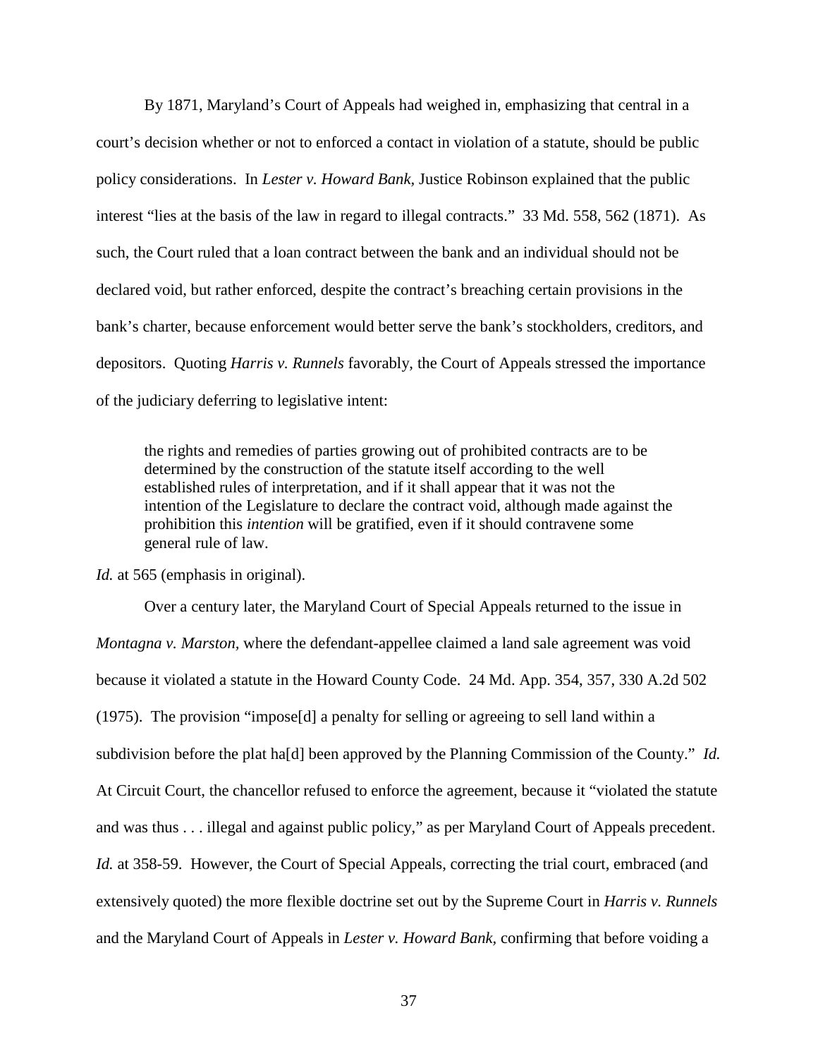By 1871, Maryland's Court of Appeals had weighed in, emphasizing that central in a court's decision whether or not to enforced a contact in violation of a statute, should be public policy considerations. In *Lester v. Howard Bank*, Justice Robinson explained that the public interest "lies at the basis of the law in regard to illegal contracts." 33 Md. 558, 562 (1871). As such, the Court ruled that a loan contract between the bank and an individual should not be declared void, but rather enforced, despite the contract's breaching certain provisions in the bank's charter, because enforcement would better serve the bank's stockholders, creditors, and depositors. Quoting *Harris v. Runnels* favorably, the Court of Appeals stressed the importance of the judiciary deferring to legislative intent:

> the rights and remedies of parties growing out of prohibited contracts are to be determined by the construction of the statute itself according to the well established rules of interpretation, and if it shall appear that it was not the intention of the Legislature to declare the contract void, although made against the prohibition this *intention* will be gratified, even if it should contravene some general rule of law.

*Id.* at 565 (emphasis in original).

Over a century later, the Maryland Court of Special Appeals returned to the issue in *Montagna v. Marston*, where the defendant-appellee claimed a land sale agreement was void because it violated a statute in the Howard County Code. 24 Md. App. 354, 357, 330 A.2d 502 (1975). The provision "impose[d] a penalty for selling or agreeing to sell land within a subdivision before the plat ha[d] been approved by the Planning Commission of the County." *Id.* At Circuit Court, the chancellor refused to enforce the agreement, because it "violated the statute and was thus . . . illegal and against public policy," as per Maryland Court of Appeals precedent. *Id.* at 358-59. However, the Court of Special Appeals, correcting the trial court, embraced (and extensively quoted) the more flexible doctrine set out by the Supreme Court in *Harris v. Runnels* and the Maryland Court of Appeals in *Lester v. Howard Bank*, confirming that before voiding a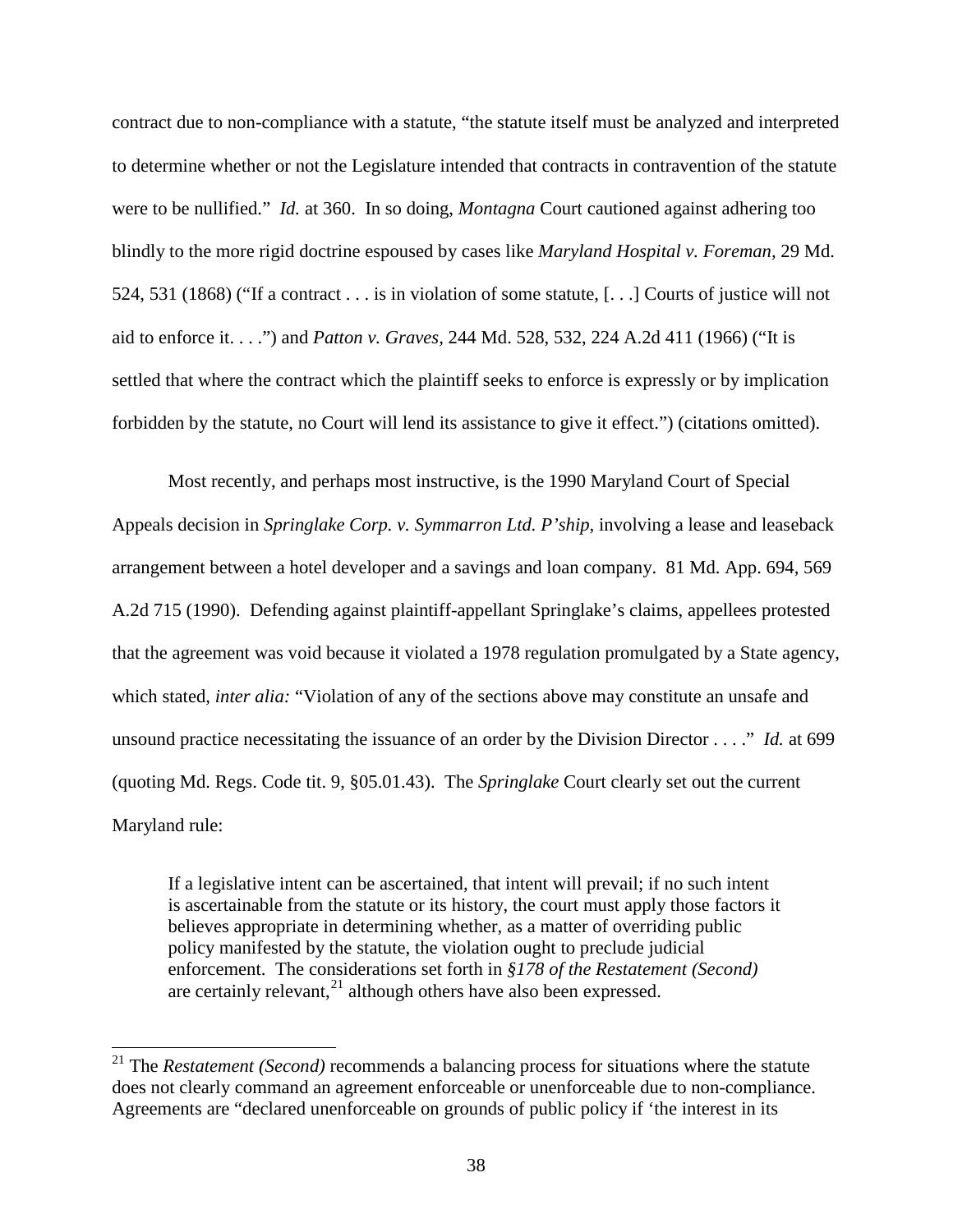contract due to non-compliance with a statute, "the statute itself must be analyzed and interpreted to determine whether or not the Legislature intended that contracts in contravention of the statute were to be nullified." *Id.* at 360. In so doing, *Montagna* Court cautioned against adhering too blindly to the more rigid doctrine espoused by cases like *Maryland Hospital v. Foreman,* 29 Md. 524, 531 (1868) ("If a contract . . . is in violation of some statute, [. . .] Courts of justice will not aid to enforce it. . . .") and *Patton v. Graves,* 244 Md. 528, 532, 224 A.2d 411 (1966) ("It is settled that where the contract which the plaintiff seeks to enforce is expressly or by implication forbidden by the statute, no Court will lend its assistance to give it effect.") (citations omitted).

Most recently, and perhaps most instructive, is the 1990 Maryland Court of Special Appeals decision in *Springlake Corp. v. Symmarron Ltd. P'ship,* involving a lease and leaseback arrangement between a hotel developer and a savings and loan company. 81 Md. App. 694, 569 A.2d 715 (1990). Defending against plaintiff-appellant Springlake's claims, appellees protested that the agreement was void because it violated a 1978 regulation promulgated by a State agency, which stated, *inter alia:* "Violation of any of the sections above may constitute an unsafe and unsound practice necessitating the issuance of an order by the Division Director . . . ." *Id.* at 699 (quoting Md. Regs. Code tit. 9, §05.01.43). The *Springlake* Court clearly set out the current Maryland rule:

> If a legislative intent can be ascertained, that intent will prevail; if no such intent is ascertainable from the statute or its history, the court must apply those factors it believes appropriate in determining whether, as a matter of overriding public policy manifested by the statute, the violation ought to preclude judicial enforcement. The considerations set forth in *§178 of the Restatement (Second)* are certainly relevant,[21] although others have also been expressed.

---

[21] The *Restatement (Second)* recommends a balancing process for situations where the statute does not clearly command an agreement enforceable or unenforceable due to non-compliance. Agreements are "declared unenforceable on grounds of public policy if 'the interest in its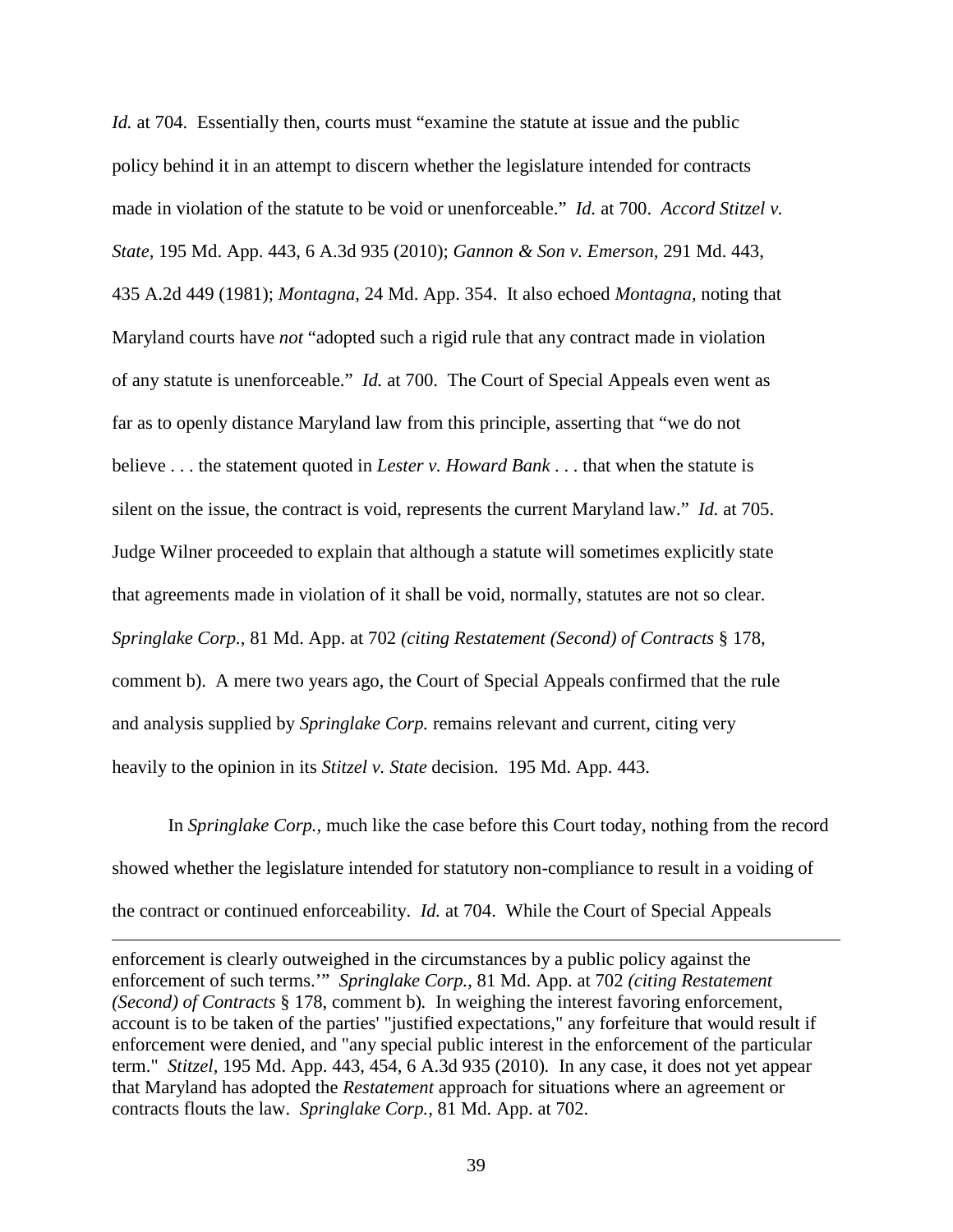*Id.* at 704. Essentially then, courts must "examine the statute at issue and the public policy behind it in an attempt to discern whether the legislature intended for contracts made in violation of the statute to be void or unenforceable." *Id.* at 700. *Accord Stitzel v. State*, 195 Md. App. 443, 6 A.3d 935 (2010); *Gannon & Son v. Emerson*, 291 Md. 443, 435 A.2d 449 (1981); *Montagna*, 24 Md. App. 354. It also echoed *Montagna*, noting that Maryland courts have *not* "adopted such a rigid rule that any contract made in violation of any statute is unenforceable." *Id.* at 700. The Court of Special Appeals even went as far as to openly distance Maryland law from this principle, asserting that "we do not believe . . . the statement quoted in *Lester v. Howard Bank* . . . that when the statute is silent on the issue, the contract is void, represents the current Maryland law." *Id.* at 705. Judge Wilner proceeded to explain that although a statute will sometimes explicitly state that agreements made in violation of it shall be void, normally, statutes are not so clear. *Springlake Corp.,* 81 Md. App. at 702 *(citing Restatement (Second) of Contracts* § 178, comment b). A mere two years ago, the Court of Special Appeals confirmed that the rule and analysis supplied by *Springlake Corp.* remains relevant and current, citing very heavily to the opinion in its *Stitzel v. State* decision. 195 Md. App. 443.

In *Springlake Corp.,* much like the case before this Court today, nothing from the record showed whether the legislature intended for statutory non-compliance to result in a voiding of the contract or continued enforceability. *Id.* at 704. While the Court of Special Appeals

---

enforcement is clearly outweighed in the circumstances by a public policy against the enforcement of such terms.'" *Springlake Corp.,* 81 Md. App. at 702 *(citing Restatement (Second) of Contracts* § 178, comment b). In weighing the interest favoring enforcement, account is to be taken of the parties' "justified expectations," any forfeiture that would result if enforcement were denied, and "any special public interest in the enforcement of the particular term." *Stitzel*, 195 Md. App. 443, 454, 6 A.3d 935 (2010). In any case, it does not yet appear that Maryland has adopted the *Restatement* approach for situations where an agreement or contracts flouts the law. *Springlake Corp.,* 81 Md. App. at 702.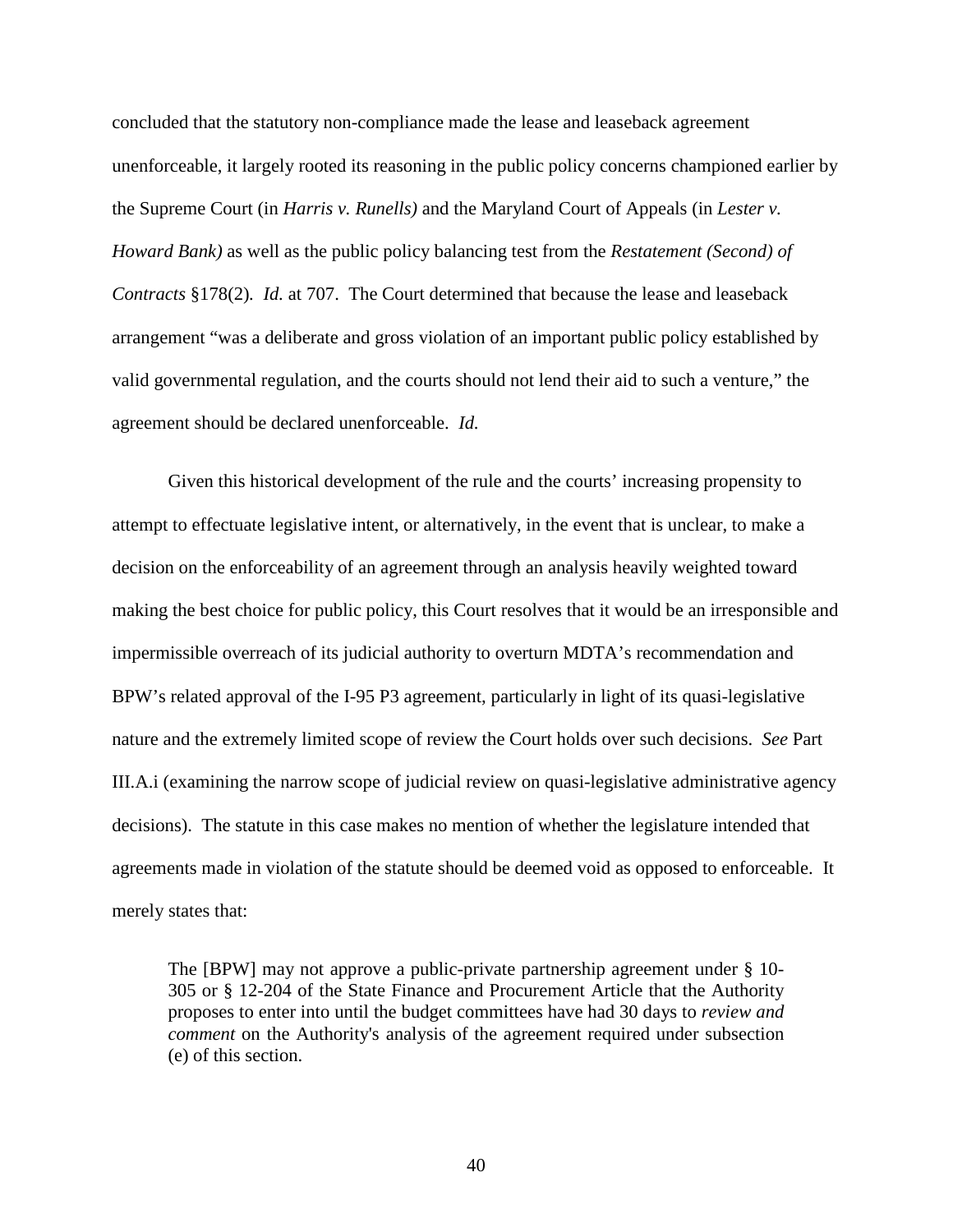concluded that the statutory non-compliance made the lease and leaseback agreement unenforceable, it largely rooted its reasoning in the public policy concerns championed earlier by the Supreme Court (in *Harris v. Runells)* and the Maryland Court of Appeals (in *Lester v. Howard Bank)* as well as the public policy balancing test from the *Restatement (Second) of Contracts* §178(2). *Id.* at 707. The Court determined that because the lease and leaseback arrangement "was a deliberate and gross violation of an important public policy established by valid governmental regulation, and the courts should not lend their aid to such a venture," the agreement should be declared unenforceable. *Id.*

Given this historical development of the rule and the courts' increasing propensity to attempt to effectuate legislative intent, or alternatively, in the event that is unclear, to make a decision on the enforceability of an agreement through an analysis heavily weighted toward making the best choice for public policy, this Court resolves that it would be an irresponsible and impermissible overreach of its judicial authority to overturn MDTA's recommendation and BPW's related approval of the I-95 P3 agreement, particularly in light of its quasi-legislative nature and the extremely limited scope of review the Court holds over such decisions. *See* Part III.A.i (examining the narrow scope of judicial review on quasi-legislative administrative agency decisions). The statute in this case makes no mention of whether the legislature intended that agreements made in violation of the statute should be deemed void as opposed to enforceable. It merely states that:

> The [BPW] may not approve a public-private partnership agreement under § 10-305 or § 12-204 of the State Finance and Procurement Article that the Authority proposes to enter into until the budget committees have had 30 days to *review and comment* on the Authority's analysis of the agreement required under subsection (e) of this section.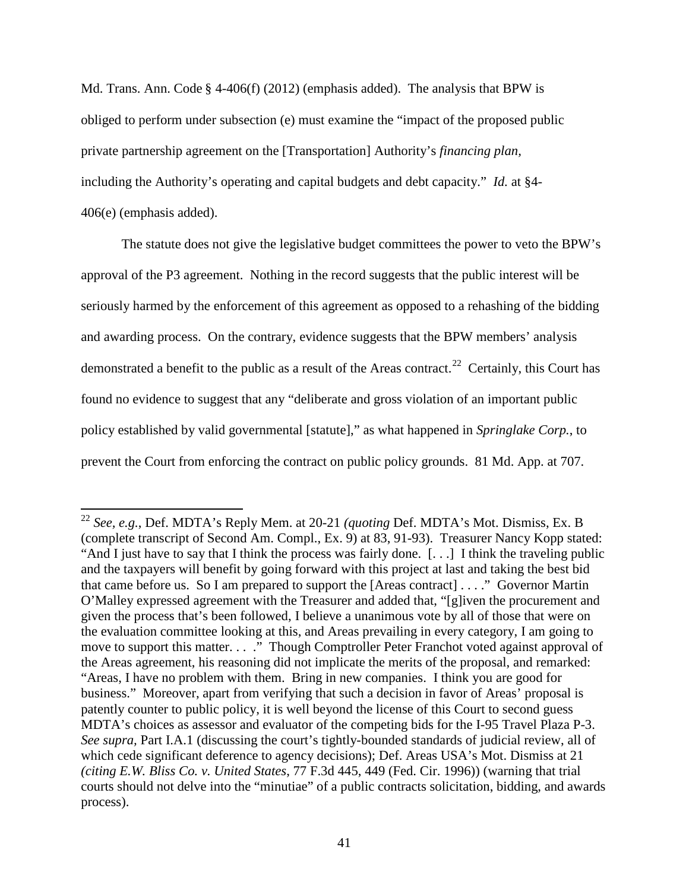Md. Trans. Ann. Code § 4-406(f) (2012) (emphasis added). The analysis that BPW is obliged to perform under subsection (e) must examine the "impact of the proposed public private partnership agreement on the [Transportation] Authority's *financing plan*, including the Authority's operating and capital budgets and debt capacity." *Id.* at §4-406(e) (emphasis added).

The statute does not give the legislative budget committees the power to veto the BPW's approval of the P3 agreement. Nothing in the record suggests that the public interest will be seriously harmed by the enforcement of this agreement as opposed to a rehashing of the bidding and awarding process. On the contrary, evidence suggests that the BPW members' analysis demonstrated a benefit to the public as a result of the Areas contract.[22] Certainly, this Court has found no evidence to suggest that any "deliberate and gross violation of an important public policy established by valid governmental [statute]," as what happened in *Springlake Corp.*, to prevent the Court from enforcing the contract on public policy grounds. 81 Md. App. at 707.

---

[22] *See, e.g.*, Def. MDTA's Reply Mem. at 20-21 *(quoting* Def. MDTA's Mot. Dismiss, Ex. B (complete transcript of Second Am. Compl., Ex. 9) at 83, 91-93). Treasurer Nancy Kopp stated: "And I just have to say that I think the process was fairly done. [. . .] I think the traveling public and the taxpayers will benefit by going forward with this project at last and taking the best bid that came before us. So I am prepared to support the [Areas contract] . . . ." Governor Martin O'Malley expressed agreement with the Treasurer and added that, "[g]iven the procurement and given the process that's been followed, I believe a unanimous vote by all of those that were on the evaluation committee looking at this, and Areas prevailing in every category, I am going to move to support this matter. . . ." Though Comptroller Peter Franchot voted against approval of the Areas agreement, his reasoning did not implicate the merits of the proposal, and remarked: "Areas, I have no problem with them. Bring in new companies. I think you are good for business." Moreover, apart from verifying that such a decision in favor of Areas' proposal is patently counter to public policy, it is well beyond the license of this Court to second guess MDTA's choices as assessor and evaluator of the competing bids for the I-95 Travel Plaza P-3. *See supra,* Part I.A.1 (discussing the court's tightly-bounded standards of judicial review, all of which cede significant deference to agency decisions); Def. Areas USA's Mot. Dismiss at 21 *(citing E.W. Bliss Co. v. United States*, 77 F.3d 445, 449 (Fed. Cir. 1996)) (warning that trial courts should not delve into the "minutiae" of a public contracts solicitation, bidding, and awards process).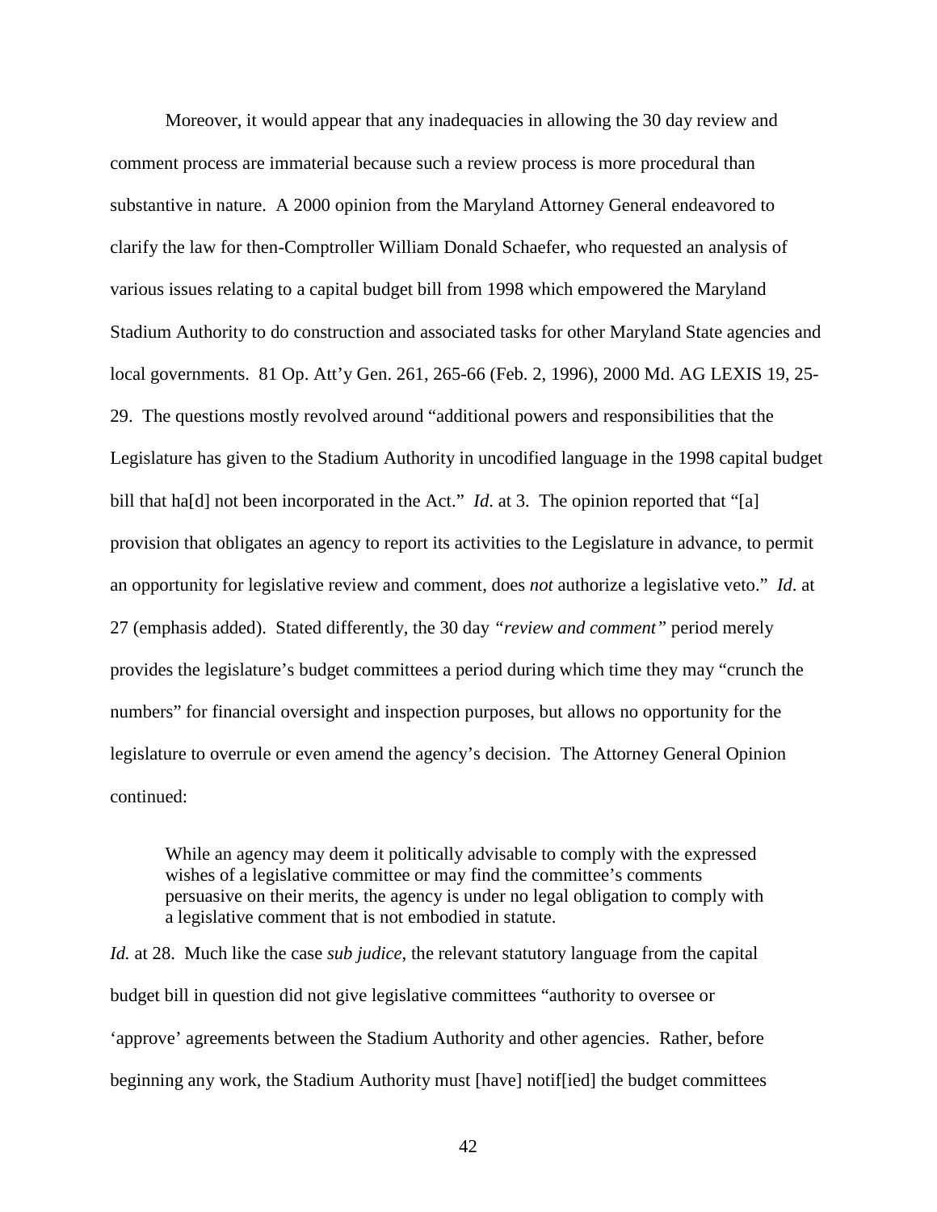Moreover, it would appear that any inadequacies in allowing the 30 day review and comment process are immaterial because such a review process is more procedural than substantive in nature. A 2000 opinion from the Maryland Attorney General endeavored to clarify the law for then-Comptroller William Donald Schaefer, who requested an analysis of various issues relating to a capital budget bill from 1998 which empowered the Maryland Stadium Authority to do construction and associated tasks for other Maryland State agencies and local governments. 81 Op. Att'y Gen. 261, 265-66 (Feb. 2, 1996), 2000 Md. AG LEXIS 19, 25-29. The questions mostly revolved around "additional powers and responsibilities that the Legislature has given to the Stadium Authority in uncodified language in the 1998 capital budget bill that ha[d] not been incorporated in the Act." *Id*. at 3. The opinion reported that "[a] provision that obligates an agency to report its activities to the Legislature in advance, to permit an opportunity for legislative review and comment, does *not* authorize a legislative veto." *Id*. at 27 (emphasis added). Stated differently, the 30 day *"review and comment"* period merely provides the legislature's budget committees a period during which time they may "crunch the numbers" for financial oversight and inspection purposes, but allows no opportunity for the legislature to overrule or even amend the agency's decision. The Attorney General Opinion continued:

> While an agency may deem it politically advisable to comply with the expressed wishes of a legislative committee or may find the committee's comments persuasive on their merits, the agency is under no legal obligation to comply with a legislative comment that is not embodied in statute.

*Id.* at 28. Much like the case *sub judice*, the relevant statutory language from the capital budget bill in question did not give legislative committees "authority to oversee or 'approve' agreements between the Stadium Authority and other agencies. Rather, before beginning any work, the Stadium Authority must [have] notif[ied] the budget committees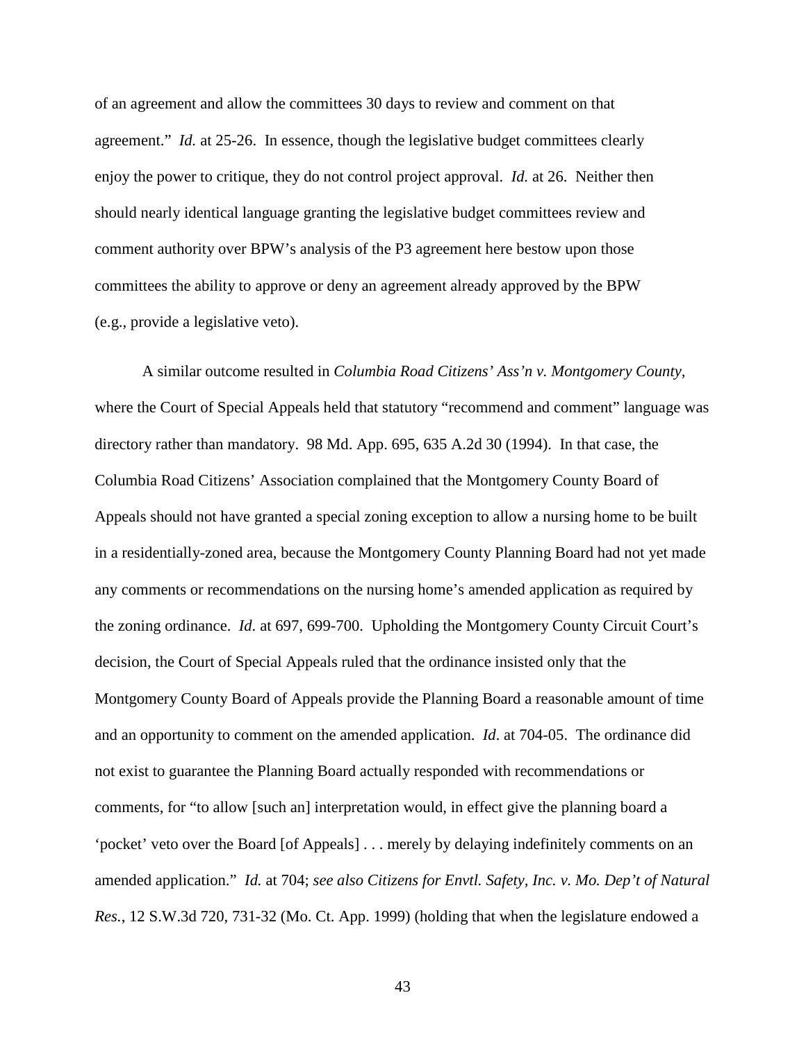of an agreement and allow the committees 30 days to review and comment on that agreement." *Id.* at 25-26. In essence, though the legislative budget committees clearly enjoy the power to critique, they do not control project approval. *Id.* at 26. Neither then should nearly identical language granting the legislative budget committees review and comment authority over BPW's analysis of the P3 agreement here bestow upon those committees the ability to approve or deny an agreement already approved by the BPW (e.g., provide a legislative veto).

A similar outcome resulted in *Columbia Road Citizens' Ass'n v. Montgomery County*, where the Court of Special Appeals held that statutory "recommend and comment" language was directory rather than mandatory. 98 Md. App. 695, 635 A.2d 30 (1994). In that case, the Columbia Road Citizens' Association complained that the Montgomery County Board of Appeals should not have granted a special zoning exception to allow a nursing home to be built in a residentially-zoned area, because the Montgomery County Planning Board had not yet made any comments or recommendations on the nursing home's amended application as required by the zoning ordinance. *Id*. at 697, 699-700. Upholding the Montgomery County Circuit Court's decision, the Court of Special Appeals ruled that the ordinance insisted only that the Montgomery County Board of Appeals provide the Planning Board a reasonable amount of time and an opportunity to comment on the amended application. *Id*. at 704-05. The ordinance did not exist to guarantee the Planning Board actually responded with recommendations or comments, for "to allow [such an] interpretation would, in effect give the planning board a 'pocket' veto over the Board [of Appeals] . . . merely by delaying indefinitely comments on an amended application." *Id.* at 704; *see also Citizens for Envtl. Safety, Inc. v. Mo. Dep't of Natural Res.*, 12 S.W.3d 720, 731-32 (Mo. Ct. App. 1999) (holding that when the legislature endowed a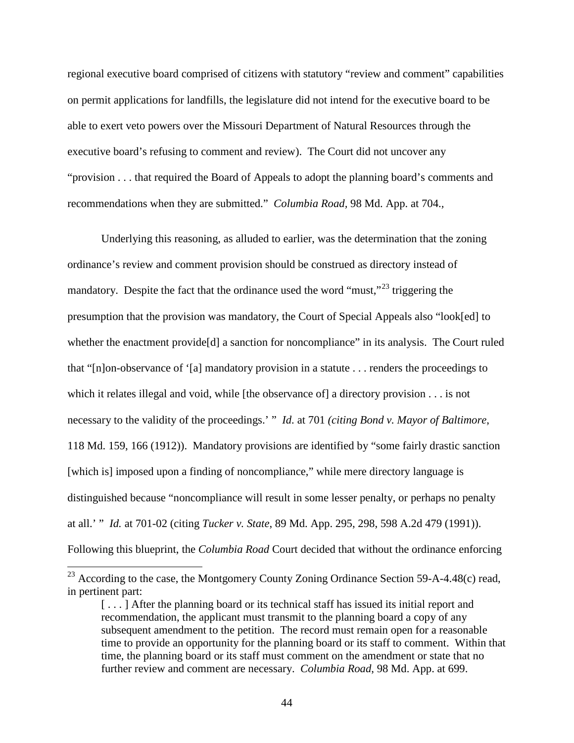regional executive board comprised of citizens with statutory "review and comment" capabilities on permit applications for landfills, the legislature did not intend for the executive board to be able to exert veto powers over the Missouri Department of Natural Resources through the executive board's refusing to comment and review). The Court did not uncover any "provision . . . that required the Board of Appeals to adopt the planning board's comments and recommendations when they are submitted." *Columbia Road*, 98 Md. App. at 704.,

Underlying this reasoning, as alluded to earlier, was the determination that the zoning ordinance's review and comment provision should be construed as directory instead of mandatory. Despite the fact that the ordinance used the word "must,"[23] triggering the presumption that the provision was mandatory, the Court of Special Appeals also "look[ed] to whether the enactment provide[d] a sanction for noncompliance" in its analysis. The Court ruled that "[n]on-observance of '[a] mandatory provision in a statute . . . renders the proceedings to which it relates illegal and void, while [the observance of] a directory provision . . . is not necessary to the validity of the proceedings.' " *Id.* at 701 *(citing Bond v. Mayor of Baltimore*, 118 Md. 159, 166 (1912)). Mandatory provisions are identified by "some fairly drastic sanction [which is] imposed upon a finding of noncompliance," while mere directory language is distinguished because "noncompliance will result in some lesser penalty, or perhaps no penalty at all.' " *Id.* at 701-02 (citing *Tucker v. State*, 89 Md. App. 295, 298, 598 A.2d 479 (1991)). Following this blueprint, the *Columbia Road* Court decided that without the ordinance enforcing

---

[23] According to the case, the Montgomery County Zoning Ordinance Section 59-A-4.48(c) read, in pertinent part:

> [ . . . ] After the planning board or its technical staff has issued its initial report and recommendation, the applicant must transmit to the planning board a copy of any subsequent amendment to the petition. The record must remain open for a reasonable time to provide an opportunity for the planning board or its staff to comment. Within that time, the planning board or its staff must comment on the amendment or state that no further review and comment are necessary. *Columbia Road*, 98 Md. App. at 699.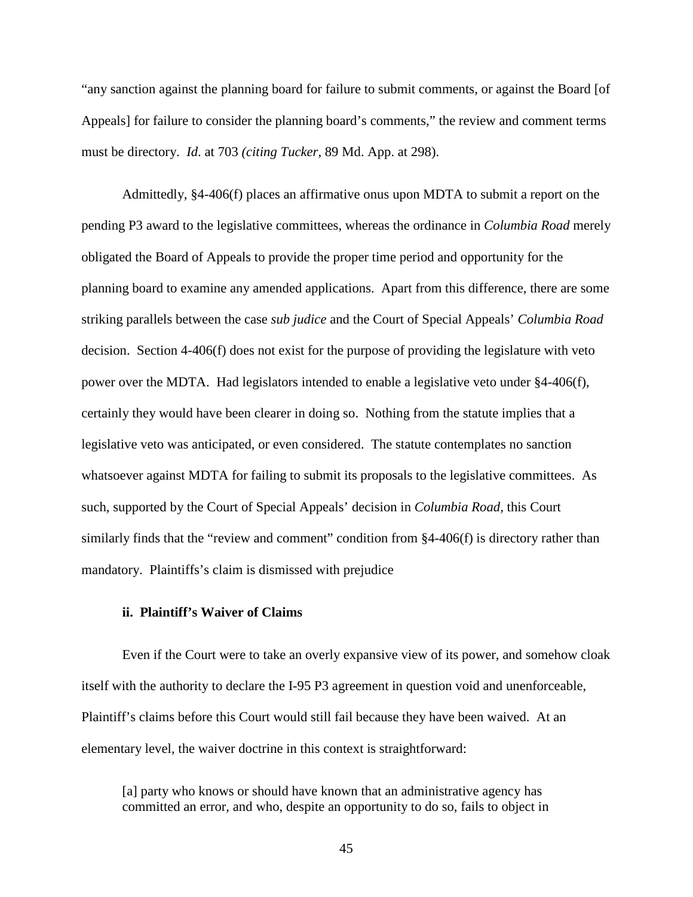"any sanction against the planning board for failure to submit comments, or against the Board [of Appeals] for failure to consider the planning board's comments," the review and comment terms must be directory. *Id*. at 703 *(citing Tucker*, 89 Md. App. at 298).

Admittedly, §4-406(f) places an affirmative onus upon MDTA to submit a report on the pending P3 award to the legislative committees, whereas the ordinance in *Columbia Road* merely obligated the Board of Appeals to provide the proper time period and opportunity for the planning board to examine any amended applications. Apart from this difference, there are some striking parallels between the case *sub judice* and the Court of Special Appeals' *Columbia Road* decision. Section 4-406(f) does not exist for the purpose of providing the legislature with veto power over the MDTA. Had legislators intended to enable a legislative veto under §4-406(f), certainly they would have been clearer in doing so. Nothing from the statute implies that a legislative veto was anticipated, or even considered. The statute contemplates no sanction whatsoever against MDTA for failing to submit its proposals to the legislative committees. As such, supported by the Court of Special Appeals' decision in *Columbia Road*, this Court similarly finds that the "review and comment" condition from §4-406(f) is directory rather than mandatory. Plaintiffs's claim is dismissed with prejudice

**ii. Plaintiff's Waiver of Claims**

Even if the Court were to take an overly expansive view of its power, and somehow cloak itself with the authority to declare the I-95 P3 agreement in question void and unenforceable, Plaintiff's claims before this Court would still fail because they have been waived. At an elementary level, the waiver doctrine in this context is straightforward:

> [a] party who knows or should have known that an administrative agency has committed an error, and who, despite an opportunity to do so, fails to object in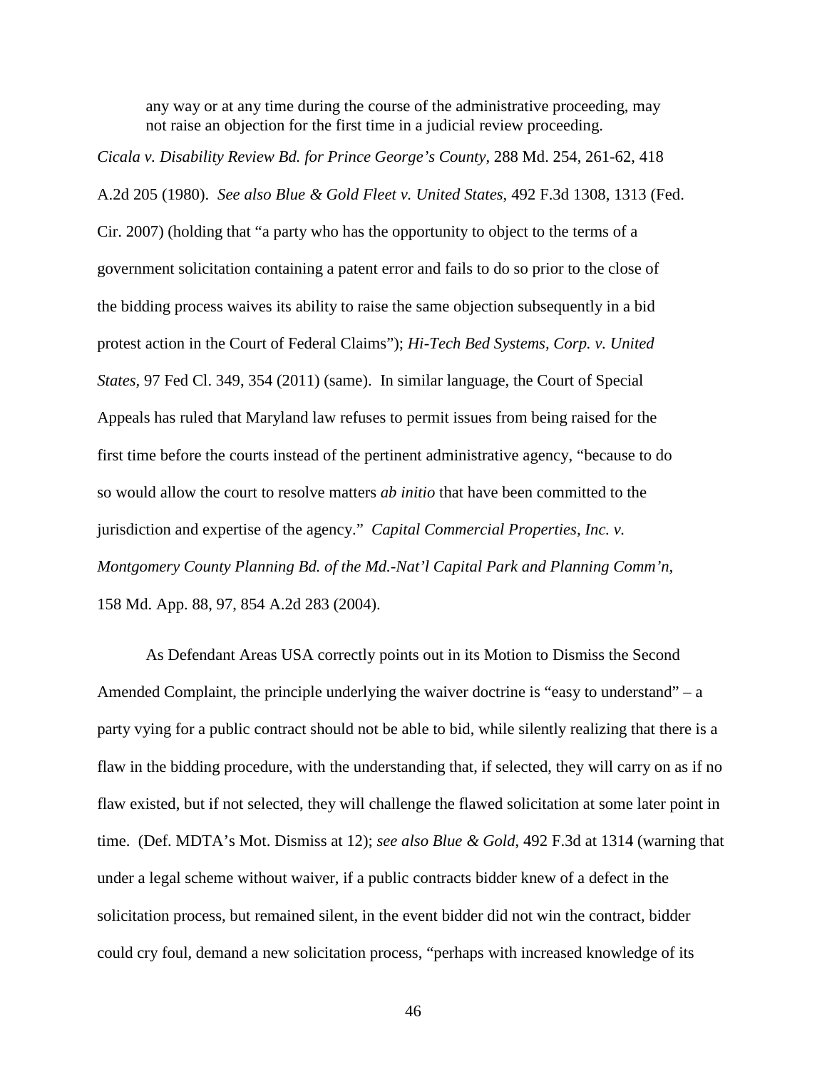> any way or at any time during the course of the administrative proceeding, may not raise an objection for the first time in a judicial review proceeding.

*Cicala v. Disability Review Bd. for Prince George's County*, 288 Md. 254, 261-62, 418 A.2d 205 (1980). *See also Blue & Gold Fleet v. United States,* 492 F.3d 1308, 1313 (Fed. Cir. 2007) (holding that "a party who has the opportunity to object to the terms of a government solicitation containing a patent error and fails to do so prior to the close of the bidding process waives its ability to raise the same objection subsequently in a bid protest action in the Court of Federal Claims"); *Hi-Tech Bed Systems, Corp. v. United States,* 97 Fed Cl. 349, 354 (2011) (same). In similar language, the Court of Special Appeals has ruled that Maryland law refuses to permit issues from being raised for the first time before the courts instead of the pertinent administrative agency, "because to do so would allow the court to resolve matters *ab initio* that have been committed to the jurisdiction and expertise of the agency." *Capital Commercial Properties, Inc. v. Montgomery County Planning Bd. of the Md.-Nat'l Capital Park and Planning Comm'n,* 158 Md. App. 88, 97, 854 A.2d 283 (2004).

As Defendant Areas USA correctly points out in its Motion to Dismiss the Second Amended Complaint, the principle underlying the waiver doctrine is "easy to understand" – a party vying for a public contract should not be able to bid, while silently realizing that there is a flaw in the bidding procedure, with the understanding that, if selected, they will carry on as if no flaw existed, but if not selected, they will challenge the flawed solicitation at some later point in time. (Def. MDTA's Mot. Dismiss at 12); *see also Blue & Gold*, 492 F.3d at 1314 (warning that under a legal scheme without waiver, if a public contracts bidder knew of a defect in the solicitation process, but remained silent, in the event bidder did not win the contract, bidder could cry foul, demand a new solicitation process, "perhaps with increased knowledge of its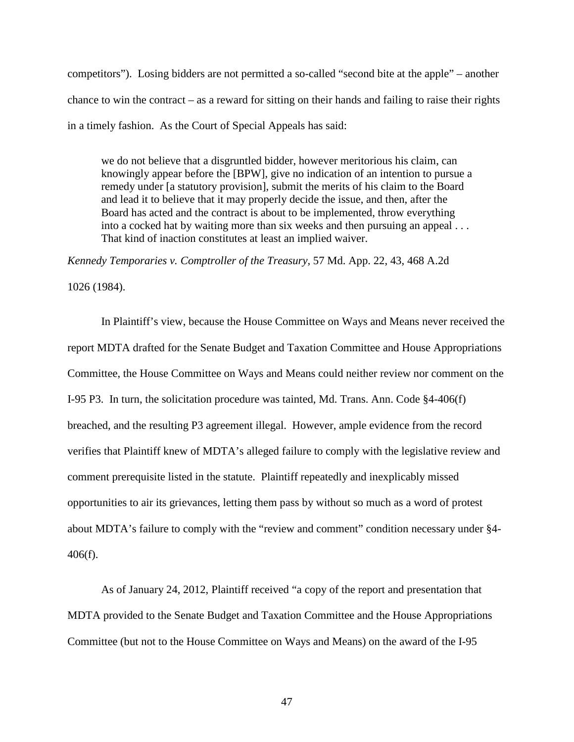competitors"). Losing bidders are not permitted a so-called "second bite at the apple" – another chance to win the contract – as a reward for sitting on their hands and failing to raise their rights in a timely fashion. As the Court of Special Appeals has said:

> we do not believe that a disgruntled bidder, however meritorious his claim, can knowingly appear before the [BPW], give no indication of an intention to pursue a remedy under [a statutory provision], submit the merits of his claim to the Board and lead it to believe that it may properly decide the issue, and then, after the Board has acted and the contract is about to be implemented, throw everything into a cocked hat by waiting more than six weeks and then pursuing an appeal . . . That kind of inaction constitutes at least an implied waiver.

*Kennedy Temporaries v. Comptroller of the Treasury*, 57 Md. App. 22, 43, 468 A.2d 1026 (1984).

In Plaintiff's view, because the House Committee on Ways and Means never received the report MDTA drafted for the Senate Budget and Taxation Committee and House Appropriations Committee, the House Committee on Ways and Means could neither review nor comment on the I-95 P3. In turn, the solicitation procedure was tainted, Md. Trans. Ann. Code §4-406(f) breached, and the resulting P3 agreement illegal. However, ample evidence from the record verifies that Plaintiff knew of MDTA's alleged failure to comply with the legislative review and comment prerequisite listed in the statute. Plaintiff repeatedly and inexplicably missed opportunities to air its grievances, letting them pass by without so much as a word of protest about MDTA's failure to comply with the "review and comment" condition necessary under §4-406(f).

As of January 24, 2012, Plaintiff received "a copy of the report and presentation that MDTA provided to the Senate Budget and Taxation Committee and the House Appropriations Committee (but not to the House Committee on Ways and Means) on the award of the I-95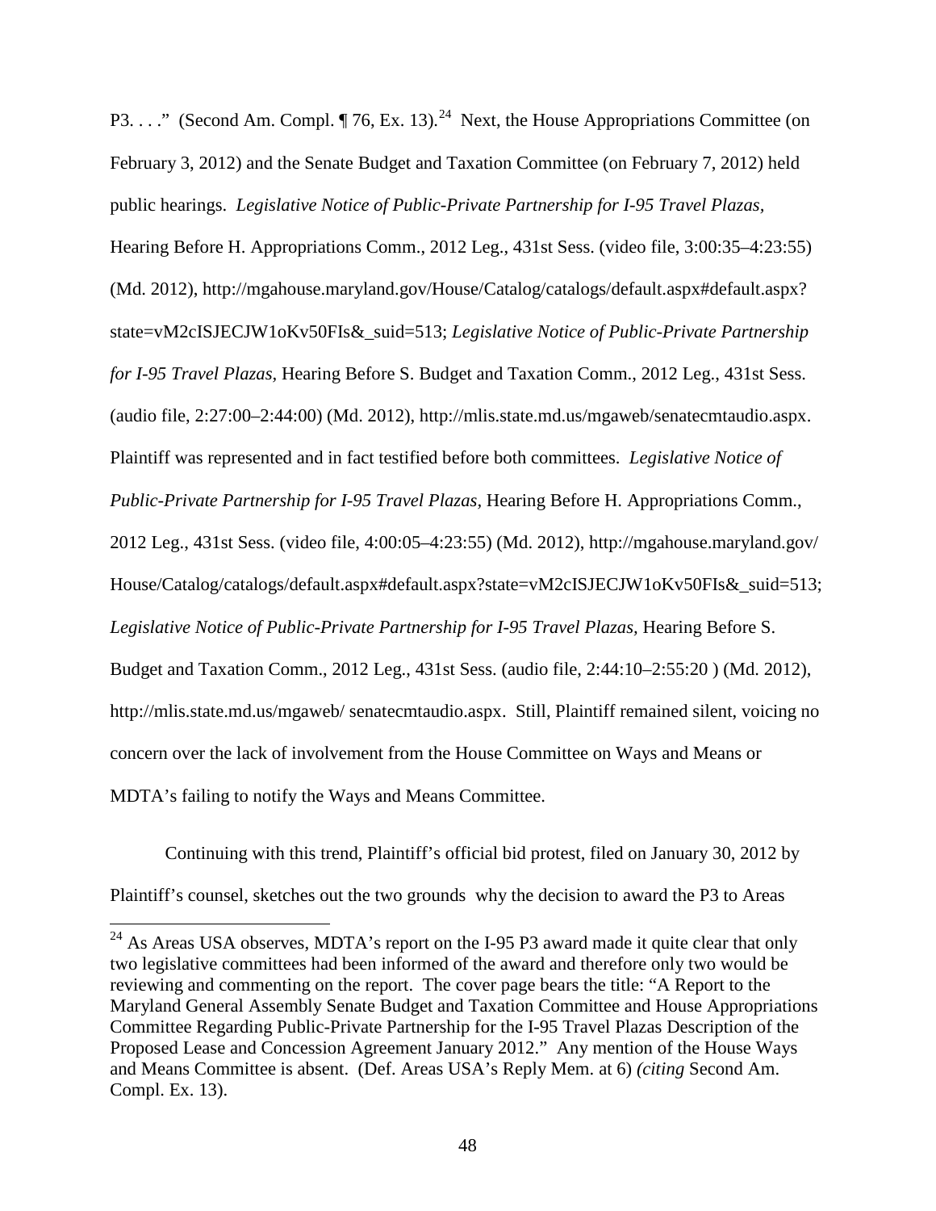P3. . . ." (Second Am. Compl. ¶ 76, Ex. 13).[24] Next, the House Appropriations Committee (on February 3, 2012) and the Senate Budget and Taxation Committee (on February 7, 2012) held public hearings. *Legislative Notice of Public-Private Partnership for I-95 Travel Plazas*, Hearing Before H. Appropriations Comm., 2012 Leg., 431st Sess. (video file, 3:00:35–4:23:55) (Md. 2012), http://mgahouse.maryland.gov/House/Catalog/catalogs/default.aspx#default.aspx?state=vM2cISJECJW1oKv50FIs&_suid=513; *Legislative Notice of Public-Private Partnership for I-95 Travel Plazas*, Hearing Before S. Budget and Taxation Comm., 2012 Leg., 431st Sess. (audio file, 2:27:00–2:44:00) (Md. 2012), http://mlis.state.md.us/mgaweb/senatecmtaudio.aspx. Plaintiff was represented and in fact testified before both committees. *Legislative Notice of Public-Private Partnership for I-95 Travel Plazas*, Hearing Before H. Appropriations Comm., 2012 Leg., 431st Sess. (video file, 4:00:05–4:23:55) (Md. 2012), http://mgahouse.maryland.gov/House/Catalog/catalogs/default.aspx#default.aspx?state=vM2cISJECJW1oKv50FIs&_suid=513; *Legislative Notice of Public-Private Partnership for I-95 Travel Plazas*, Hearing Before S. Budget and Taxation Comm., 2012 Leg., 431st Sess. (audio file, 2:44:10–2:55:20 ) (Md. 2012), http://mlis.state.md.us/mgaweb/ senatecmtaudio.aspx. Still, Plaintiff remained silent, voicing no concern over the lack of involvement from the House Committee on Ways and Means or MDTA's failing to notify the Ways and Means Committee.

Continuing with this trend, Plaintiff's official bid protest, filed on January 30, 2012 by Plaintiff's counsel, sketches out the two grounds why the decision to award the P3 to Areas

[24] As Areas USA observes, MDTA's report on the I-95 P3 award made it quite clear that only two legislative committees had been informed of the award and therefore only two would be reviewing and commenting on the report. The cover page bears the title: "A Report to the Maryland General Assembly Senate Budget and Taxation Committee and House Appropriations Committee Regarding Public-Private Partnership for the I-95 Travel Plazas Description of the Proposed Lease and Concession Agreement January 2012." Any mention of the House Ways and Means Committee is absent. (Def. Areas USA's Reply Mem. at 6) *(citing* Second Am. Compl. Ex. 13).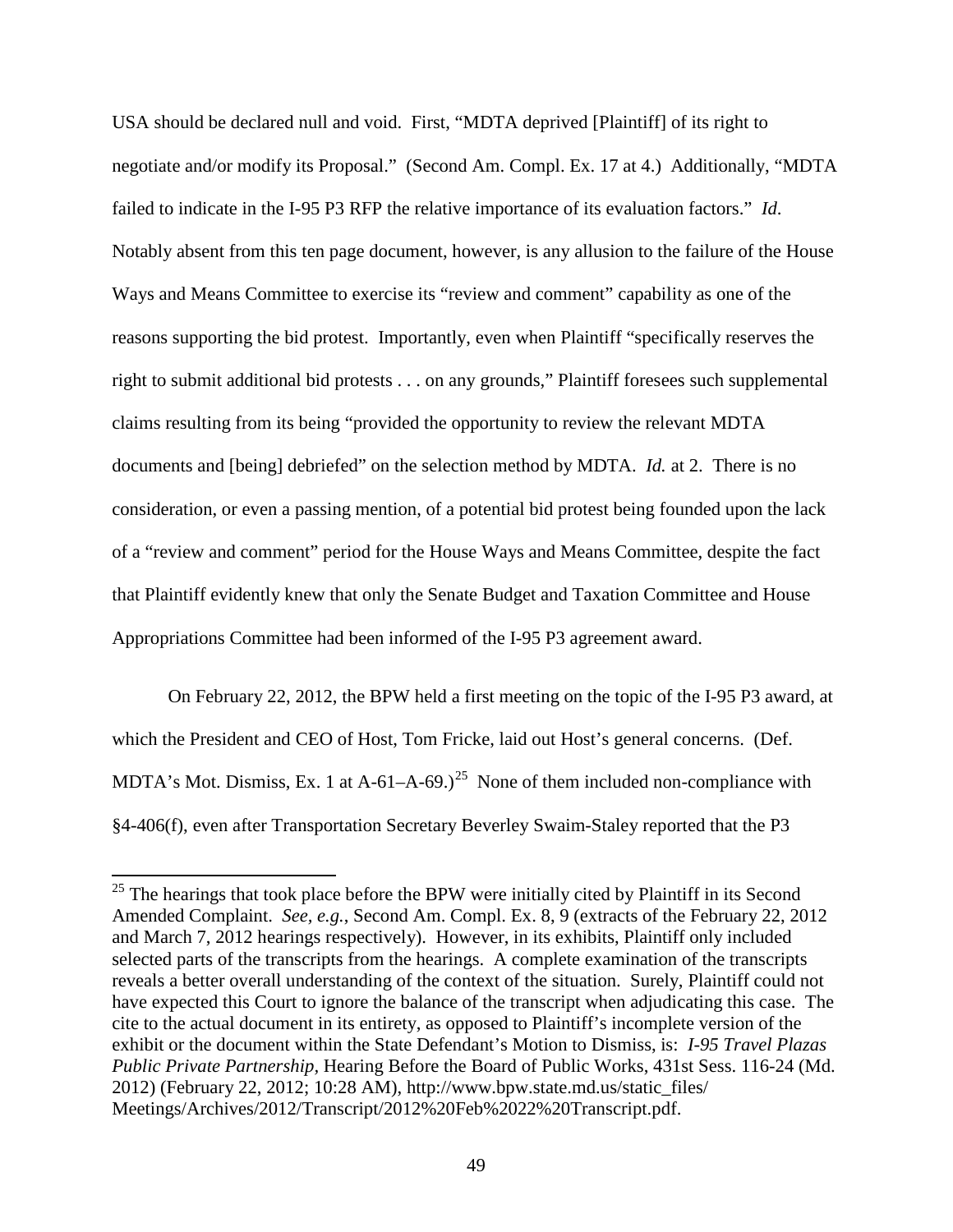USA should be declared null and void. First, "MDTA deprived [Plaintiff] of its right to negotiate and/or modify its Proposal." (Second Am. Compl. Ex. 17 at 4.) Additionally, "MDTA failed to indicate in the I-95 P3 RFP the relative importance of its evaluation factors." *Id.* Notably absent from this ten page document, however, is any allusion to the failure of the House Ways and Means Committee to exercise its "review and comment" capability as one of the reasons supporting the bid protest. Importantly, even when Plaintiff "specifically reserves the right to submit additional bid protests . . . on any grounds," Plaintiff foresees such supplemental claims resulting from its being "provided the opportunity to review the relevant MDTA documents and [being] debriefed" on the selection method by MDTA. *Id.* at 2. There is no consideration, or even a passing mention, of a potential bid protest being founded upon the lack of a "review and comment" period for the House Ways and Means Committee, despite the fact that Plaintiff evidently knew that only the Senate Budget and Taxation Committee and House Appropriations Committee had been informed of the I-95 P3 agreement award.

On February 22, 2012, the BPW held a first meeting on the topic of the I-95 P3 award, at which the President and CEO of Host, Tom Fricke, laid out Host's general concerns. (Def. MDTA's Mot. Dismiss, Ex. 1 at A-61–A-69.)[25] None of them included non-compliance with §4-406(f), even after Transportation Secretary Beverley Swaim-Staley reported that the P3

[25] The hearings that took place before the BPW were initially cited by Plaintiff in its Second Amended Complaint. *See, e.g.*, Second Am. Compl. Ex. 8, 9 (extracts of the February 22, 2012 and March 7, 2012 hearings respectively). However, in its exhibits, Plaintiff only included selected parts of the transcripts from the hearings. A complete examination of the transcripts reveals a better overall understanding of the context of the situation. Surely, Plaintiff could not have expected this Court to ignore the balance of the transcript when adjudicating this case. The cite to the actual document in its entirety, as opposed to Plaintiff's incomplete version of the exhibit or the document within the State Defendant's Motion to Dismiss, is: *I-95 Travel Plazas Public Private Partnership,* Hearing Before the Board of Public Works, 431st Sess. 116-24 (Md. 2012) (February 22, 2012; 10:28 AM), http://www.bpw.state.md.us/static_files/Meetings/Archives/2012/Transcript/2012%20Feb%2022%20Transcript.pdf.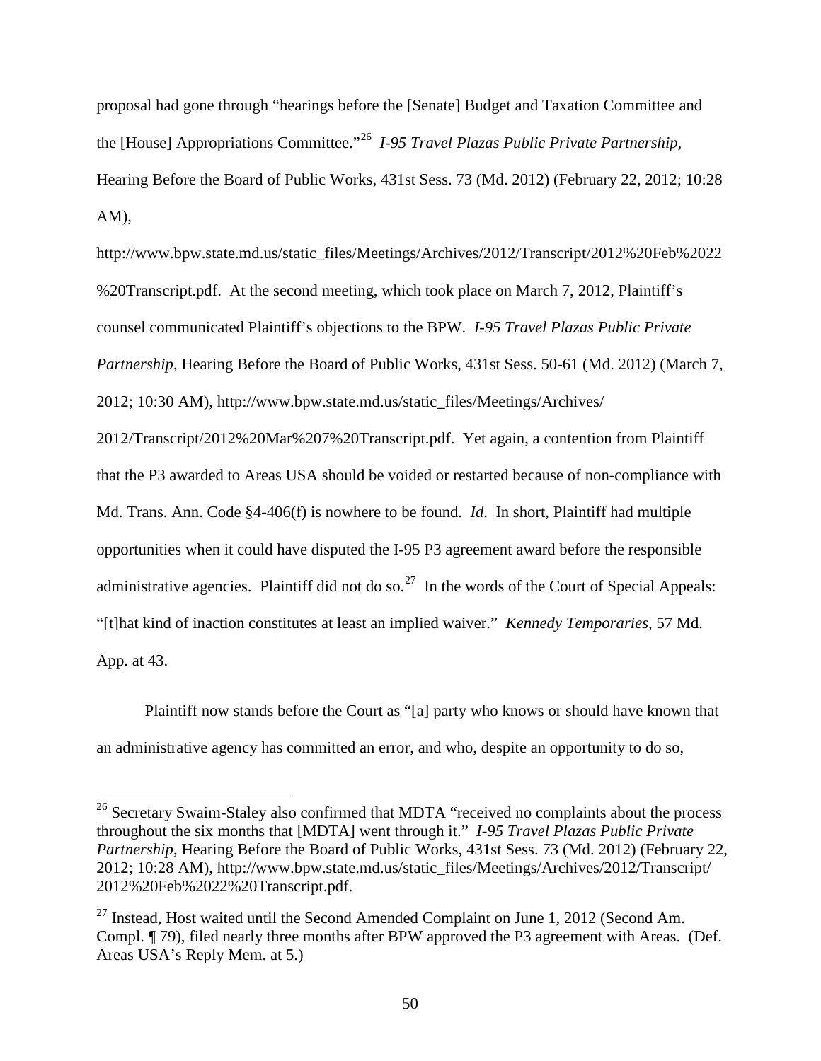proposal had gone through "hearings before the [Senate] Budget and Taxation Committee and the [House] Appropriations Committee."[26] *I-95 Travel Plazas Public Private Partnership*, Hearing Before the Board of Public Works, 431st Sess. 73 (Md. 2012) (February 22, 2012; 10:28 AM), http://www.bpw.state.md.us/static_files/Meetings/Archives/2012/Transcript/2012%20Feb%2022%20Transcript.pdf. At the second meeting, which took place on March 7, 2012, Plaintiff's counsel communicated Plaintiff's objections to the BPW. *I-95 Travel Plazas Public Private Partnership,* Hearing Before the Board of Public Works, 431st Sess. 50-61 (Md. 2012) (March 7, 2012; 10:30 AM), http://www.bpw.state.md.us/static_files/Meetings/Archives/2012/Transcript/2012%20Mar%207%20Transcript.pdf. Yet again, a contention from Plaintiff that the P3 awarded to Areas USA should be voided or restarted because of non-compliance with Md. Trans. Ann. Code §4-406(f) is nowhere to be found. *Id*. In short, Plaintiff had multiple opportunities when it could have disputed the I-95 P3 agreement award before the responsible administrative agencies. Plaintiff did not do so.[27] In the words of the Court of Special Appeals: "[t]hat kind of inaction constitutes at least an implied waiver." *Kennedy Temporaries*, 57 Md. App. at 43.

Plaintiff now stands before the Court as "[a] party who knows or should have known that an administrative agency has committed an error, and who, despite an opportunity to do so,

[26] Secretary Swaim-Staley also confirmed that MDTA "received no complaints about the process throughout the six months that [MDTA] went through it." *I-95 Travel Plazas Public Private Partnership,* Hearing Before the Board of Public Works, 431st Sess. 73 (Md. 2012) (February 22, 2012; 10:28 AM), http://www.bpw.state.md.us/static_files/Meetings/Archives/2012/Transcript/2012%20Feb%2022%20Transcript.pdf.

[27] Instead, Host waited until the Second Amended Complaint on June 1, 2012 (Second Am. Compl. ¶ 79), filed nearly three months after BPW approved the P3 agreement with Areas. (Def. Areas USA's Reply Mem. at 5.)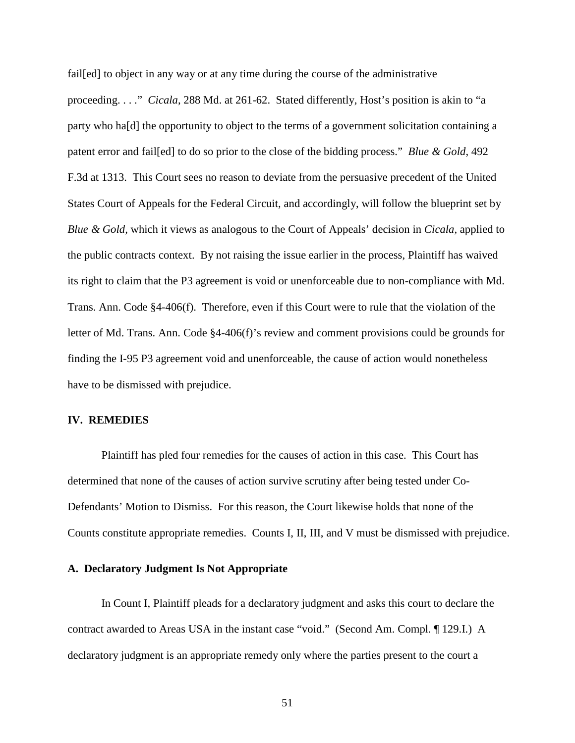fail[ed] to object in any way or at any time during the course of the administrative proceeding. . . ." *Cicala*, 288 Md. at 261-62. Stated differently, Host's position is akin to "a party who ha[d] the opportunity to object to the terms of a government solicitation containing a patent error and fail[ed] to do so prior to the close of the bidding process." *Blue & Gold*, 492 F.3d at 1313. This Court sees no reason to deviate from the persuasive precedent of the United States Court of Appeals for the Federal Circuit, and accordingly, will follow the blueprint set by *Blue & Gold*, which it views as analogous to the Court of Appeals' decision in *Cicala*, applied to the public contracts context. By not raising the issue earlier in the process, Plaintiff has waived its right to claim that the P3 agreement is void or unenforceable due to non-compliance with Md. Trans. Ann. Code §4-406(f). Therefore, even if this Court were to rule that the violation of the letter of Md. Trans. Ann. Code §4-406(f)'s review and comment provisions could be grounds for finding the I-95 P3 agreement void and unenforceable, the cause of action would nonetheless have to be dismissed with prejudice.

## IV. REMEDIES

Plaintiff has pled four remedies for the causes of action in this case. This Court has determined that none of the causes of action survive scrutiny after being tested under Co-Defendants' Motion to Dismiss. For this reason, the Court likewise holds that none of the Counts constitute appropriate remedies. Counts I, II, III, and V must be dismissed with prejudice.

### A. Declaratory Judgment Is Not Appropriate

In Count I, Plaintiff pleads for a declaratory judgment and asks this court to declare the contract awarded to Areas USA in the instant case "void." (Second Am. Compl. ¶ 129.I.) A declaratory judgment is an appropriate remedy only where the parties present to the court a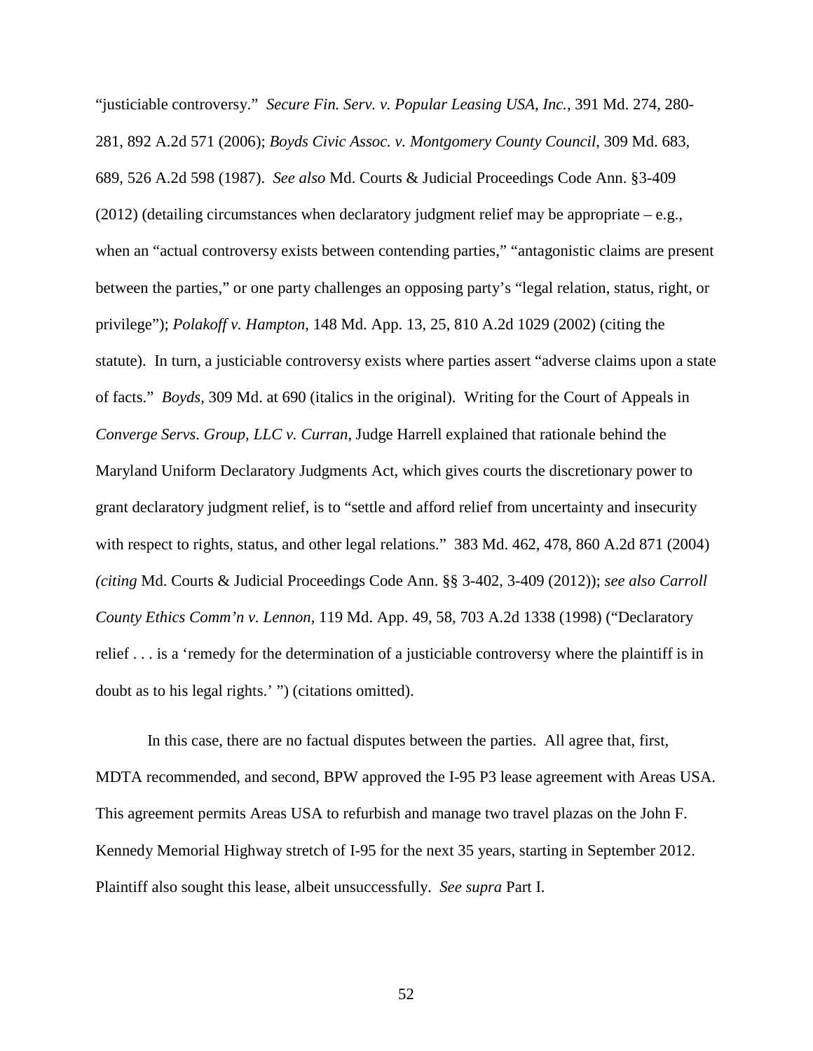"justiciable controversy." *Secure Fin. Serv. v. Popular Leasing USA, Inc.*, 391 Md. 274, 280-281, 892 A.2d 571 (2006); *Boyds Civic Assoc. v. Montgomery County Council*, 309 Md. 683, 689, 526 A.2d 598 (1987). *See also* Md. Courts & Judicial Proceedings Code Ann. §3-409 (2012) (detailing circumstances when declaratory judgment relief may be appropriate – e.g., when an "actual controversy exists between contending parties," "antagonistic claims are present between the parties," or one party challenges an opposing party's "legal relation, status, right, or privilege"); *Polakoff v. Hampton*, 148 Md. App. 13, 25, 810 A.2d 1029 (2002) (citing the statute). In turn, a justiciable controversy exists where parties assert "adverse claims upon a state of facts." *Boyds*, 309 Md. at 690 (italics in the original). Writing for the Court of Appeals in *Converge Servs. Group, LLC v. Curran*, Judge Harrell explained that rationale behind the Maryland Uniform Declaratory Judgments Act, which gives courts the discretionary power to grant declaratory judgment relief, is to "settle and afford relief from uncertainty and insecurity with respect to rights, status, and other legal relations." 383 Md. 462, 478, 860 A.2d 871 (2004) *(citing* Md. Courts & Judicial Proceedings Code Ann. §§ 3-402, 3-409 (2012)); *see also Carroll County Ethics Comm'n v. Lennon*, 119 Md. App. 49, 58, 703 A.2d 1338 (1998) ("Declaratory relief . . . is a 'remedy for the determination of a justiciable controversy where the plaintiff is in doubt as to his legal rights.' ") (citations omitted).

In this case, there are no factual disputes between the parties. All agree that, first, MDTA recommended, and second, BPW approved the I-95 P3 lease agreement with Areas USA. This agreement permits Areas USA to refurbish and manage two travel plazas on the John F. Kennedy Memorial Highway stretch of I-95 for the next 35 years, starting in September 2012. Plaintiff also sought this lease, albeit unsuccessfully. *See supra* Part I.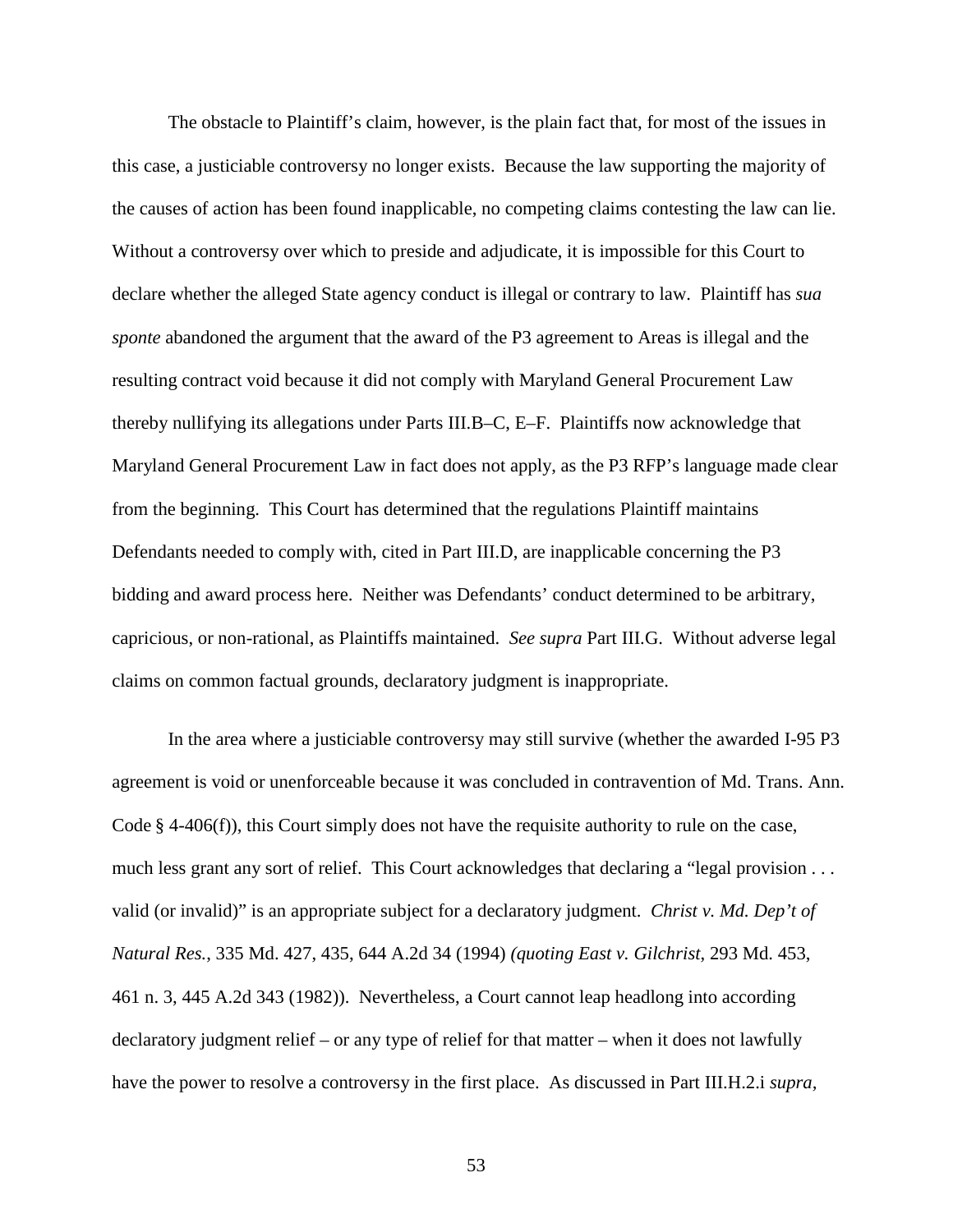The obstacle to Plaintiff's claim, however, is the plain fact that, for most of the issues in this case, a justiciable controversy no longer exists. Because the law supporting the majority of the causes of action has been found inapplicable, no competing claims contesting the law can lie. Without a controversy over which to preside and adjudicate, it is impossible for this Court to declare whether the alleged State agency conduct is illegal or contrary to law. Plaintiff has *sua sponte* abandoned the argument that the award of the P3 agreement to Areas is illegal and the resulting contract void because it did not comply with Maryland General Procurement Law thereby nullifying its allegations under Parts III.B–C, E–F. Plaintiffs now acknowledge that Maryland General Procurement Law in fact does not apply, as the P3 RFP's language made clear from the beginning. This Court has determined that the regulations Plaintiff maintains Defendants needed to comply with, cited in Part III.D, are inapplicable concerning the P3 bidding and award process here. Neither was Defendants' conduct determined to be arbitrary, capricious, or non-rational, as Plaintiffs maintained. *See supra* Part III.G. Without adverse legal claims on common factual grounds, declaratory judgment is inappropriate.

In the area where a justiciable controversy may still survive (whether the awarded I-95 P3 agreement is void or unenforceable because it was concluded in contravention of Md. Trans. Ann. Code § 4-406(f)), this Court simply does not have the requisite authority to rule on the case, much less grant any sort of relief. This Court acknowledges that declaring a "legal provision . . . valid (or invalid)" is an appropriate subject for a declaratory judgment. *Christ v. Md. Dep't of Natural Res.*, 335 Md. 427, 435, 644 A.2d 34 (1994) *(quoting East v. Gilchrist*, 293 Md. 453, 461 n. 3, 445 A.2d 343 (1982)). Nevertheless, a Court cannot leap headlong into according declaratory judgment relief – or any type of relief for that matter – when it does not lawfully have the power to resolve a controversy in the first place. As discussed in Part III.H.2.i *supra*,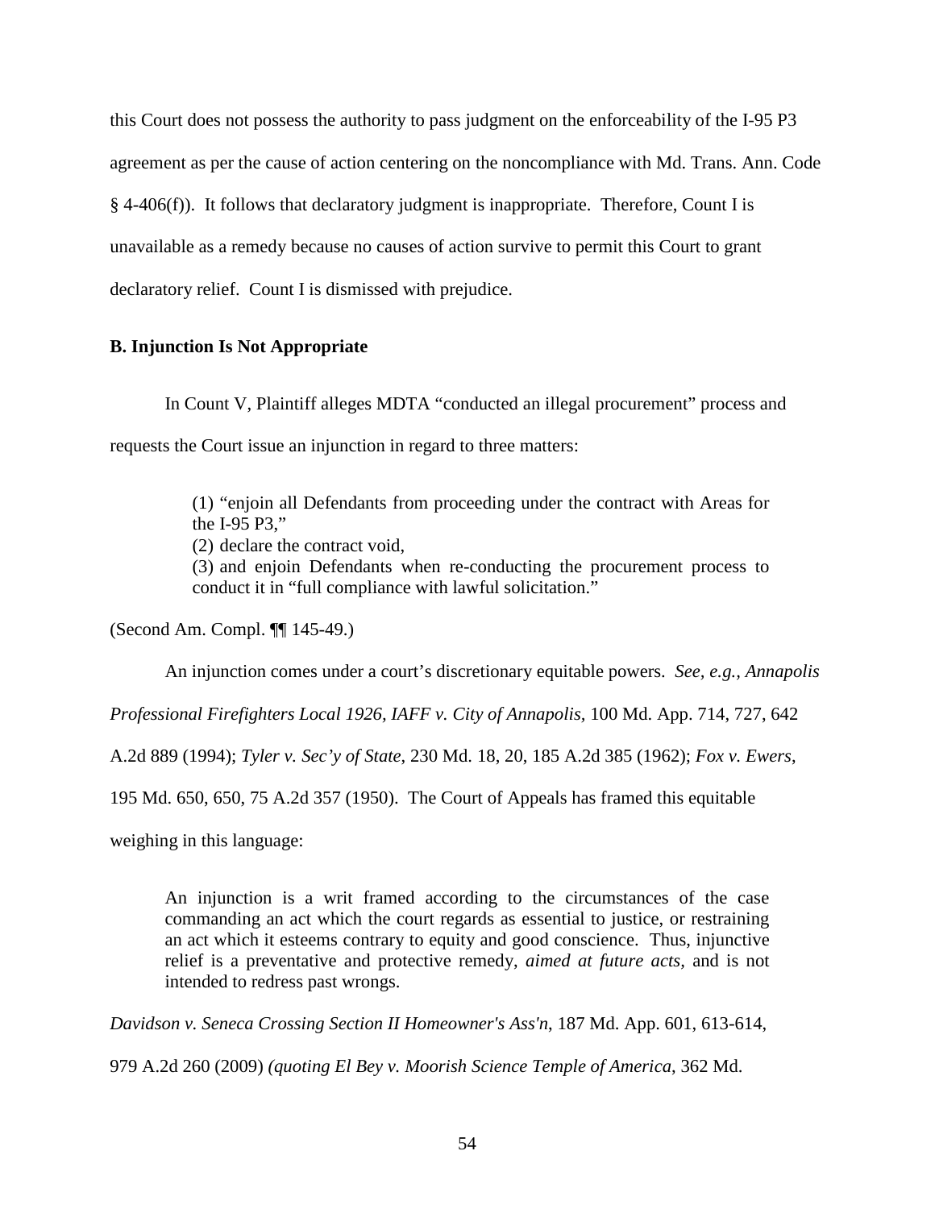this Court does not possess the authority to pass judgment on the enforceability of the I-95 P3 agreement as per the cause of action centering on the noncompliance with Md. Trans. Ann. Code § 4-406(f)). It follows that declaratory judgment is inappropriate. Therefore, Count I is unavailable as a remedy because no causes of action survive to permit this Court to grant declaratory relief. Count I is dismissed with prejudice.

### B. Injunction Is Not Appropriate

In Count V, Plaintiff alleges MDTA "conducted an illegal procurement" process and requests the Court issue an injunction in regard to three matters:

> (1) "enjoin all Defendants from proceeding under the contract with Areas for the I-95 P3,"
> (2) declare the contract void,
> (3) and enjoin Defendants when re-conducting the procurement process to conduct it in "full compliance with lawful solicitation."

(Second Am. Compl. ¶¶ 145-49.)

An injunction comes under a court's discretionary equitable powers. *See, e.g., Annapolis Professional Firefighters Local 1926, IAFF v. City of Annapolis*, 100 Md. App. 714, 727, 642 A.2d 889 (1994); *Tyler v. Sec'y of State*, 230 Md. 18, 20, 185 A.2d 385 (1962); *Fox v. Ewers*, 195 Md. 650, 650, 75 A.2d 357 (1950). The Court of Appeals has framed this equitable weighing in this language:

> An injunction is a writ framed according to the circumstances of the case commanding an act which the court regards as essential to justice, or restraining an act which it esteems contrary to equity and good conscience. Thus, injunctive relief is a preventative and protective remedy, *aimed at future acts,* and is not intended to redress past wrongs.

*Davidson v. Seneca Crossing Section II Homeowner's Ass'n*, 187 Md. App. 601, 613-614, 979 A.2d 260 (2009) *(quoting El Bey v. Moorish Science Temple of America*, 362 Md.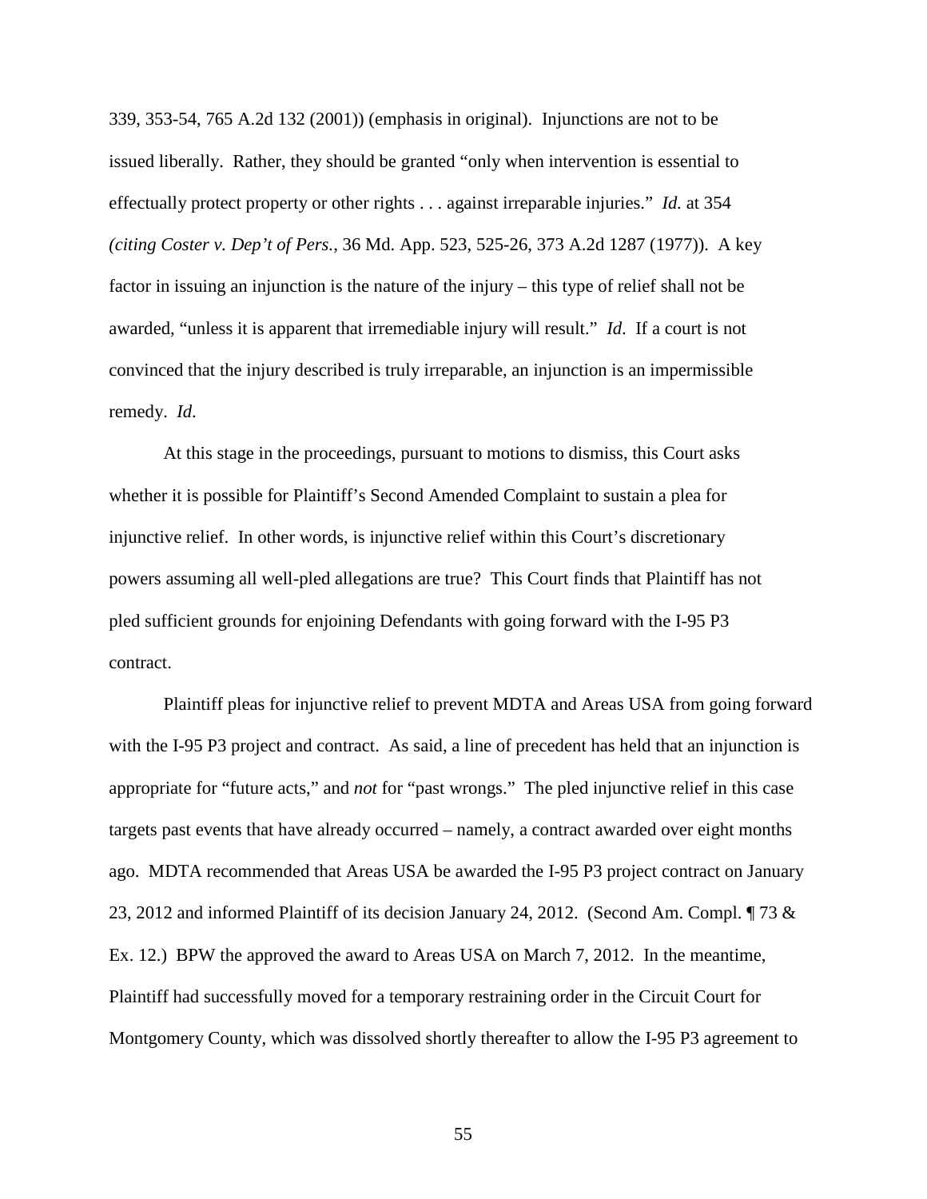339, 353-54, 765 A.2d 132 (2001)) (emphasis in original). Injunctions are not to be issued liberally. Rather, they should be granted "only when intervention is essential to effectually protect property or other rights . . . against irreparable injuries." *Id.* at 354 *(citing Coster v. Dep't of Pers.*, 36 Md. App. 523, 525-26, 373 A.2d 1287 (1977)). A key factor in issuing an injunction is the nature of the injury – this type of relief shall not be awarded, "unless it is apparent that irremediable injury will result." *Id*. If a court is not convinced that the injury described is truly irreparable, an injunction is an impermissible remedy. *Id*.

At this stage in the proceedings, pursuant to motions to dismiss, this Court asks whether it is possible for Plaintiff's Second Amended Complaint to sustain a plea for injunctive relief. In other words, is injunctive relief within this Court's discretionary powers assuming all well-pled allegations are true? This Court finds that Plaintiff has not pled sufficient grounds for enjoining Defendants with going forward with the I-95 P3 contract.

Plaintiff pleas for injunctive relief to prevent MDTA and Areas USA from going forward with the I-95 P3 project and contract. As said, a line of precedent has held that an injunction is appropriate for "future acts," and *not* for "past wrongs." The pled injunctive relief in this case targets past events that have already occurred – namely, a contract awarded over eight months ago. MDTA recommended that Areas USA be awarded the I-95 P3 project contract on January 23, 2012 and informed Plaintiff of its decision January 24, 2012. (Second Am. Compl. ¶ 73 & Ex. 12.) BPW the approved the award to Areas USA on March 7, 2012. In the meantime, Plaintiff had successfully moved for a temporary restraining order in the Circuit Court for Montgomery County, which was dissolved shortly thereafter to allow the I-95 P3 agreement to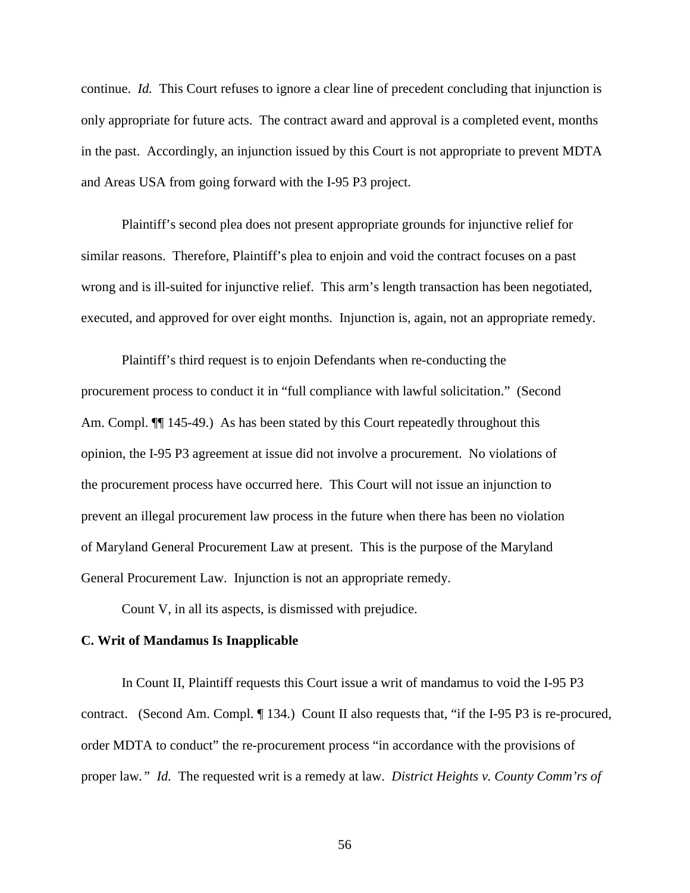continue. *Id.* This Court refuses to ignore a clear line of precedent concluding that injunction is only appropriate for future acts. The contract award and approval is a completed event, months in the past. Accordingly, an injunction issued by this Court is not appropriate to prevent MDTA and Areas USA from going forward with the I-95 P3 project.

Plaintiff's second plea does not present appropriate grounds for injunctive relief for similar reasons. Therefore, Plaintiff's plea to enjoin and void the contract focuses on a past wrong and is ill-suited for injunctive relief. This arm's length transaction has been negotiated, executed, and approved for over eight months. Injunction is, again, not an appropriate remedy.

Plaintiff's third request is to enjoin Defendants when re-conducting the procurement process to conduct it in "full compliance with lawful solicitation." (Second Am. Compl. ¶¶ 145-49.) As has been stated by this Court repeatedly throughout this opinion, the I-95 P3 agreement at issue did not involve a procurement. No violations of the procurement process have occurred here. This Court will not issue an injunction to prevent an illegal procurement law process in the future when there has been no violation of Maryland General Procurement Law at present. This is the purpose of the Maryland General Procurement Law. Injunction is not an appropriate remedy.

Count V, in all its aspects, is dismissed with prejudice.

**C. Writ of Mandamus Is Inapplicable**

In Count II, Plaintiff requests this Court issue a writ of mandamus to void the I-95 P3 contract. (Second Am. Compl. ¶ 134.) Count II also requests that, "if the I-95 P3 is re-procured, order MDTA to conduct" the re-procurement process "in accordance with the provisions of proper law*." Id.* The requested writ is a remedy at law. *District Heights v. County Comm'rs of*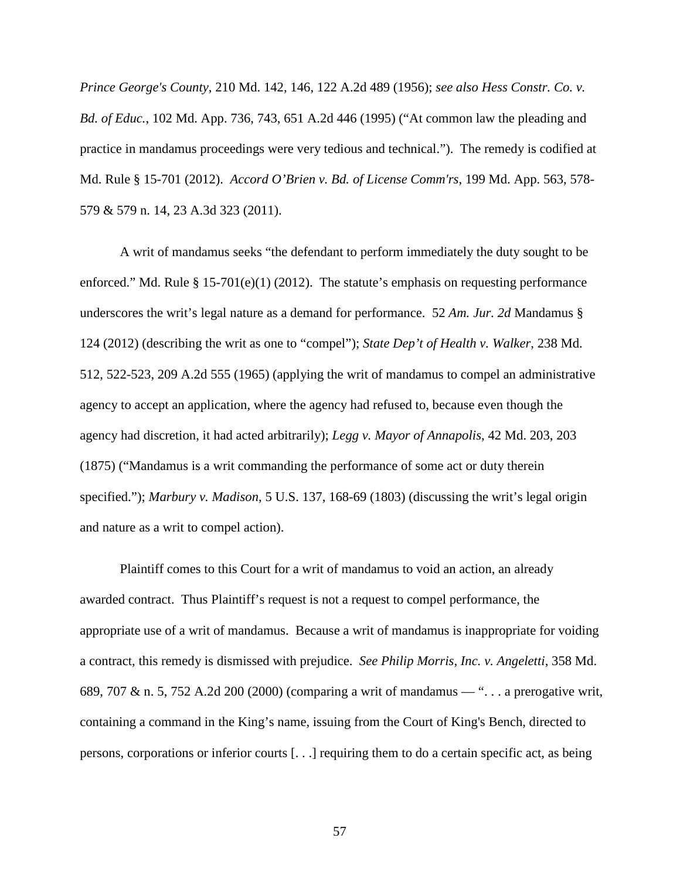*Prince George's County*, 210 Md. 142, 146, 122 A.2d 489 (1956); *see also Hess Constr. Co. v. Bd. of Educ.*, 102 Md. App. 736, 743, 651 A.2d 446 (1995) ("At common law the pleading and practice in mandamus proceedings were very tedious and technical."). The remedy is codified at Md. Rule § 15-701 (2012). *Accord O'Brien v. Bd. of License Comm'rs*, 199 Md. App. 563, 578-579 & 579 n. 14, 23 A.3d 323 (2011).

A writ of mandamus seeks "the defendant to perform immediately the duty sought to be enforced." Md. Rule § 15-701(e)(1) (2012). The statute's emphasis on requesting performance underscores the writ's legal nature as a demand for performance. 52 *Am. Jur. 2d* Mandamus § 124 (2012) (describing the writ as one to "compel"); *State Dep't of Health v. Walker*, 238 Md. 512, 522-523, 209 A.2d 555 (1965) (applying the writ of mandamus to compel an administrative agency to accept an application, where the agency had refused to, because even though the agency had discretion, it had acted arbitrarily); *Legg v. Mayor of Annapolis*, 42 Md. 203, 203 (1875) ("Mandamus is a writ commanding the performance of some act or duty therein specified."); *Marbury v. Madison*, 5 U.S. 137, 168-69 (1803) (discussing the writ's legal origin and nature as a writ to compel action).

Plaintiff comes to this Court for a writ of mandamus to void an action, an already awarded contract. Thus Plaintiff's request is not a request to compel performance, the appropriate use of a writ of mandamus. Because a writ of mandamus is inappropriate for voiding a contract, this remedy is dismissed with prejudice. *See Philip Morris, Inc. v. Angeletti*, 358 Md. 689, 707 & n. 5, 752 A.2d 200 (2000) (comparing a writ of mandamus — ". . . a prerogative writ, containing a command in the King's name, issuing from the Court of King's Bench, directed to persons, corporations or inferior courts [. . .] requiring them to do a certain specific act, as being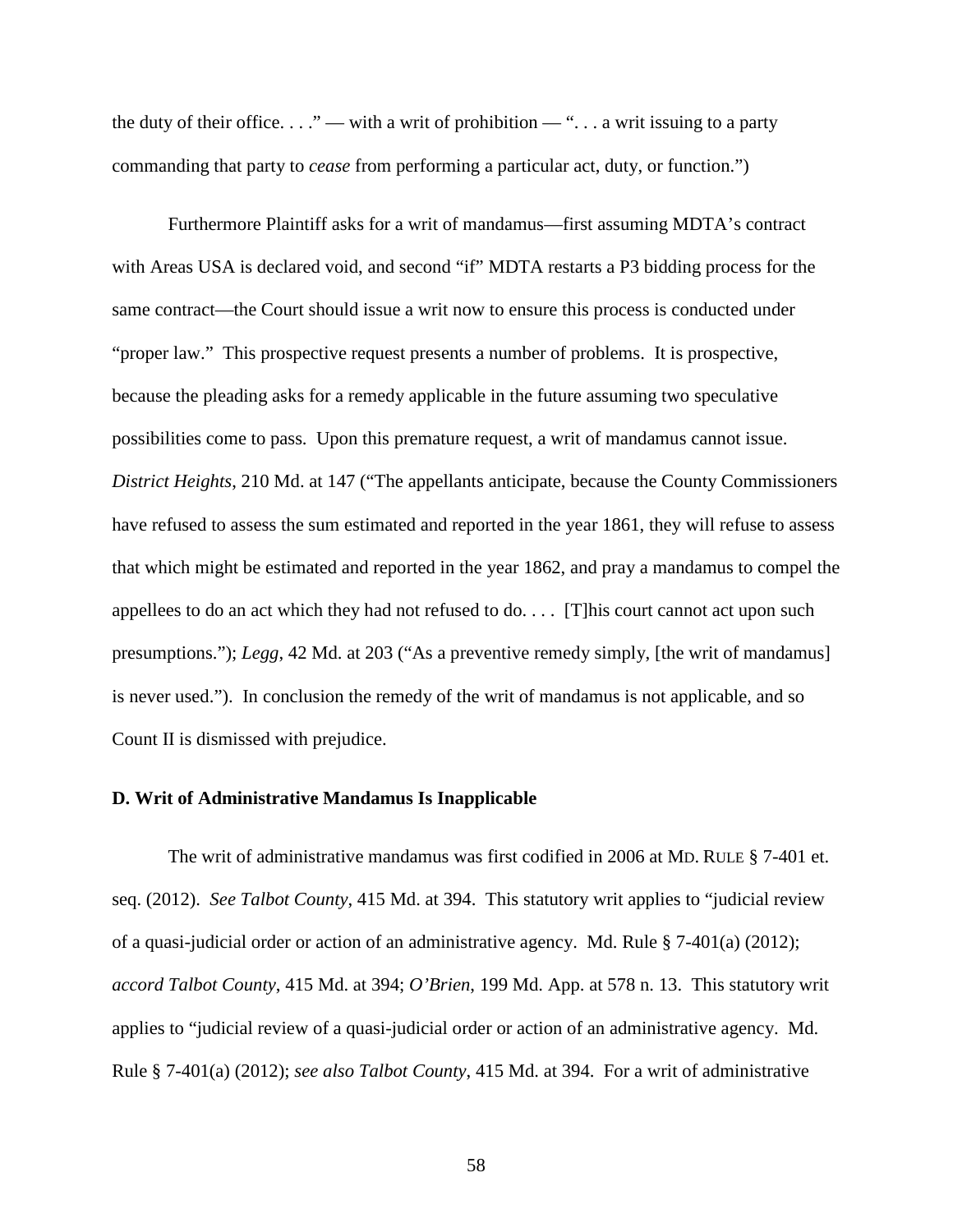the duty of their office. . . ." — with a writ of prohibition — ". . . a writ issuing to a party commanding that party to *cease* from performing a particular act, duty, or function.")

Furthermore Plaintiff asks for a writ of mandamus—first assuming MDTA's contract with Areas USA is declared void, and second "if" MDTA restarts a P3 bidding process for the same contract—the Court should issue a writ now to ensure this process is conducted under "proper law." This prospective request presents a number of problems. It is prospective, because the pleading asks for a remedy applicable in the future assuming two speculative possibilities come to pass. Upon this premature request, a writ of mandamus cannot issue. *District Heights*, 210 Md. at 147 ("The appellants anticipate, because the County Commissioners have refused to assess the sum estimated and reported in the year 1861, they will refuse to assess that which might be estimated and reported in the year 1862, and pray a mandamus to compel the appellees to do an act which they had not refused to do. . . . [T]his court cannot act upon such presumptions."); *Legg*, 42 Md. at 203 ("As a preventive remedy simply, [the writ of mandamus] is never used."). In conclusion the remedy of the writ of mandamus is not applicable, and so Count II is dismissed with prejudice.

**D. Writ of Administrative Mandamus Is Inapplicable**

The writ of administrative mandamus was first codified in 2006 at MD. RULE § 7-401 et. seq. (2012). *See Talbot County*, 415 Md. at 394. This statutory writ applies to "judicial review of a quasi-judicial order or action of an administrative agency. Md. Rule § 7-401(a) (2012); *accord Talbot County*, 415 Md. at 394; *O'Brien*, 199 Md. App. at 578 n. 13. This statutory writ applies to "judicial review of a quasi-judicial order or action of an administrative agency. Md. Rule § 7-401(a) (2012); *see also Talbot County*, 415 Md. at 394. For a writ of administrative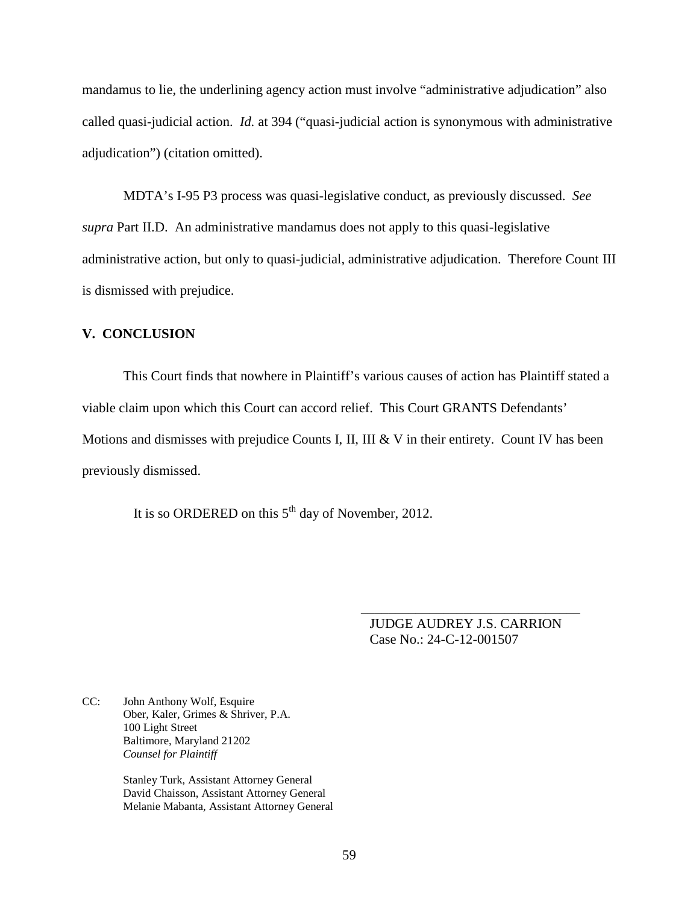mandamus to lie, the underlining agency action must involve "administrative adjudication" also called quasi-judicial action. *Id.* at 394 ("quasi-judicial action is synonymous with administrative adjudication") (citation omitted).

MDTA's I-95 P3 process was quasi-legislative conduct, as previously discussed. *See supra* Part II.D. An administrative mandamus does not apply to this quasi-legislative administrative action, but only to quasi-judicial, administrative adjudication. Therefore Count III is dismissed with prejudice.

## V. CONCLUSION

This Court finds that nowhere in Plaintiff's various causes of action has Plaintiff stated a viable claim upon which this Court can accord relief. This Court GRANTS Defendants' Motions and dismisses with prejudice Counts I, II, III & V in their entirety. Count IV has been previously dismissed.

It is so ORDERED on this 5th day of November, 2012.

\_\_\_\_\_\_\_\_\_\_\_\_\_\_\_\_\_\_\_\_\_\_\_\_\_\_\_\_\_\_\_\_

JUDGE AUDREY J.S. CARRION
Case No.: 24-C-12-001507

CC: John Anthony Wolf, Esquire
Ober, Kaler, Grimes & Shriver, P.A.
100 Light Street
Baltimore, Maryland 21202
*Counsel for Plaintiff*

Stanley Turk, Assistant Attorney General
David Chaisson, Assistant Attorney General
Melanie Mabanta, Assistant Attorney General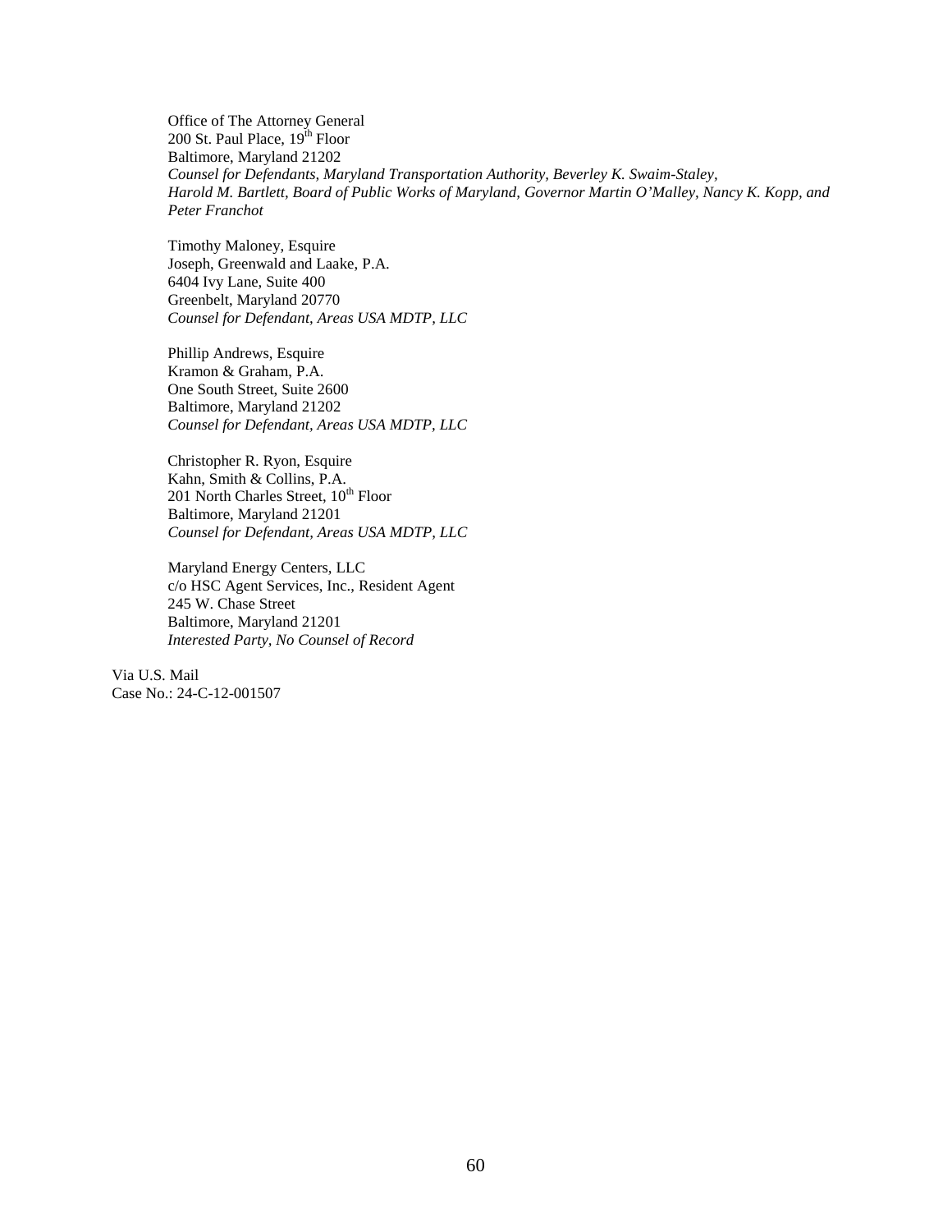Office of The Attorney General
200 St. Paul Place, 19th Floor
Baltimore, Maryland 21202
*Counsel for Defendants, Maryland Transportation Authority, Beverley K. Swaim-Staley, Harold M. Bartlett, Board of Public Works of Maryland, Governor Martin O'Malley, Nancy K. Kopp, and Peter Franchot*

Timothy Maloney, Esquire
Joseph, Greenwald and Laake, P.A.
6404 Ivy Lane, Suite 400
Greenbelt, Maryland 20770
*Counsel for Defendant, Areas USA MDTP, LLC*

Phillip Andrews, Esquire
Kramon & Graham, P.A.
One South Street, Suite 2600
Baltimore, Maryland 21202
*Counsel for Defendant, Areas USA MDTP, LLC*

Christopher R. Ryon, Esquire
Kahn, Smith & Collins, P.A.
201 North Charles Street, 10th Floor
Baltimore, Maryland 21201
*Counsel for Defendant, Areas USA MDTP, LLC*

Maryland Energy Centers, LLC
c/o HSC Agent Services, Inc., Resident Agent
245 W. Chase Street
Baltimore, Maryland 21201
*Interested Party, No Counsel of Record*

Via U.S. Mail
Case No.: 24-C-12-001507